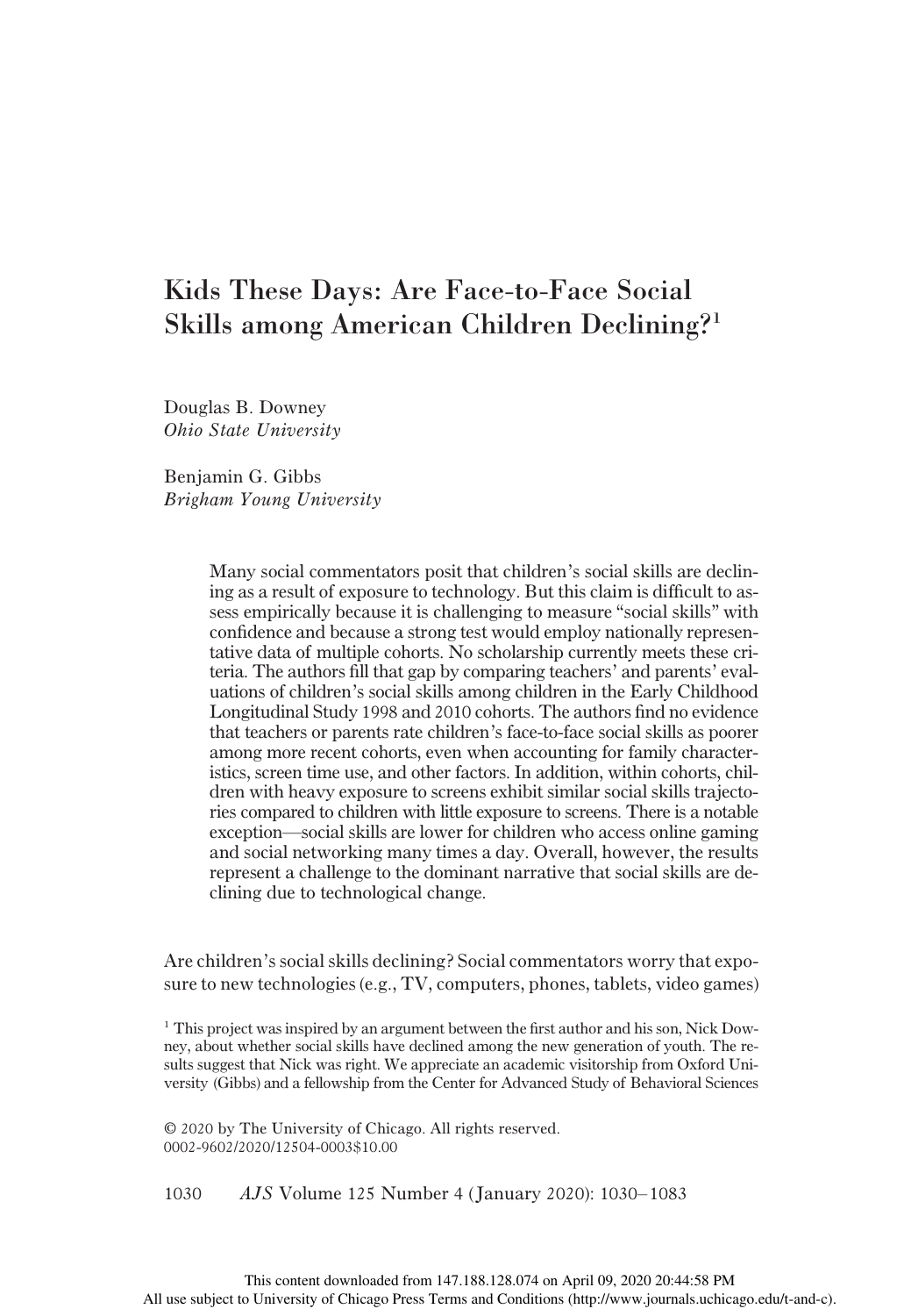# Kids These Days: Are Face-to-Face Social Skills among American Children Declining?[1]

Douglas B. Downey
*Ohio State University*

Benjamin G. Gibbs
*Brigham Young University*

> Many social commentators posit that children's social skills are declining as a result of exposure to technology. But this claim is difficult to assess empirically because it is challenging to measure "social skills" with confidence and because a strong test would employ nationally representative data of multiple cohorts. No scholarship currently meets these criteria. The authors fill that gap by comparing teachers' and parents' evaluations of children's social skills among children in the Early Childhood Longitudinal Study 1998 and 2010 cohorts. The authors find no evidence that teachers or parents rate children's face-to-face social skills as poorer among more recent cohorts, even when accounting for family characteristics, screen time use, and other factors. In addition, within cohorts, children with heavy exposure to screens exhibit similar social skills trajectories compared to children with little exposure to screens. There is a notable exception—social skills are lower for children who access online gaming and social networking many times a day. Overall, however, the results represent a challenge to the dominant narrative that social skills are declining due to technological change.

Are children's social skills declining? Social commentators worry that exposure to new technologies (e.g., TV, computers, phones, tablets, video games)

[1] This project was inspired by an argument between the first author and his son, Nick Downey, about whether social skills have declined among the new generation of youth. The results suggest that Nick was right. We appreciate an academic visitorship from Oxford University (Gibbs) and a fellowship from the Center for Advanced Study of Behavioral Sciences

© 2020 by The University of Chicago. All rights reserved.
0002-9602/2020/12504-0003$10.00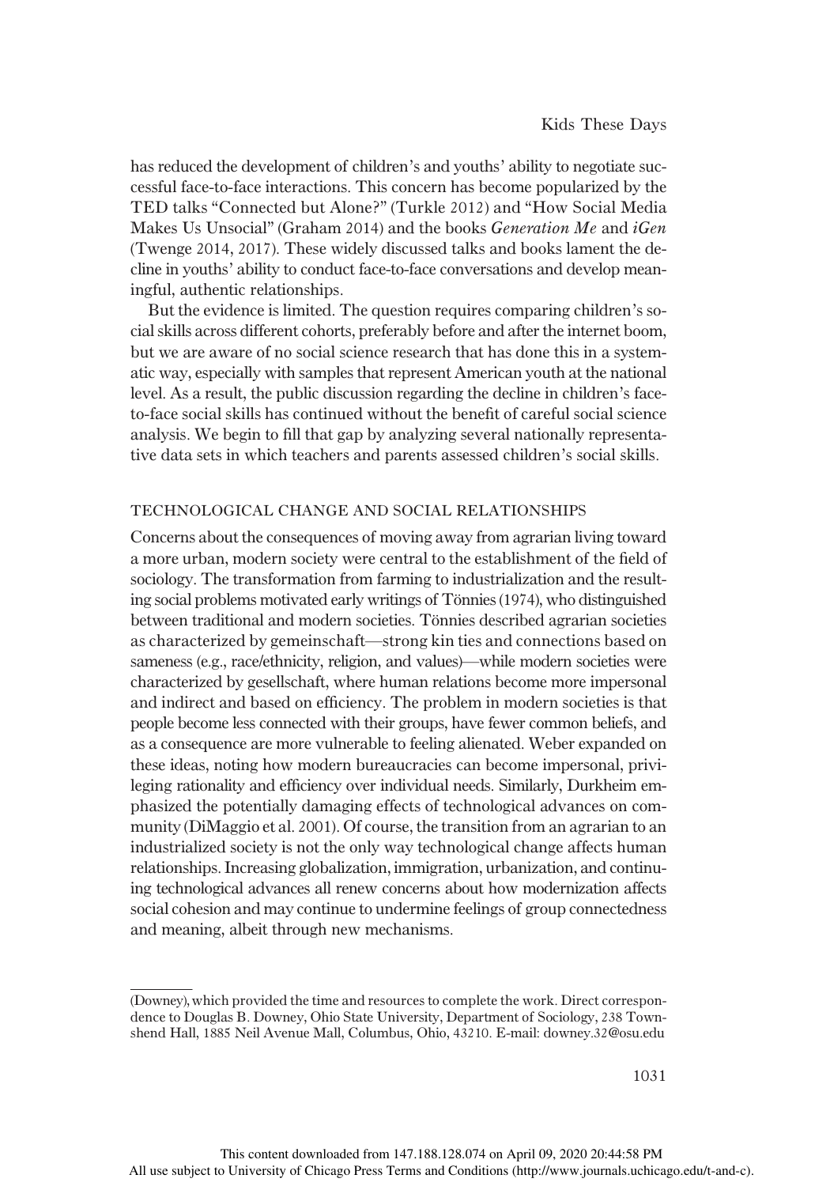has reduced the development of children's and youths' ability to negotiate successful face-to-face interactions. This concern has become popularized by the TED talks "Connected but Alone?" (Turkle 2012) and "How Social Media Makes Us Unsocial" (Graham 2014) and the books *Generation Me* and *iGen* (Twenge 2014, 2017). These widely discussed talks and books lament the decline in youths' ability to conduct face-to-face conversations and develop meaningful, authentic relationships.

But the evidence is limited. The question requires comparing children's social skills across different cohorts, preferably before and after the internet boom, but we are aware of no social science research that has done this in a systematic way, especially with samples that represent American youth at the national level. As a result, the public discussion regarding the decline in children's face-to-face social skills has continued without the benefit of careful social science analysis. We begin to fill that gap by analyzing several nationally representative data sets in which teachers and parents assessed children's social skills.

## TECHNOLOGICAL CHANGE AND SOCIAL RELATIONSHIPS

Concerns about the consequences of moving away from agrarian living toward a more urban, modern society were central to the establishment of the field of sociology. The transformation from farming to industrialization and the resulting social problems motivated early writings of Tönnies (1974), who distinguished between traditional and modern societies. Tönnies described agrarian societies as characterized by gemeinschaft—strong kin ties and connections based on sameness (e.g., race/ethnicity, religion, and values)—while modern societies were characterized by gesellschaft, where human relations become more impersonal and indirect and based on efficiency. The problem in modern societies is that people become less connected with their groups, have fewer common beliefs, and as a consequence are more vulnerable to feeling alienated. Weber expanded on these ideas, noting how modern bureaucracies can become impersonal, privileging rationality and efficiency over individual needs. Similarly, Durkheim emphasized the potentially damaging effects of technological advances on community (DiMaggio et al. 2001). Of course, the transition from an agrarian to an industrialized society is not the only way technological change affects human relationships. Increasing globalization, immigration, urbanization, and continuing technological advances all renew concerns about how modernization affects social cohesion and may continue to undermine feelings of group connectedness and meaning, albeit through new mechanisms.

---

(Downey), which provided the time and resources to complete the work. Direct correspondence to Douglas B. Downey, Ohio State University, Department of Sociology, 238 Townshend Hall, 1885 Neil Avenue Mall, Columbus, Ohio, 43210. E-mail: downey.32@osu.edu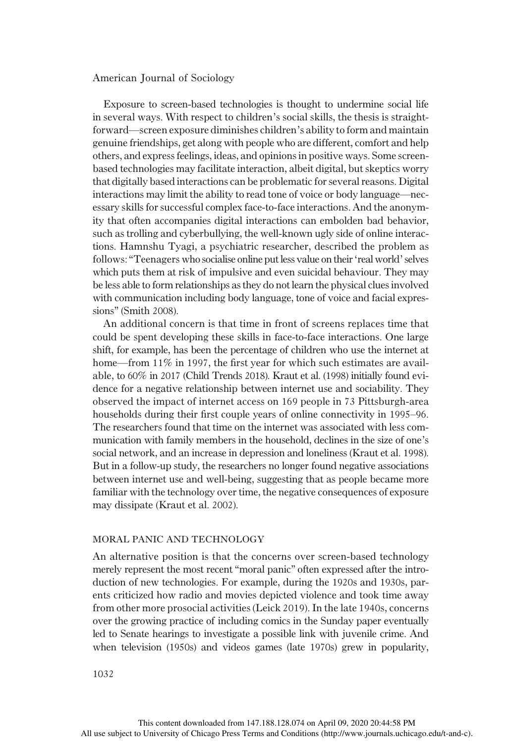Exposure to screen-based technologies is thought to undermine social life in several ways. With respect to children's social skills, the thesis is straightforward—screen exposure diminishes children's ability to form and maintain genuine friendships, get along with people who are different, comfort and help others, and express feelings, ideas, and opinions in positive ways. Some screen-based technologies may facilitate interaction, albeit digital, but skeptics worry that digitally based interactions can be problematic for several reasons. Digital interactions may limit the ability to read tone of voice or body language—necessary skills for successful complex face-to-face interactions. And the anonymity that often accompanies digital interactions can embolden bad behavior, such as trolling and cyberbullying, the well-known ugly side of online interactions. Hamnshu Tyagi, a psychiatric researcher, described the problem as follows: "Teenagers who socialise online put less value on their 'real world' selves which puts them at risk of impulsive and even suicidal behaviour. They may be less able to form relationships as they do not learn the physical clues involved with communication including body language, tone of voice and facial expressions" (Smith 2008).

An additional concern is that time in front of screens replaces time that could be spent developing these skills in face-to-face interactions. One large shift, for example, has been the percentage of children who use the internet at home—from 11% in 1997, the first year for which such estimates are available, to 60% in 2017 (Child Trends 2018). Kraut et al. (1998) initially found evidence for a negative relationship between internet use and sociability. They observed the impact of internet access on 169 people in 73 Pittsburgh-area households during their first couple years of online connectivity in 1995–96. The researchers found that time on the internet was associated with less communication with family members in the household, declines in the size of one's social network, and an increase in depression and loneliness (Kraut et al. 1998). But in a follow-up study, the researchers no longer found negative associations between internet use and well-being, suggesting that as people became more familiar with the technology over time, the negative consequences of exposure may dissipate (Kraut et al. 2002).

## MORAL PANIC AND TECHNOLOGY

An alternative position is that the concerns over screen-based technology merely represent the most recent "moral panic" often expressed after the introduction of new technologies. For example, during the 1920s and 1930s, parents criticized how radio and movies depicted violence and took time away from other more prosocial activities (Leick 2019). In the late 1940s, concerns over the growing practice of including comics in the Sunday paper eventually led to Senate hearings to investigate a possible link with juvenile crime. And when television (1950s) and videos games (late 1970s) grew in popularity,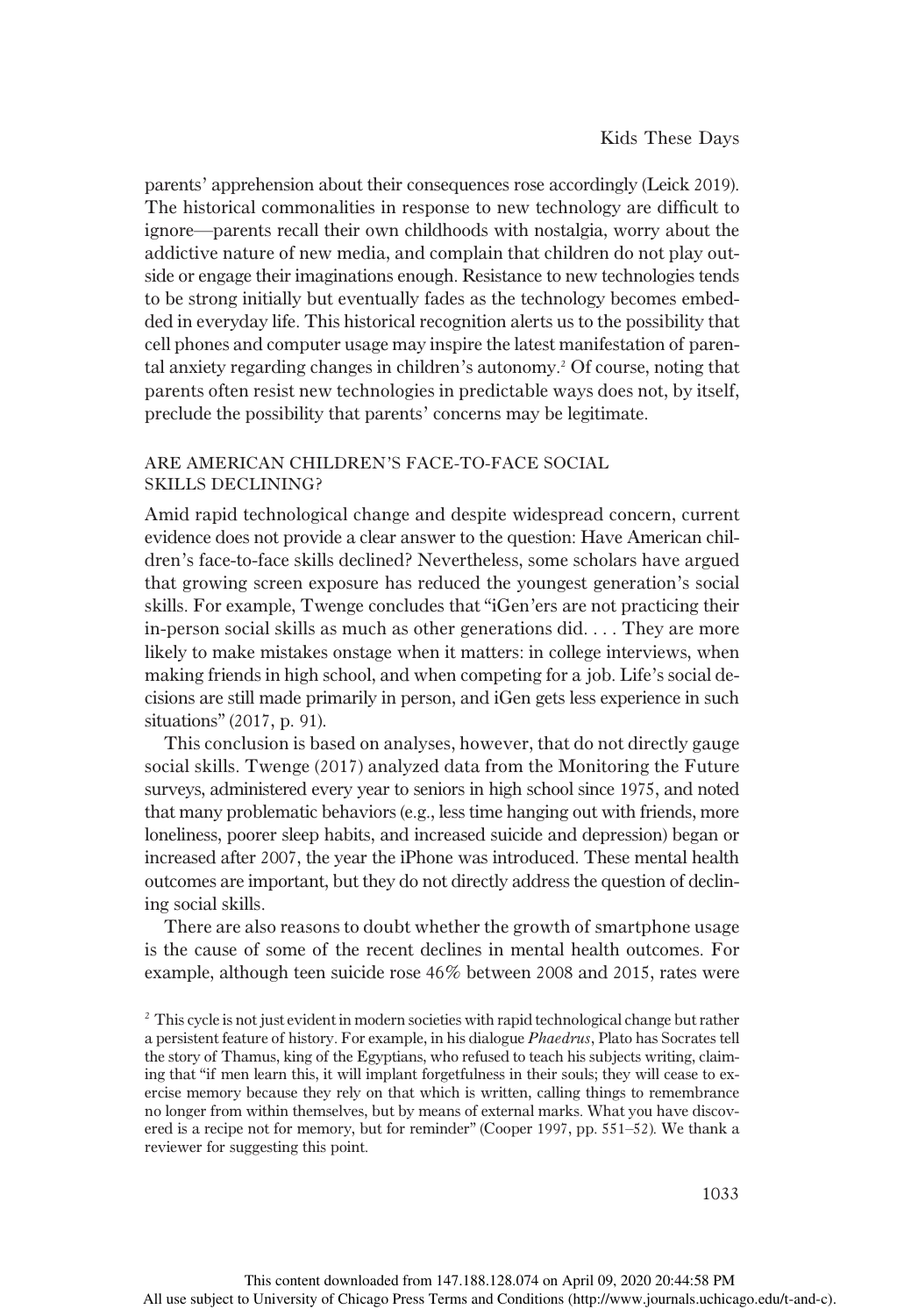parents' apprehension about their consequences rose accordingly (Leick 2019). The historical commonalities in response to new technology are difficult to ignore—parents recall their own childhoods with nostalgia, worry about the addictive nature of new media, and complain that children do not play outside or engage their imaginations enough. Resistance to new technologies tends to be strong initially but eventually fades as the technology becomes embedded in everyday life. This historical recognition alerts us to the possibility that cell phones and computer usage may inspire the latest manifestation of parental anxiety regarding changes in children's autonomy.[2] Of course, noting that parents often resist new technologies in predictable ways does not, by itself, preclude the possibility that parents' concerns may be legitimate.

## ARE AMERICAN CHILDREN'S FACE-TO-FACE SOCIAL SKILLS DECLINING?

Amid rapid technological change and despite widespread concern, current evidence does not provide a clear answer to the question: Have American children's face-to-face skills declined? Nevertheless, some scholars have argued that growing screen exposure has reduced the youngest generation's social skills. For example, Twenge concludes that "iGen'ers are not practicing their in-person social skills as much as other generations did. . . . They are more likely to make mistakes onstage when it matters: in college interviews, when making friends in high school, and when competing for a job. Life's social decisions are still made primarily in person, and iGen gets less experience in such situations" (2017, p. 91).

This conclusion is based on analyses, however, that do not directly gauge social skills. Twenge (2017) analyzed data from the Monitoring the Future surveys, administered every year to seniors in high school since 1975, and noted that many problematic behaviors (e.g., less time hanging out with friends, more loneliness, poorer sleep habits, and increased suicide and depression) began or increased after 2007, the year the iPhone was introduced. These mental health outcomes are important, but they do not directly address the question of declining social skills.

There are also reasons to doubt whether the growth of smartphone usage is the cause of some of the recent declines in mental health outcomes. For example, although teen suicide rose 46% between 2008 and 2015, rates were

[2] This cycle is not just evident in modern societies with rapid technological change but rather a persistent feature of history. For example, in his dialogue *Phaedrus*, Plato has Socrates tell the story of Thamus, king of the Egyptians, who refused to teach his subjects writing, claiming that "if men learn this, it will implant forgetfulness in their souls; they will cease to exercise memory because they rely on that which is written, calling things to remembrance no longer from within themselves, but by means of external marks. What you have discovered is a recipe not for memory, but for reminder" (Cooper 1997, pp. 551–52). We thank a reviewer for suggesting this point.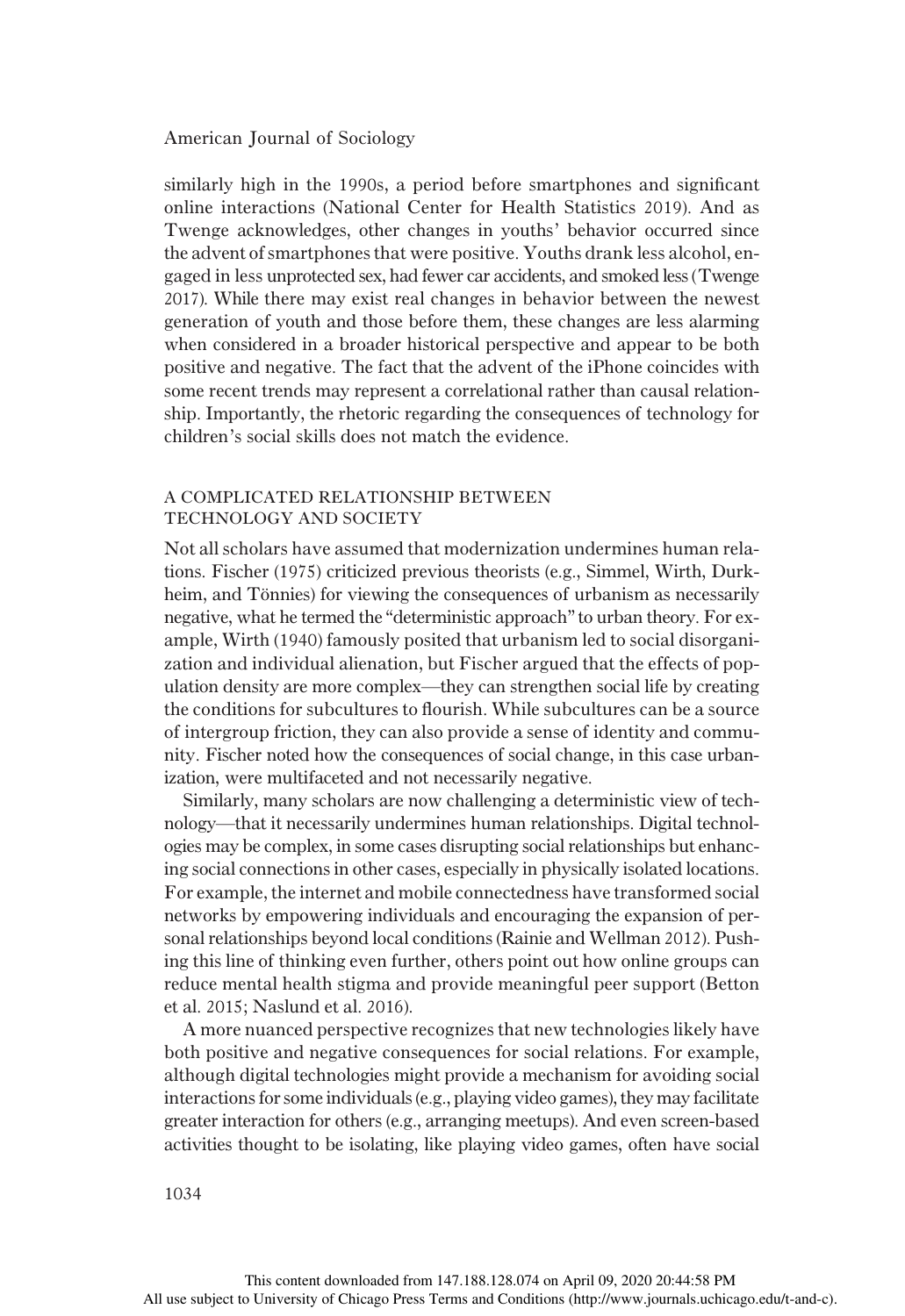similarly high in the 1990s, a period before smartphones and significant online interactions (National Center for Health Statistics 2019). And as Twenge acknowledges, other changes in youths' behavior occurred since the advent of smartphones that were positive. Youths drank less alcohol, engaged in less unprotected sex, had fewer car accidents, and smoked less (Twenge 2017). While there may exist real changes in behavior between the newest generation of youth and those before them, these changes are less alarming when considered in a broader historical perspective and appear to be both positive and negative. The fact that the advent of the iPhone coincides with some recent trends may represent a correlational rather than causal relationship. Importantly, the rhetoric regarding the consequences of technology for children's social skills does not match the evidence.

## A COMPLICATED RELATIONSHIP BETWEEN TECHNOLOGY AND SOCIETY

Not all scholars have assumed that modernization undermines human relations. Fischer (1975) criticized previous theorists (e.g., Simmel, Wirth, Durkheim, and Tönnies) for viewing the consequences of urbanism as necessarily negative, what he termed the "deterministic approach" to urban theory. For example, Wirth (1940) famously posited that urbanism led to social disorganization and individual alienation, but Fischer argued that the effects of population density are more complex—they can strengthen social life by creating the conditions for subcultures to flourish. While subcultures can be a source of intergroup friction, they can also provide a sense of identity and community. Fischer noted how the consequences of social change, in this case urbanization, were multifaceted and not necessarily negative.

Similarly, many scholars are now challenging a deterministic view of technology—that it necessarily undermines human relationships. Digital technologies may be complex, in some cases disrupting social relationships but enhancing social connections in other cases, especially in physically isolated locations. For example, the internet and mobile connectedness have transformed social networks by empowering individuals and encouraging the expansion of personal relationships beyond local conditions (Rainie and Wellman 2012). Pushing this line of thinking even further, others point out how online groups can reduce mental health stigma and provide meaningful peer support (Betton et al. 2015; Naslund et al. 2016).

A more nuanced perspective recognizes that new technologies likely have both positive and negative consequences for social relations. For example, although digital technologies might provide a mechanism for avoiding social interactions for some individuals (e.g., playing video games), they may facilitate greater interaction for others (e.g., arranging meetups). And even screen-based activities thought to be isolating, like playing video games, often have social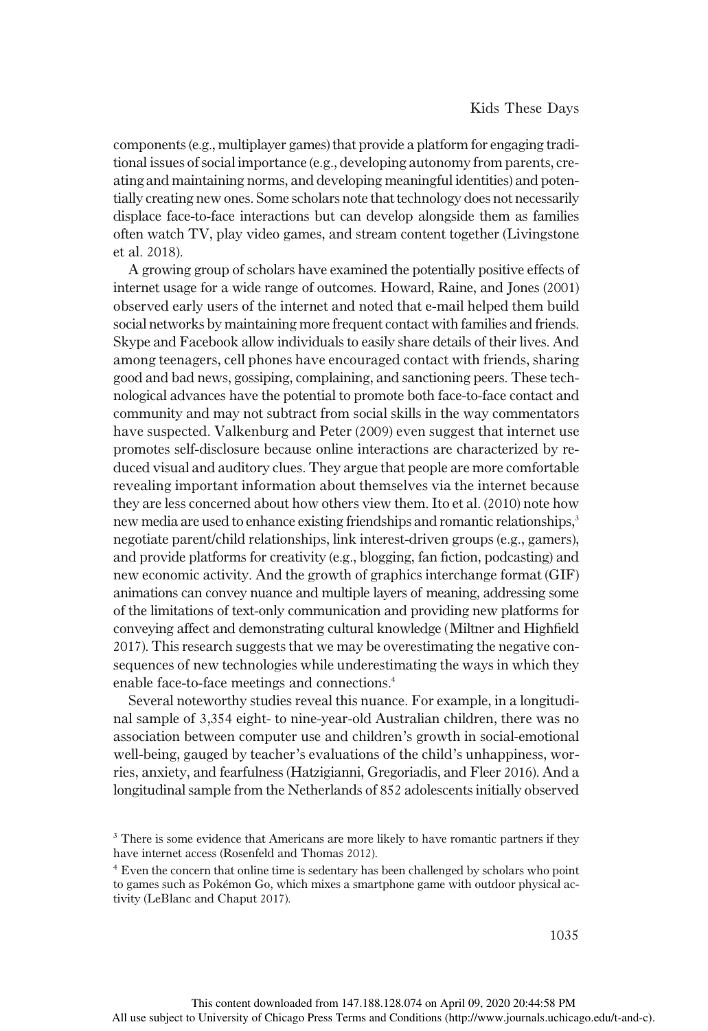components (e.g., multiplayer games) that provide a platform for engaging traditional issues of social importance (e.g., developing autonomy from parents, creating and maintaining norms, and developing meaningful identities) and potentially creating new ones. Some scholars note that technology does not necessarily displace face-to-face interactions but can develop alongside them as families often watch TV, play video games, and stream content together (Livingstone et al. 2018).

A growing group of scholars have examined the potentially positive effects of internet usage for a wide range of outcomes. Howard, Raine, and Jones (2001) observed early users of the internet and noted that e-mail helped them build social networks by maintaining more frequent contact with families and friends. Skype and Facebook allow individuals to easily share details of their lives. And among teenagers, cell phones have encouraged contact with friends, sharing good and bad news, gossiping, complaining, and sanctioning peers. These technological advances have the potential to promote both face-to-face contact and community and may not subtract from social skills in the way commentators have suspected. Valkenburg and Peter (2009) even suggest that internet use promotes self-disclosure because online interactions are characterized by reduced visual and auditory clues. They argue that people are more comfortable revealing important information about themselves via the internet because they are less concerned about how others view them. Ito et al. (2010) note how new media are used to enhance existing friendships and romantic relationships,[3] negotiate parent/child relationships, link interest-driven groups (e.g., gamers), and provide platforms for creativity (e.g., blogging, fan fiction, podcasting) and new economic activity. And the growth of graphics interchange format (GIF) animations can convey nuance and multiple layers of meaning, addressing some of the limitations of text-only communication and providing new platforms for conveying affect and demonstrating cultural knowledge (Miltner and Highfield 2017). This research suggests that we may be overestimating the negative consequences of new technologies while underestimating the ways in which they enable face-to-face meetings and connections.[4]

Several noteworthy studies reveal this nuance. For example, in a longitudinal sample of 3,354 eight- to nine-year-old Australian children, there was no association between computer use and children's growth in social-emotional well-being, gauged by teacher's evaluations of the child's unhappiness, worries, anxiety, and fearfulness (Hatzigianni, Gregoriadis, and Fleer 2016). And a longitudinal sample from the Netherlands of 852 adolescents initially observed

[3] There is some evidence that Americans are more likely to have romantic partners if they have internet access (Rosenfeld and Thomas 2012).

[4] Even the concern that online time is sedentary has been challenged by scholars who point to games such as Pokémon Go, which mixes a smartphone game with outdoor physical activity (LeBlanc and Chaput 2017).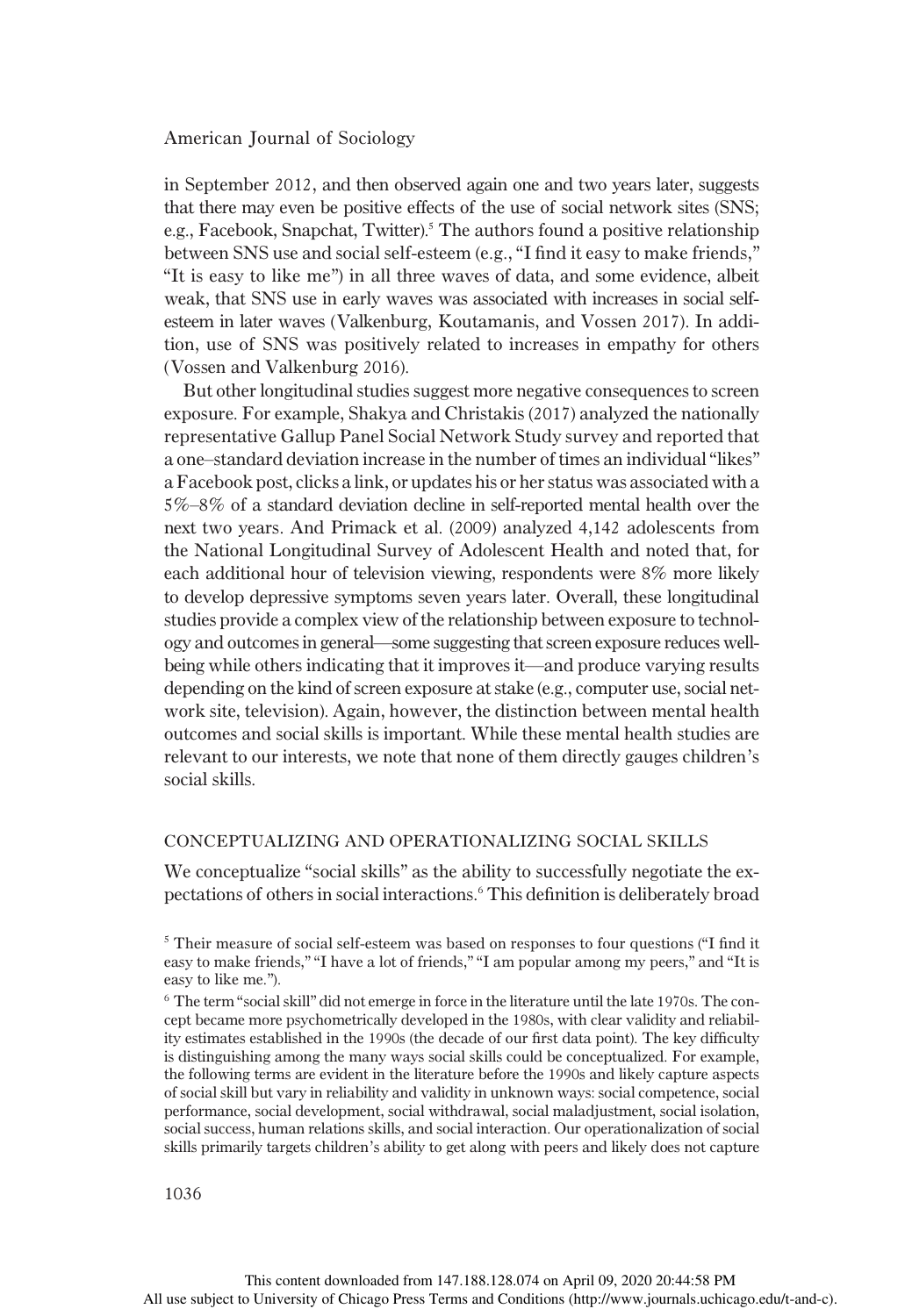in September 2012, and then observed again one and two years later, suggests that there may even be positive effects of the use of social network sites (SNS; e.g., Facebook, Snapchat, Twitter).[5] The authors found a positive relationship between SNS use and social self-esteem (e.g., "I find it easy to make friends," "It is easy to like me") in all three waves of data, and some evidence, albeit weak, that SNS use in early waves was associated with increases in social self-esteem in later waves (Valkenburg, Koutamanis, and Vossen 2017). In addition, use of SNS was positively related to increases in empathy for others (Vossen and Valkenburg 2016).

But other longitudinal studies suggest more negative consequences to screen exposure. For example, Shakya and Christakis (2017) analyzed the nationally representative Gallup Panel Social Network Study survey and reported that a one–standard deviation increase in the number of times an individual "likes" a Facebook post, clicks a link, or updates his or her status was associated with a 5%–8% of a standard deviation decline in self-reported mental health over the next two years. And Primack et al. (2009) analyzed 4,142 adolescents from the National Longitudinal Survey of Adolescent Health and noted that, for each additional hour of television viewing, respondents were 8% more likely to develop depressive symptoms seven years later. Overall, these longitudinal studies provide a complex view of the relationship between exposure to technology and outcomes in general—some suggesting that screen exposure reduces well-being while others indicating that it improves it—and produce varying results depending on the kind of screen exposure at stake (e.g., computer use, social network site, television). Again, however, the distinction between mental health outcomes and social skills is important. While these mental health studies are relevant to our interests, we note that none of them directly gauges children's social skills.

## CONCEPTUALIZING AND OPERATIONALIZING SOCIAL SKILLS

We conceptualize "social skills" as the ability to successfully negotiate the expectations of others in social interactions.[6] This definition is deliberately broad

[5] Their measure of social self-esteem was based on responses to four questions ("I find it easy to make friends," "I have a lot of friends," "I am popular among my peers," and "It is easy to like me.").

[6] The term "social skill" did not emerge in force in the literature until the late 1970s. The concept became more psychometrically developed in the 1980s, with clear validity and reliability estimates established in the 1990s (the decade of our first data point). The key difficulty is distinguishing among the many ways social skills could be conceptualized. For example, the following terms are evident in the literature before the 1990s and likely capture aspects of social skill but vary in reliability and validity in unknown ways: social competence, social performance, social development, social withdrawal, social maladjustment, social isolation, social success, human relations skills, and social interaction. Our operationalization of social skills primarily targets children's ability to get along with peers and likely does not capture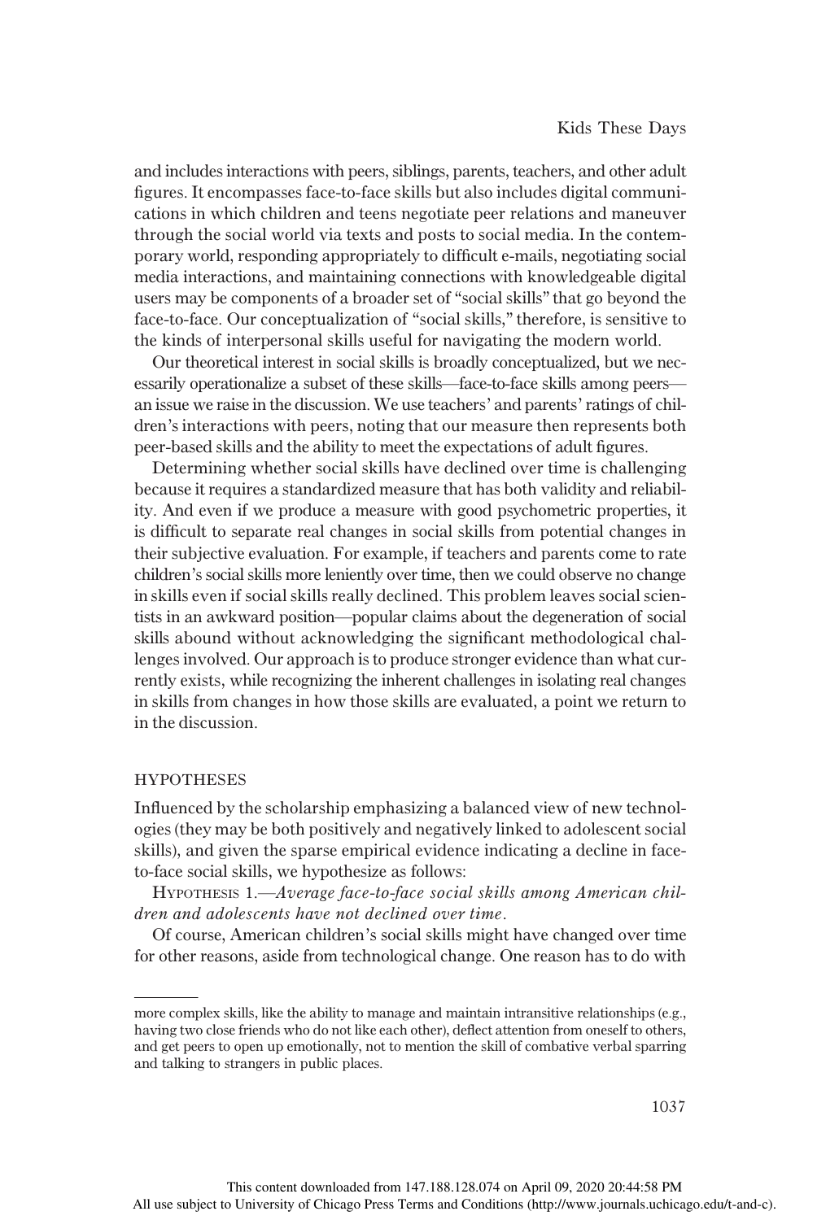and includes interactions with peers, siblings, parents, teachers, and other adult figures. It encompasses face-to-face skills but also includes digital communications in which children and teens negotiate peer relations and maneuver through the social world via texts and posts to social media. In the contemporary world, responding appropriately to difficult e-mails, negotiating social media interactions, and maintaining connections with knowledgeable digital users may be components of a broader set of "social skills" that go beyond the face-to-face. Our conceptualization of "social skills," therefore, is sensitive to the kinds of interpersonal skills useful for navigating the modern world.

Our theoretical interest in social skills is broadly conceptualized, but we necessarily operationalize a subset of these skills—face-to-face skills among peers—an issue we raise in the discussion. We use teachers' and parents' ratings of children's interactions with peers, noting that our measure then represents both peer-based skills and the ability to meet the expectations of adult figures.

Determining whether social skills have declined over time is challenging because it requires a standardized measure that has both validity and reliability. And even if we produce a measure with good psychometric properties, it is difficult to separate real changes in social skills from potential changes in their subjective evaluation. For example, if teachers and parents come to rate children's social skills more leniently over time, then we could observe no change in skills even if social skills really declined. This problem leaves social scientists in an awkward position—popular claims about the degeneration of social skills abound without acknowledging the significant methodological challenges involved. Our approach is to produce stronger evidence than what currently exists, while recognizing the inherent challenges in isolating real changes in skills from changes in how those skills are evaluated, a point we return to in the discussion.

## HYPOTHESES

Influenced by the scholarship emphasizing a balanced view of new technologies (they may be both positively and negatively linked to adolescent social skills), and given the sparse empirical evidence indicating a decline in face-to-face social skills, we hypothesize as follows:

Hypothesis 1.—*Average face-to-face social skills among American children and adolescents have not declined over time.*

Of course, American children's social skills might have changed over time for other reasons, aside from technological change. One reason has to do with

---

more complex skills, like the ability to manage and maintain intransitive relationships (e.g., having two close friends who do not like each other), deflect attention from oneself to others, and get peers to open up emotionally, not to mention the skill of combative verbal sparring and talking to strangers in public places.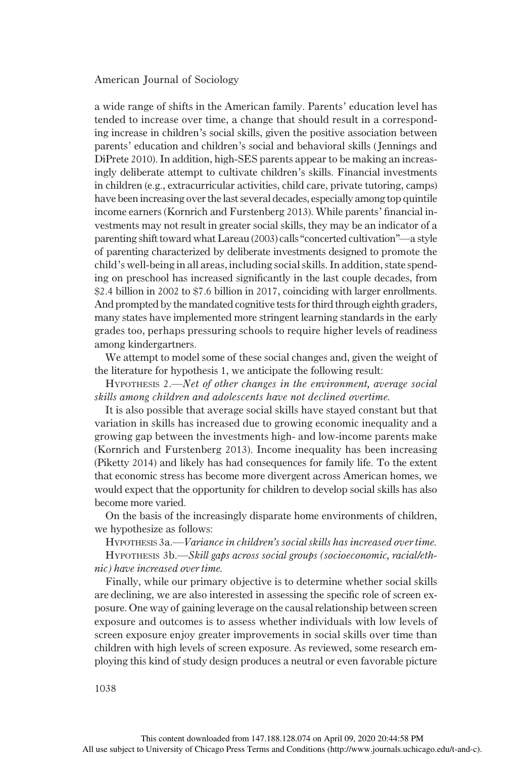a wide range of shifts in the American family. Parents' education level has tended to increase over time, a change that should result in a corresponding increase in children's social skills, given the positive association between parents' education and children's social and behavioral skills (Jennings and DiPrete 2010). In addition, high-SES parents appear to be making an increasingly deliberate attempt to cultivate children's skills. Financial investments in children (e.g., extracurricular activities, child care, private tutoring, camps) have been increasing over the last several decades, especially among top quintile income earners (Kornrich and Furstenberg 2013). While parents' financial investments may not result in greater social skills, they may be an indicator of a parenting shift toward what Lareau (2003) calls "concerted cultivation"—a style of parenting characterized by deliberate investments designed to promote the child's well-being in all areas, including social skills. In addition, state spending on preschool has increased significantly in the last couple decades, from $2.4 billion in 2002 to $7.6 billion in 2017, coinciding with larger enrollments. And prompted by the mandated cognitive tests for third through eighth graders, many states have implemented more stringent learning standards in the early grades too, perhaps pressuring schools to require higher levels of readiness among kindergartners.

We attempt to model some of these social changes and, given the weight of the literature for hypothesis 1, we anticipate the following result:

Hypothesis 2.—*Net of other changes in the environment, average social skills among children and adolescents have not declined overtime.*

It is also possible that average social skills have stayed constant but that variation in skills has increased due to growing economic inequality and a growing gap between the investments high- and low-income parents make (Kornrich and Furstenberg 2013). Income inequality has been increasing (Piketty 2014) and likely has had consequences for family life. To the extent that economic stress has become more divergent across American homes, we would expect that the opportunity for children to develop social skills has also become more varied.

On the basis of the increasingly disparate home environments of children, we hypothesize as follows:

Hypothesis 3a.—*Variance in children's social skills has increased over time.*

Hypothesis 3b.—*Skill gaps across social groups (socioeconomic, racial/ethnic) have increased over time.*

Finally, while our primary objective is to determine whether social skills are declining, we are also interested in assessing the specific role of screen exposure. One way of gaining leverage on the causal relationship between screen exposure and outcomes is to assess whether individuals with low levels of screen exposure enjoy greater improvements in social skills over time than children with high levels of screen exposure. As reviewed, some research employing this kind of study design produces a neutral or even favorable picture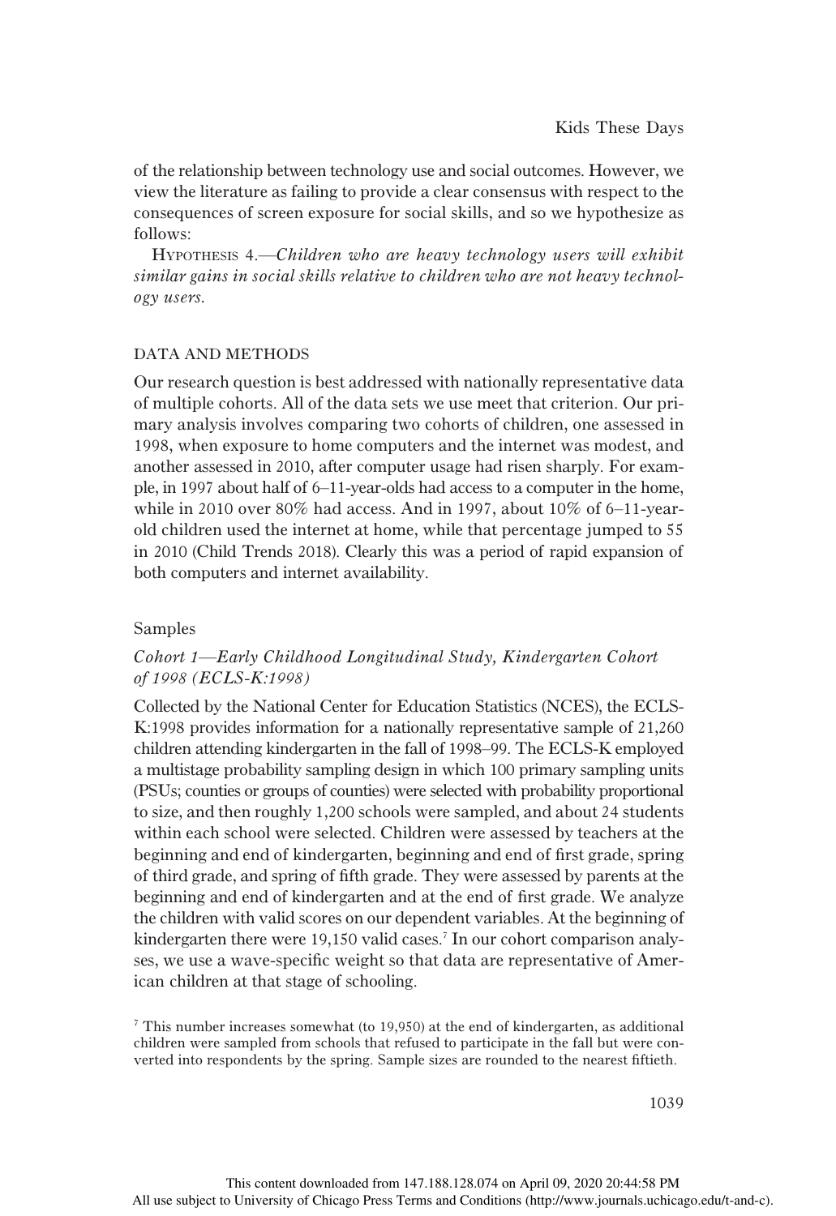of the relationship between technology use and social outcomes. However, we view the literature as failing to provide a clear consensus with respect to the consequences of screen exposure for social skills, and so we hypothesize as follows:

Hypothesis 4.—*Children who are heavy technology users will exhibit similar gains in social skills relative to children who are not heavy technology users.*

## DATA AND METHODS

Our research question is best addressed with nationally representative data of multiple cohorts. All of the data sets we use meet that criterion. Our primary analysis involves comparing two cohorts of children, one assessed in 1998, when exposure to home computers and the internet was modest, and another assessed in 2010, after computer usage had risen sharply. For example, in 1997 about half of 6–11-year-olds had access to a computer in the home, while in 2010 over 80% had access. And in 1997, about 10% of 6–11-year-old children used the internet at home, while that percentage jumped to 55 in 2010 (Child Trends 2018). Clearly this was a period of rapid expansion of both computers and internet availability.

### Samples

#### *Cohort 1—Early Childhood Longitudinal Study, Kindergarten Cohort of 1998 (ECLS-K:1998)*

Collected by the National Center for Education Statistics (NCES), the ECLS-K:1998 provides information for a nationally representative sample of 21,260 children attending kindergarten in the fall of 1998–99. The ECLS-K employed a multistage probability sampling design in which 100 primary sampling units (PSUs; counties or groups of counties) were selected with probability proportional to size, and then roughly 1,200 schools were sampled, and about 24 students within each school were selected. Children were assessed by teachers at the beginning and end of kindergarten, beginning and end of first grade, spring of third grade, and spring of fifth grade. They were assessed by parents at the beginning and end of kindergarten and at the end of first grade. We analyze the children with valid scores on our dependent variables. At the beginning of kindergarten there were 19,150 valid cases.[7] In our cohort comparison analyses, we use a wave-specific weight so that data are representative of American children at that stage of schooling.

[7] This number increases somewhat (to 19,950) at the end of kindergarten, as additional children were sampled from schools that refused to participate in the fall but were converted into respondents by the spring. Sample sizes are rounded to the nearest fiftieth.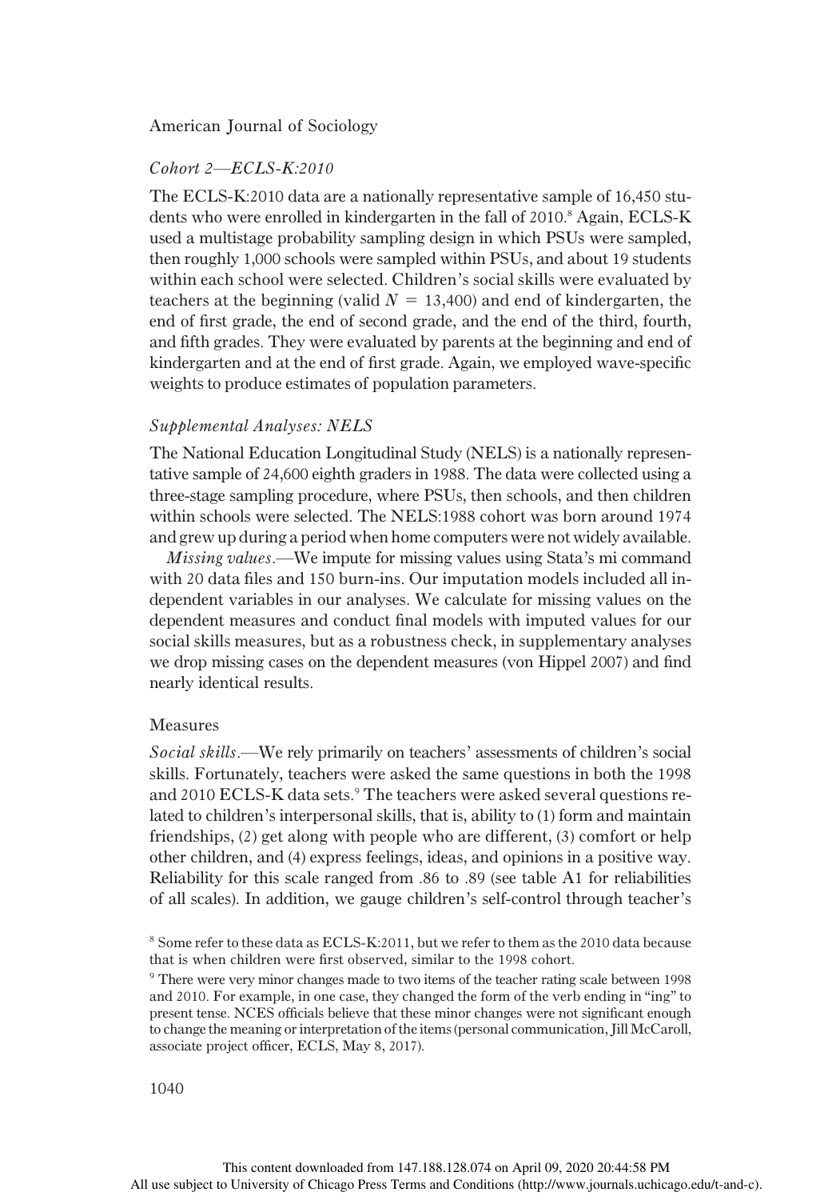*Cohort 2—ECLS-K:2010*

The ECLS-K:2010 data are a nationally representative sample of 16,450 students who were enrolled in kindergarten in the fall of 2010.[8] Again, ECLS-K used a multistage probability sampling design in which PSUs were sampled, then roughly 1,000 schools were sampled within PSUs, and about 19 students within each school were selected. Children's social skills were evaluated by teachers at the beginning (valid $N = 13{,}400$) and end of kindergarten, the end of first grade, the end of second grade, and the end of the third, fourth, and fifth grades. They were evaluated by parents at the beginning and end of kindergarten and at the end of first grade. Again, we employed wave-specific weights to produce estimates of population parameters.

*Supplemental Analyses: NELS*

The National Education Longitudinal Study (NELS) is a nationally representative sample of 24,600 eighth graders in 1988. The data were collected using a three-stage sampling procedure, where PSUs, then schools, and then children within schools were selected. The NELS:1988 cohort was born around 1974 and grew up during a period when home computers were not widely available.

*Missing values*.—We impute for missing values using Stata's mi command with 20 data files and 150 burn-ins. Our imputation models included all independent variables in our analyses. We calculate for missing values on the dependent measures and conduct final models with imputed values for our social skills measures, but as a robustness check, in supplementary analyses we drop missing cases on the dependent measures (von Hippel 2007) and find nearly identical results.

## Measures

*Social skills*.—We rely primarily on teachers' assessments of children's social skills. Fortunately, teachers were asked the same questions in both the 1998 and 2010 ECLS-K data sets.[9] The teachers were asked several questions related to children's interpersonal skills, that is, ability to (1) form and maintain friendships, (2) get along with people who are different, (3) comfort or help other children, and (4) express feelings, ideas, and opinions in a positive way. Reliability for this scale ranged from .86 to .89 (see table A1 for reliabilities of all scales). In addition, we gauge children's self-control through teacher's

[8] Some refer to these data as ECLS-K:2011, but we refer to them as the 2010 data because that is when children were first observed, similar to the 1998 cohort.

[9] There were very minor changes made to two items of the teacher rating scale between 1998 and 2010. For example, in one case, they changed the form of the verb ending in "ing" to present tense. NCES officials believe that these minor changes were not significant enough to change the meaning or interpretation of the items (personal communication, Jill McCaroll, associate project officer, ECLS, May 8, 2017).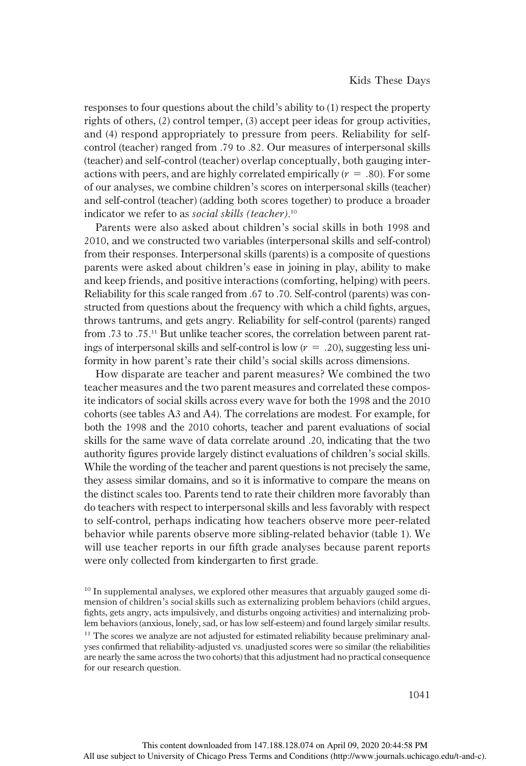responses to four questions about the child's ability to (1) respect the property rights of others, (2) control temper, (3) accept peer ideas for group activities, and (4) respond appropriately to pressure from peers. Reliability for self-control (teacher) ranged from .79 to .82. Our measures of interpersonal skills (teacher) and self-control (teacher) overlap conceptually, both gauging interactions with peers, and are highly correlated empirically ($r = .80$). For some of our analyses, we combine children's scores on interpersonal skills (teacher) and self-control (teacher) (adding both scores together) to produce a broader indicator we refer to as *social skills (teacher)*.[10]

Parents were also asked about children's social skills in both 1998 and 2010, and we constructed two variables (interpersonal skills and self-control) from their responses. Interpersonal skills (parents) is a composite of questions parents were asked about children's ease in joining in play, ability to make and keep friends, and positive interactions (comforting, helping) with peers. Reliability for this scale ranged from .67 to .70. Self-control (parents) was constructed from questions about the frequency with which a child fights, argues, throws tantrums, and gets angry. Reliability for self-control (parents) ranged from .73 to .75.[11] But unlike teacher scores, the correlation between parent ratings of interpersonal skills and self-control is low ($r = .20$), suggesting less uniformity in how parent's rate their child's social skills across dimensions.

How disparate are teacher and parent measures? We combined the two teacher measures and the two parent measures and correlated these composite indicators of social skills across every wave for both the 1998 and the 2010 cohorts (see tables A3 and A4). The correlations are modest. For example, for both the 1998 and the 2010 cohorts, teacher and parent evaluations of social skills for the same wave of data correlate around .20, indicating that the two authority figures provide largely distinct evaluations of children's social skills. While the wording of the teacher and parent questions is not precisely the same, they assess similar domains, and so it is informative to compare the means on the distinct scales too. Parents tend to rate their children more favorably than do teachers with respect to interpersonal skills and less favorably with respect to self-control, perhaps indicating how teachers observe more peer-related behavior while parents observe more sibling-related behavior (table 1). We will use teacher reports in our fifth grade analyses because parent reports were only collected from kindergarten to first grade.

[10] In supplemental analyses, we explored other measures that arguably gauged some dimension of children's social skills such as externalizing problem behaviors (child argues, fights, gets angry, acts impulsively, and disturbs ongoing activities) and internalizing problem behaviors (anxious, lonely, sad, or has low self-esteem) and found largely similar results.

[11] The scores we analyze are not adjusted for estimated reliability because preliminary analyses confirmed that reliability-adjusted vs. unadjusted scores were so similar (the reliabilities are nearly the same across the two cohorts) that this adjustment had no practical consequence for our research question.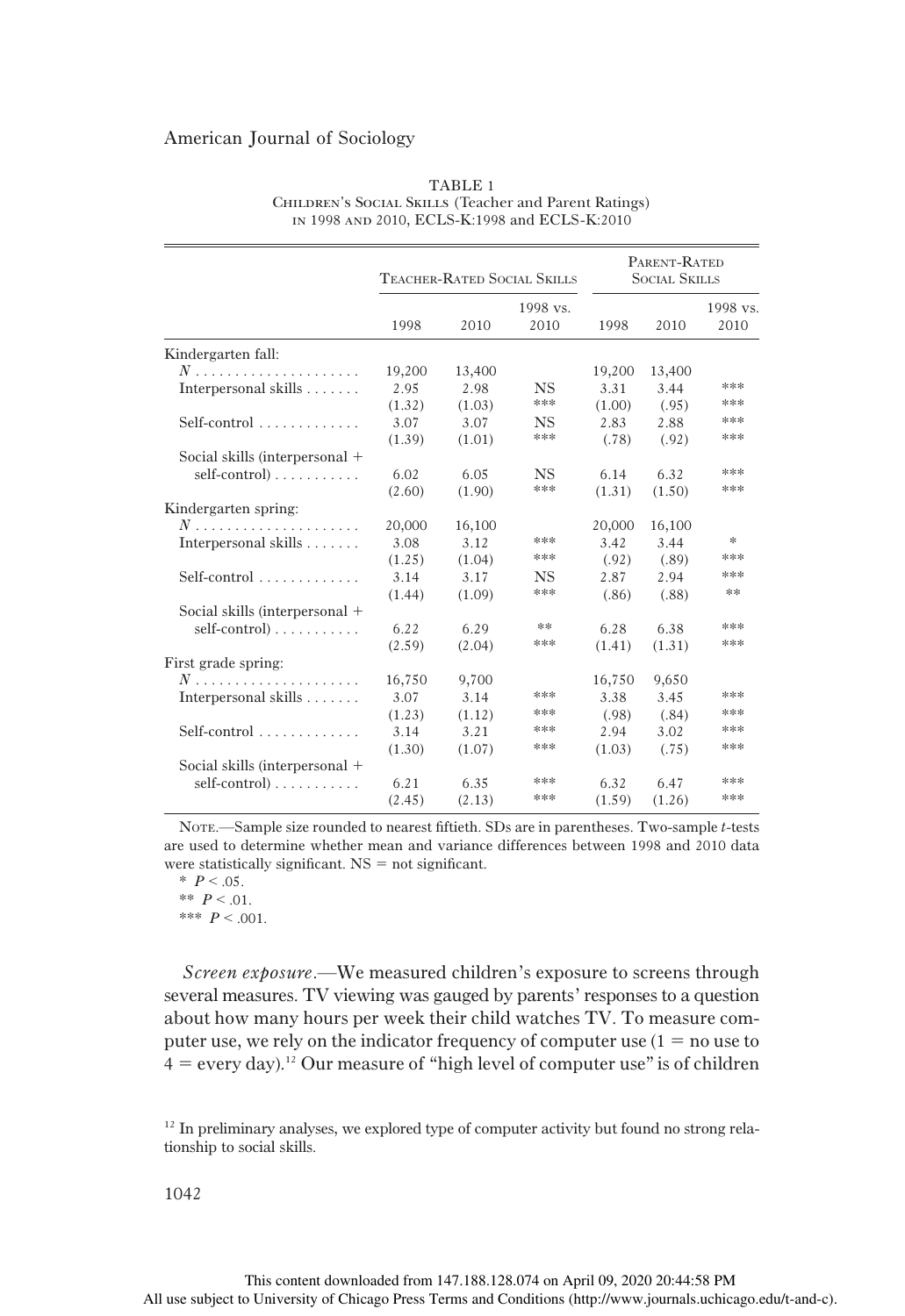TABLE 1
CHILDREN'S SOCIAL SKILLS (Teacher and Parent Ratings) IN 1998 AND 2010, ECLS-K:1998 and ECLS-K:2010

| | Teacher-Rated Social Skills | | | Parent-Rated Social Skills | | |
|---|---|---|---|---|---|---|
| | 1998 | 2010 | 1998 vs. 2010 | 1998 | 2010 | 1998 vs. 2010 |
| Kindergarten fall: | | | | | | |
| $N$ | 19,200 | 13,400 | | 19,200 | 13,400 | |
| Interpersonal skills | 2.95 | 2.98 | NS | 3.31 | 3.44 | *** |
| | (1.32) | (1.03) | *** | (1.00) | (.95) | *** |
| Self-control | 3.07 | 3.07 | NS | 2.83 | 2.88 | *** |
| | (1.39) | (1.01) | *** | (.78) | (.92) | *** |
| Social skills (interpersonal + self-control) | 6.02 | 6.05 | NS | 6.14 | 6.32 | *** |
| | (2.60) | (1.90) | *** | (1.31) | (1.50) | *** |
| Kindergarten spring: | | | | | | |
| $N$ | 20,000 | 16,100 | | 20,000 | 16,100 | |
| Interpersonal skills | 3.08 | 3.12 | *** | 3.42 | 3.44 | * |
| | (1.25) | (1.04) | *** | (.92) | (.89) | *** |
| Self-control | 3.14 | 3.17 | NS | 2.87 | 2.94 | *** |
| | (1.44) | (1.09) | *** | (.86) | (.88) | ** |
| Social skills (interpersonal + self-control) | 6.22 | 6.29 | ** | 6.28 | 6.38 | *** |
| | (2.59) | (2.04) | *** | (1.41) | (1.31) | *** |
| First grade spring: | | | | | | |
| $N$ | 16,750 | 9,700 | | 16,750 | 9,650 | |
| Interpersonal skills | 3.07 | 3.14 | *** | 3.38 | 3.45 | *** |
| | (1.23) | (1.12) | *** | (.98) | (.84) | *** |
| Self-control | 3.14 | 3.21 | *** | 2.94 | 3.02 | *** |
| | (1.30) | (1.07) | *** | (1.03) | (.75) | *** |
| Social skills (interpersonal + self-control) | 6.21 | 6.35 | *** | 6.32 | 6.47 | *** |
| | (2.45) | (2.13) | *** | (1.59) | (1.26) | *** |

NOTE.—Sample size rounded to nearest fiftieth. SDs are in parentheses. Two-sample $t$-tests are used to determine whether mean and variance differences between 1998 and 2010 data were statistically significant. NS = not significant.

* $P < .05$.

** $P < .01$.

*** $P < .001$.

*Screen exposure*.—We measured children's exposure to screens through several measures. TV viewing was gauged by parents' responses to a question about how many hours per week their child watches TV. To measure computer use, we rely on the indicator frequency of computer use (1 = no use to 4 = every day).[12] Our measure of "high level of computer use" is of children

[12] In preliminary analyses, we explored type of computer activity but found no strong relationship to social skills.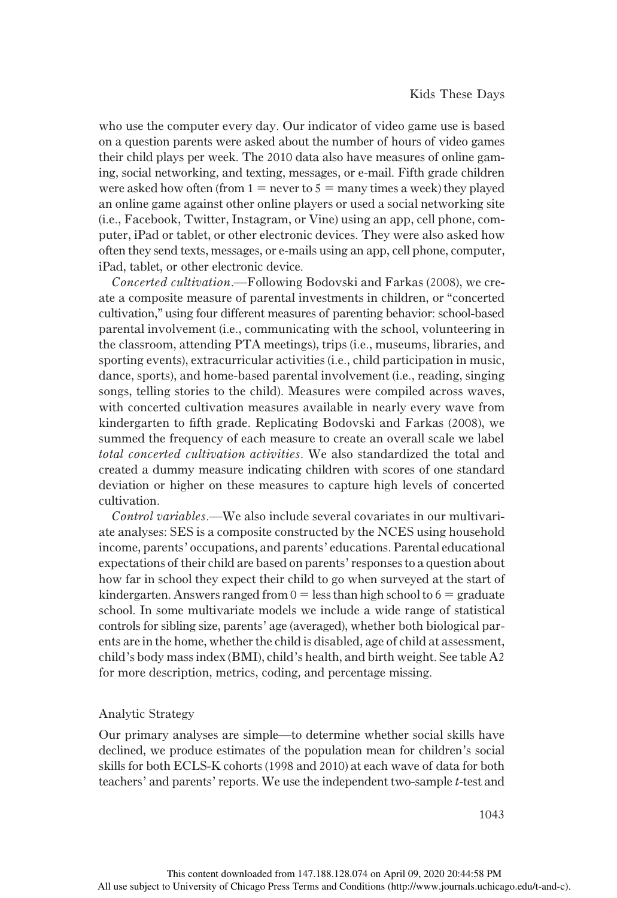who use the computer every day. Our indicator of video game use is based on a question parents were asked about the number of hours of video games their child plays per week. The 2010 data also have measures of online gaming, social networking, and texting, messages, or e-mail. Fifth grade children were asked how often (from 1 = never to 5 = many times a week) they played an online game against other online players or used a social networking site (i.e., Facebook, Twitter, Instagram, or Vine) using an app, cell phone, computer, iPad or tablet, or other electronic devices. They were also asked how often they send texts, messages, or e-mails using an app, cell phone, computer, iPad, tablet, or other electronic device.

*Concerted cultivation*.—Following Bodovski and Farkas (2008), we create a composite measure of parental investments in children, or "concerted cultivation," using four different measures of parenting behavior: school-based parental involvement (i.e., communicating with the school, volunteering in the classroom, attending PTA meetings), trips (i.e., museums, libraries, and sporting events), extracurricular activities (i.e., child participation in music, dance, sports), and home-based parental involvement (i.e., reading, singing songs, telling stories to the child). Measures were compiled across waves, with concerted cultivation measures available in nearly every wave from kindergarten to fifth grade. Replicating Bodovski and Farkas (2008), we summed the frequency of each measure to create an overall scale we label *total concerted cultivation activities*. We also standardized the total and created a dummy measure indicating children with scores of one standard deviation or higher on these measures to capture high levels of concerted cultivation.

*Control variables*.—We also include several covariates in our multivariate analyses: SES is a composite constructed by the NCES using household income, parents' occupations, and parents' educations. Parental educational expectations of their child are based on parents' responses to a question about how far in school they expect their child to go when surveyed at the start of kindergarten. Answers ranged from 0 = less than high school to 6 = graduate school. In some multivariate models we include a wide range of statistical controls for sibling size, parents' age (averaged), whether both biological parents are in the home, whether the child is disabled, age of child at assessment, child's body mass index (BMI), child's health, and birth weight. See table A2 for more description, metrics, coding, and percentage missing.

## Analytic Strategy

Our primary analyses are simple—to determine whether social skills have declined, we produce estimates of the population mean for children's social skills for both ECLS-K cohorts (1998 and 2010) at each wave of data for both teachers' and parents' reports. We use the independent two-sample $t$-test and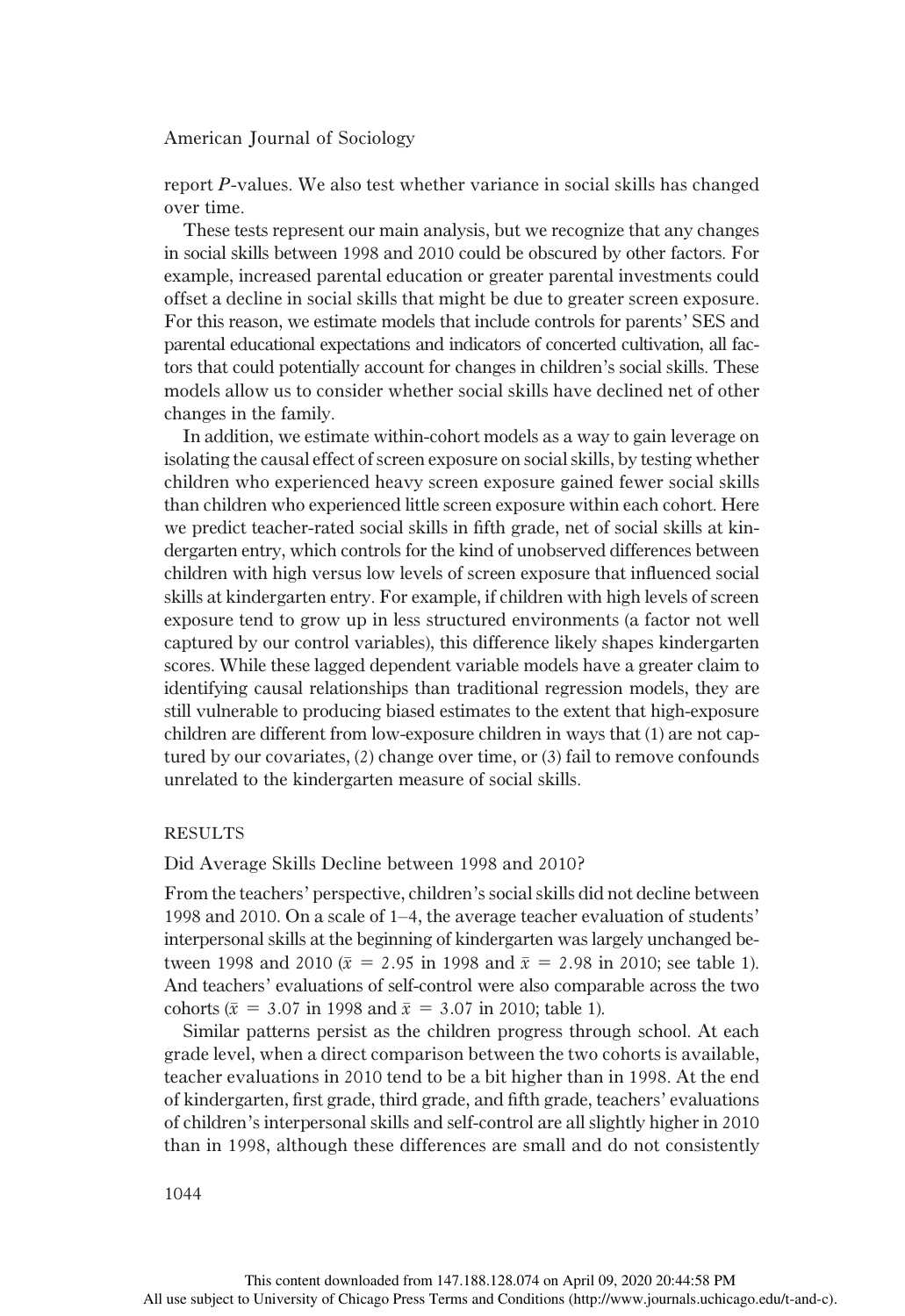report *P*-values. We also test whether variance in social skills has changed over time.

These tests represent our main analysis, but we recognize that any changes in social skills between 1998 and 2010 could be obscured by other factors. For example, increased parental education or greater parental investments could offset a decline in social skills that might be due to greater screen exposure. For this reason, we estimate models that include controls for parents' SES and parental educational expectations and indicators of concerted cultivation, all factors that could potentially account for changes in children's social skills. These models allow us to consider whether social skills have declined net of other changes in the family.

In addition, we estimate within-cohort models as a way to gain leverage on isolating the causal effect of screen exposure on social skills, by testing whether children who experienced heavy screen exposure gained fewer social skills than children who experienced little screen exposure within each cohort. Here we predict teacher-rated social skills in fifth grade, net of social skills at kindergarten entry, which controls for the kind of unobserved differences between children with high versus low levels of screen exposure that influenced social skills at kindergarten entry. For example, if children with high levels of screen exposure tend to grow up in less structured environments (a factor not well captured by our control variables), this difference likely shapes kindergarten scores. While these lagged dependent variable models have a greater claim to identifying causal relationships than traditional regression models, they are still vulnerable to producing biased estimates to the extent that high-exposure children are different from low-exposure children in ways that (1) are not captured by our covariates, (2) change over time, or (3) fail to remove confounds unrelated to the kindergarten measure of social skills.

## RESULTS

### Did Average Skills Decline between 1998 and 2010?

From the teachers' perspective, children's social skills did not decline between 1998 and 2010. On a scale of 1–4, the average teacher evaluation of students' interpersonal skills at the beginning of kindergarten was largely unchanged between 1998 and 2010 ($\bar{x} = 2.95$ in 1998 and $\bar{x} = 2.98$ in 2010; see table 1). And teachers' evaluations of self-control were also comparable across the two cohorts ($\bar{x} = 3.07$ in 1998 and $\bar{x} = 3.07$ in 2010; table 1).

Similar patterns persist as the children progress through school. At each grade level, when a direct comparison between the two cohorts is available, teacher evaluations in 2010 tend to be a bit higher than in 1998. At the end of kindergarten, first grade, third grade, and fifth grade, teachers' evaluations of children's interpersonal skills and self-control are all slightly higher in 2010 than in 1998, although these differences are small and do not consistently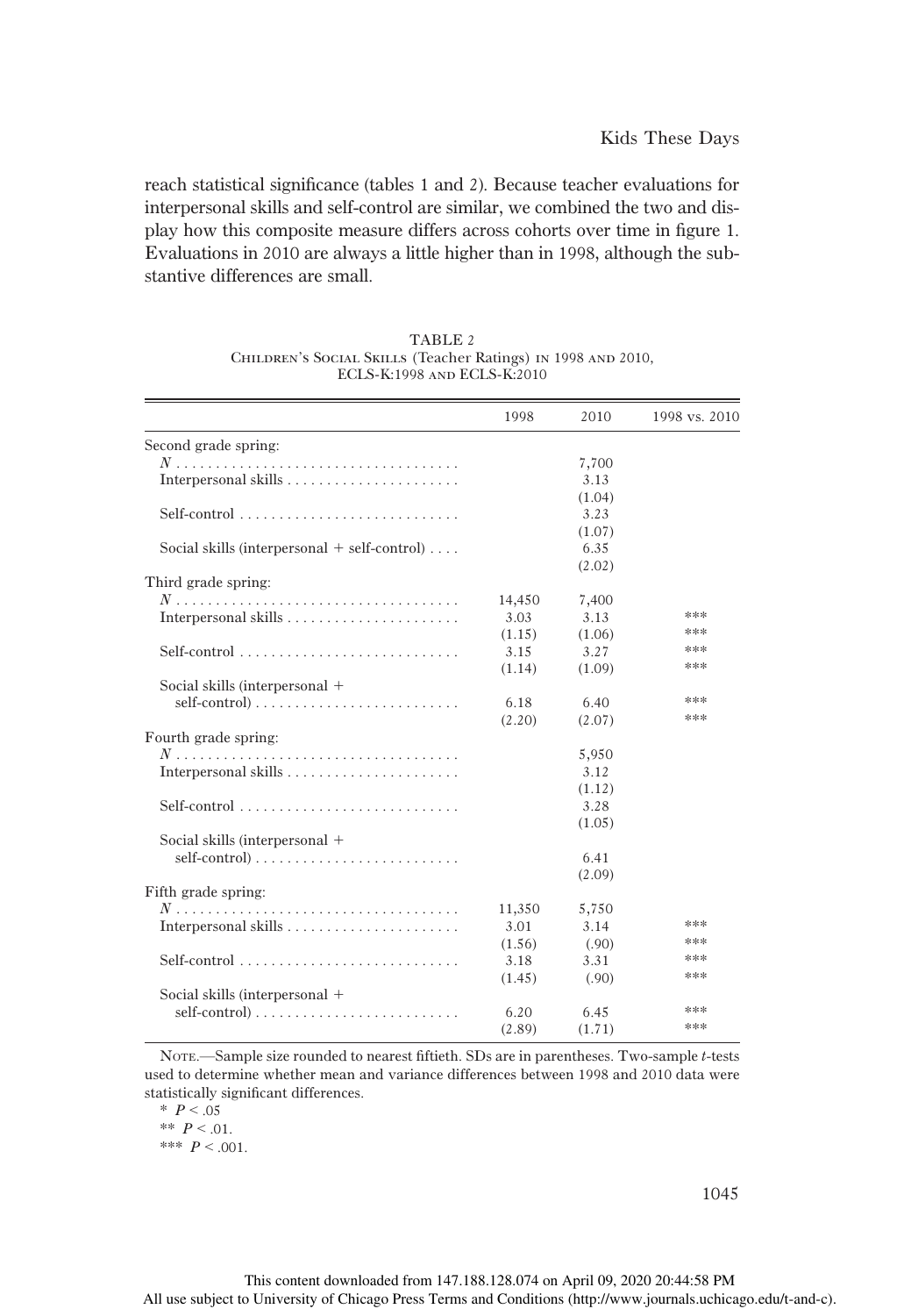reach statistical significance (tables 1 and 2). Because teacher evaluations for interpersonal skills and self-control are similar, we combined the two and display how this composite measure differs across cohorts over time in figure 1. Evaluations in 2010 are always a little higher than in 1998, although the substantive differences are small.

TABLE 2
Children's Social Skills (Teacher Ratings) in 1998 and 2010, ECLS-K:1998 and ECLS-K:2010

| | 1998 | 2010 | 1998 vs. 2010 |
|---|---|---|---|
| Second grade spring: | | | |
| $N$ | | 7,700 | |
| Interpersonal skills | | 3.13 | |
| | | (1.04) | |
| Self-control | | 3.23 | |
| | | (1.07) | |
| Social skills (interpersonal + self-control) | | 6.35 | |
| | | (2.02) | |
| Third grade spring: | | | |
| $N$ | 14,450 | 7,400 | |
| Interpersonal skills | 3.03 | 3.13 | *** |
| | (1.15) | (1.06) | *** |
| Self-control | 3.15 | 3.27 | *** |
| | (1.14) | (1.09) | *** |
| Social skills (interpersonal + self-control) | 6.18 | 6.40 | *** |
| | (2.20) | (2.07) | *** |
| Fourth grade spring: | | | |
| $N$ | | 5,950 | |
| Interpersonal skills | | 3.12 | |
| | | (1.12) | |
| Self-control | | 3.28 | |
| | | (1.05) | |
| Social skills (interpersonal + self-control) | | 6.41 | |
| | | (2.09) | |
| Fifth grade spring: | | | |
| $N$ | 11,350 | 5,750 | |
| Interpersonal skills | 3.01 | 3.14 | *** |
| | (1.56) | (.90) | *** |
| Self-control | 3.18 | 3.31 | *** |
| | (1.45) | (.90) | *** |
| Social skills (interpersonal + self-control) | 6.20 | 6.45 | *** |
| | (2.89) | (1.71) | *** |

Note.—Sample size rounded to nearest fiftieth. SDs are in parentheses. Two-sample $t$-tests used to determine whether mean and variance differences between 1998 and 2010 data were statistically significant differences.

\* $P < .05$

\*\* $P < .01$.

\*\*\* $P < .001$.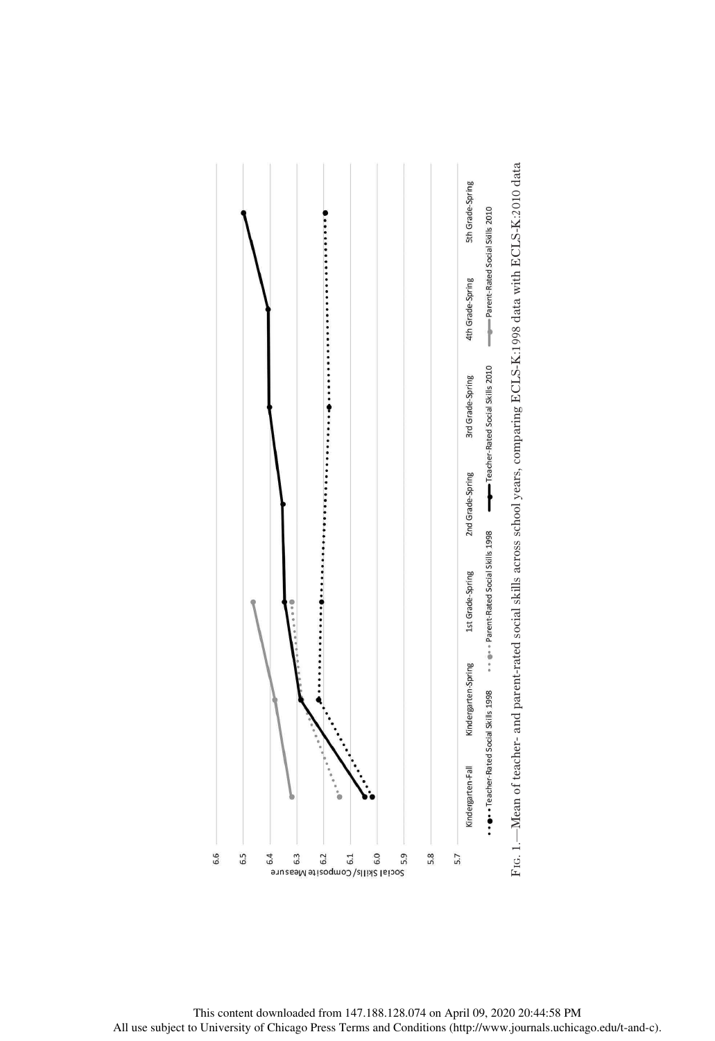Fig. 1.—Mean of teacher- and parent-rated social skills across school years, comparing ECLS-K:1998 data with ECLS-K:2010 data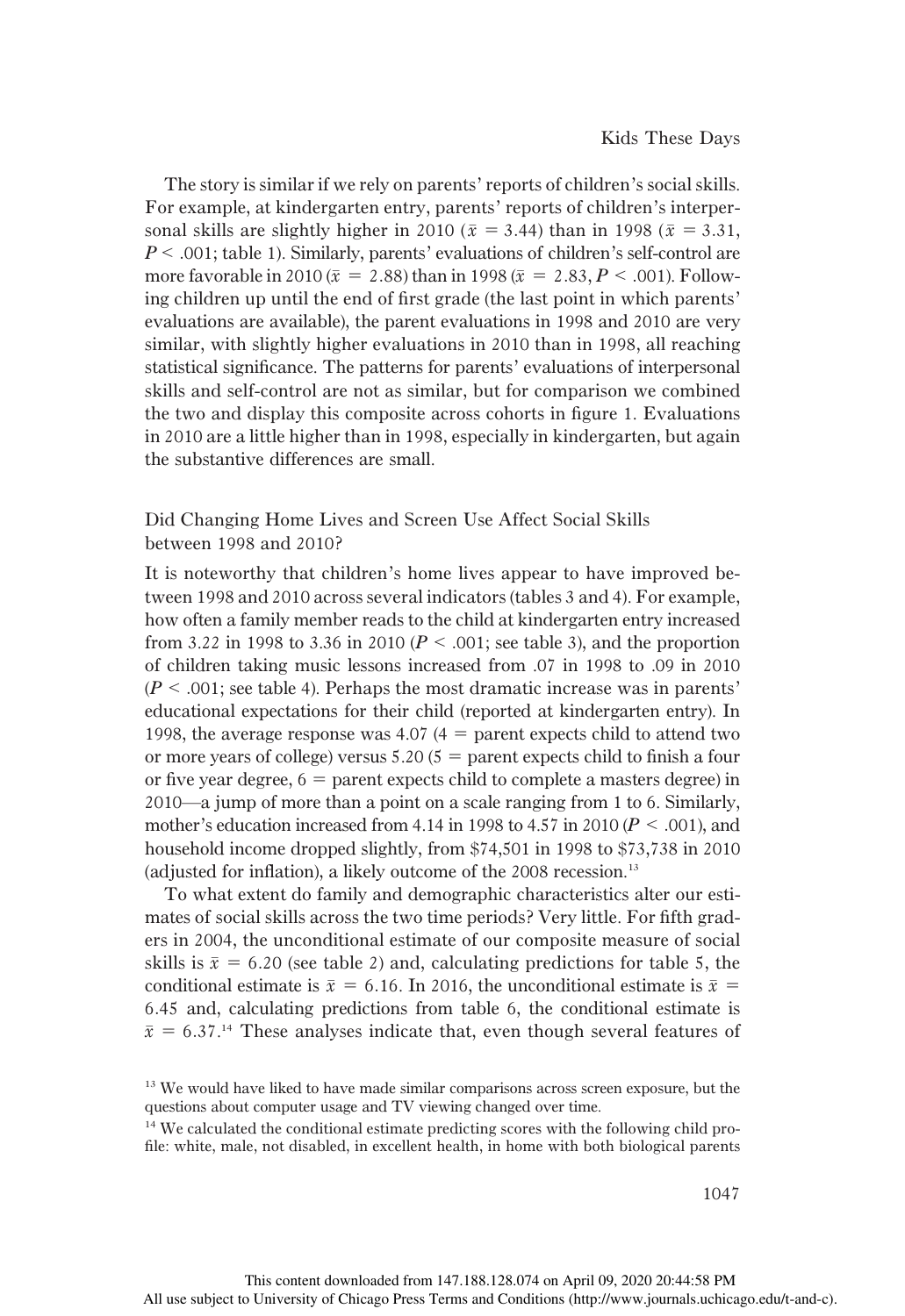The story is similar if we rely on parents' reports of children's social skills. For example, at kindergarten entry, parents' reports of children's interpersonal skills are slightly higher in 2010 ($\bar{x} = 3.44$) than in 1998 ($\bar{x} = 3.31$, $P < .001$; table 1). Similarly, parents' evaluations of children's self-control are more favorable in 2010 ($\bar{x} = 2.88$) than in 1998 ($\bar{x} = 2.83$, $P < .001$). Following children up until the end of first grade (the last point in which parents' evaluations are available), the parent evaluations in 1998 and 2010 are very similar, with slightly higher evaluations in 2010 than in 1998, all reaching statistical significance. The patterns for parents' evaluations of interpersonal skills and self-control are not as similar, but for comparison we combined the two and display this composite across cohorts in figure 1. Evaluations in 2010 are a little higher than in 1998, especially in kindergarten, but again the substantive differences are small.

### Did Changing Home Lives and Screen Use Affect Social Skills between 1998 and 2010?

It is noteworthy that children's home lives appear to have improved between 1998 and 2010 across several indicators (tables 3 and 4). For example, how often a family member reads to the child at kindergarten entry increased from 3.22 in 1998 to 3.36 in 2010 ($P < .001$; see table 3), and the proportion of children taking music lessons increased from .07 in 1998 to .09 in 2010 ($P < .001$; see table 4). Perhaps the most dramatic increase was in parents' educational expectations for their child (reported at kindergarten entry). In 1998, the average response was 4.07 (4 = parent expects child to attend two or more years of college) versus 5.20 (5 = parent expects child to finish a four or five year degree, 6 = parent expects child to complete a masters degree) in 2010—a jump of more than a point on a scale ranging from 1 to 6. Similarly, mother's education increased from 4.14 in 1998 to 4.57 in 2010 ($P < .001$), and household income dropped slightly, from \$74,501 in 1998 to \$73,738 in 2010 (adjusted for inflation), a likely outcome of the 2008 recession.[13]

To what extent do family and demographic characteristics alter our estimates of social skills across the two time periods? Very little. For fifth graders in 2004, the unconditional estimate of our composite measure of social skills is $\bar{x} = 6.20$ (see table 2) and, calculating predictions for table 5, the conditional estimate is $\bar{x} = 6.16$. In 2016, the unconditional estimate is $\bar{x} = 6.45$ and, calculating predictions from table 6, the conditional estimate is $\bar{x} = 6.37$.[14] These analyses indicate that, even though several features of

[13] We would have liked to have made similar comparisons across screen exposure, but the questions about computer usage and TV viewing changed over time.

[14] We calculated the conditional estimate predicting scores with the following child profile: white, male, not disabled, in excellent health, in home with both biological parents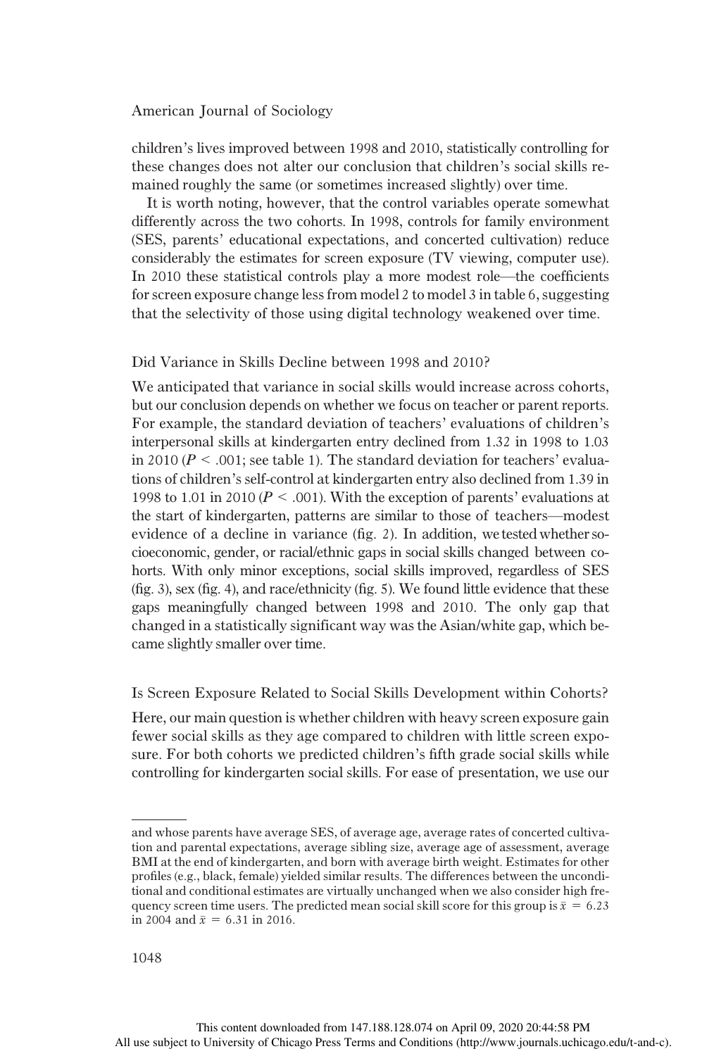children's lives improved between 1998 and 2010, statistically controlling for these changes does not alter our conclusion that children's social skills remained roughly the same (or sometimes increased slightly) over time.

It is worth noting, however, that the control variables operate somewhat differently across the two cohorts. In 1998, controls for family environment (SES, parents' educational expectations, and concerted cultivation) reduce considerably the estimates for screen exposure (TV viewing, computer use). In 2010 these statistical controls play a more modest role—the coefficients for screen exposure change less from model 2 to model 3 in table 6, suggesting that the selectivity of those using digital technology weakened over time.

### Did Variance in Skills Decline between 1998 and 2010?

We anticipated that variance in social skills would increase across cohorts, but our conclusion depends on whether we focus on teacher or parent reports. For example, the standard deviation of teachers' evaluations of children's interpersonal skills at kindergarten entry declined from 1.32 in 1998 to 1.03 in 2010 ($P < .001$; see table 1). The standard deviation for teachers' evaluations of children's self-control at kindergarten entry also declined from 1.39 in 1998 to 1.01 in 2010 ($P < .001$). With the exception of parents' evaluations at the start of kindergarten, patterns are similar to those of teachers—modest evidence of a decline in variance (fig. 2). In addition, we tested whether socioeconomic, gender, or racial/ethnic gaps in social skills changed between cohorts. With only minor exceptions, social skills improved, regardless of SES (fig. 3), sex (fig. 4), and race/ethnicity (fig. 5). We found little evidence that these gaps meaningfully changed between 1998 and 2010. The only gap that changed in a statistically significant way was the Asian/white gap, which became slightly smaller over time.

### Is Screen Exposure Related to Social Skills Development within Cohorts?

Here, our main question is whether children with heavy screen exposure gain fewer social skills as they age compared to children with little screen exposure. For both cohorts we predicted children's fifth grade social skills while controlling for kindergarten social skills. For ease of presentation, we use our

---

and whose parents have average SES, of average age, average rates of concerted cultivation and parental expectations, average sibling size, average age of assessment, average BMI at the end of kindergarten, and born with average birth weight. Estimates for other profiles (e.g., black, female) yielded similar results. The differences between the unconditional and conditional estimates are virtually unchanged when we also consider high frequency screen time users. The predicted mean social skill score for this group is $\bar{x} = 6.23$ in 2004 and $\bar{x} = 6.31$ in 2016.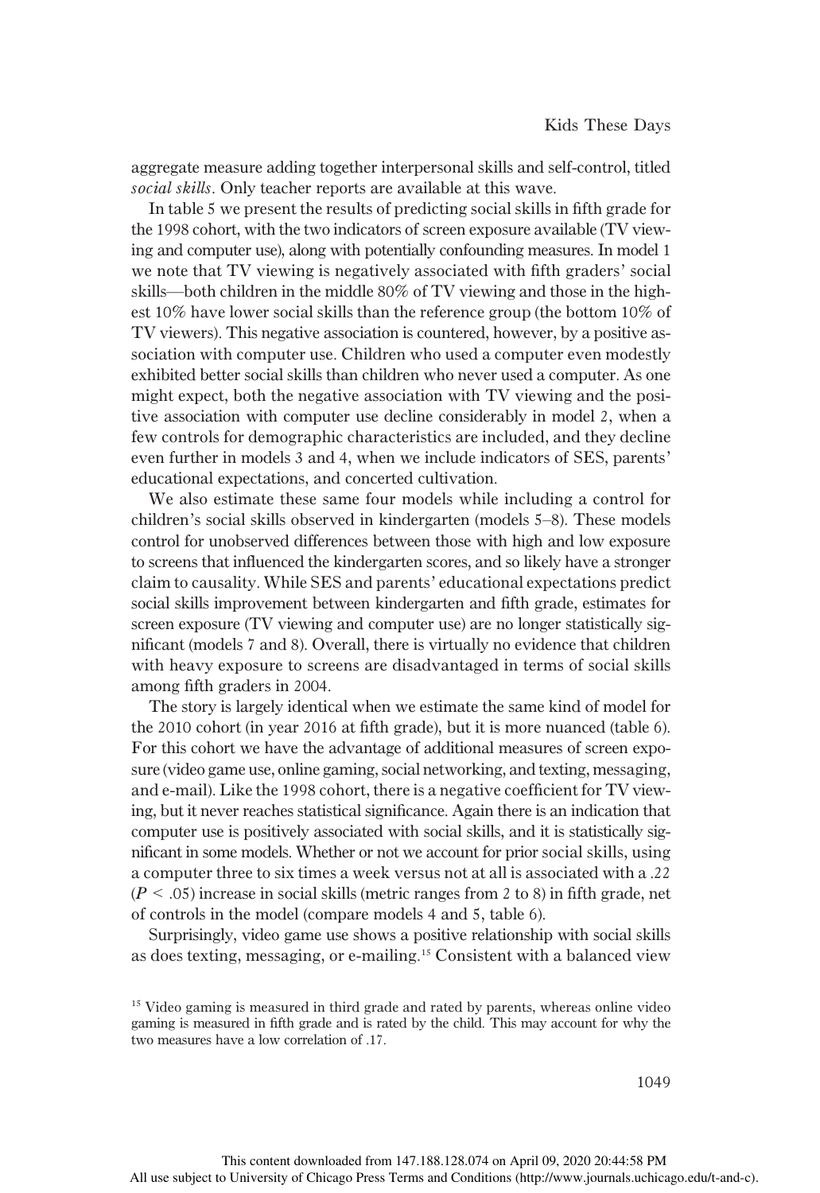aggregate measure adding together interpersonal skills and self-control, titled *social skills*. Only teacher reports are available at this wave.

In table 5 we present the results of predicting social skills in fifth grade for the 1998 cohort, with the two indicators of screen exposure available (TV viewing and computer use), along with potentially confounding measures. In model 1 we note that TV viewing is negatively associated with fifth graders' social skills—both children in the middle 80% of TV viewing and those in the highest 10% have lower social skills than the reference group (the bottom 10% of TV viewers). This negative association is countered, however, by a positive association with computer use. Children who used a computer even modestly exhibited better social skills than children who never used a computer. As one might expect, both the negative association with TV viewing and the positive association with computer use decline considerably in model 2, when a few controls for demographic characteristics are included, and they decline even further in models 3 and 4, when we include indicators of SES, parents' educational expectations, and concerted cultivation.

We also estimate these same four models while including a control for children's social skills observed in kindergarten (models 5–8). These models control for unobserved differences between those with high and low exposure to screens that influenced the kindergarten scores, and so likely have a stronger claim to causality. While SES and parents' educational expectations predict social skills improvement between kindergarten and fifth grade, estimates for screen exposure (TV viewing and computer use) are no longer statistically significant (models 7 and 8). Overall, there is virtually no evidence that children with heavy exposure to screens are disadvantaged in terms of social skills among fifth graders in 2004.

The story is largely identical when we estimate the same kind of model for the 2010 cohort (in year 2016 at fifth grade), but it is more nuanced (table 6). For this cohort we have the advantage of additional measures of screen exposure (video game use, online gaming, social networking, and texting, messaging, and e-mail). Like the 1998 cohort, there is a negative coefficient for TV viewing, but it never reaches statistical significance. Again there is an indication that computer use is positively associated with social skills, and it is statistically significant in some models. Whether or not we account for prior social skills, using a computer three to six times a week versus not at all is associated with a .22 ($P < .05$) increase in social skills (metric ranges from 2 to 8) in fifth grade, net of controls in the model (compare models 4 and 5, table 6).

Surprisingly, video game use shows a positive relationship with social skills as does texting, messaging, or e-mailing.[15] Consistent with a balanced view

[15] Video gaming is measured in third grade and rated by parents, whereas online video gaming is measured in fifth grade and is rated by the child. This may account for why the two measures have a low correlation of .17.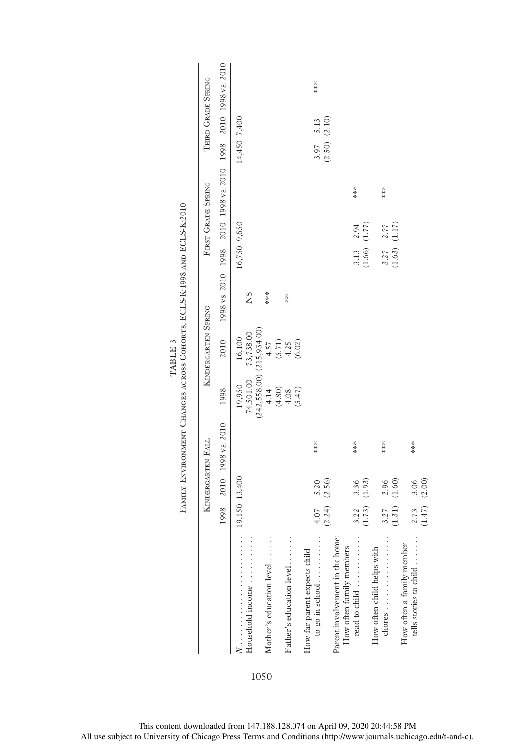TABLE 3

FAMILY ENVIRONMENT CHANGES ACROSS COHORTS, ECLS-K:1998 AND ECLS-K:2010

| | KINDERGARTEN FALL | | | KINDERGARTEN SPRING | | | FIRST GRADE SPRING | | | THIRD GRADE SPRING | | |
|---|---|---|---|---|---|---|---|---|---|---|---|---|
| | 1998 | 2010 | 1998 vs. 2010 | 1998 | 2010 | 1998 vs. 2010 | 1998 | 2010 | 1998 vs. 2010 | 1998 | 2010 | 1998 vs. 2010 |
| *N* | 19,150 | 13,400 | | 19,950 | 16,100 | | 16,750 | 9,650 | | 14,450 | 7,400 | |
| Household income | | | | 74,501.00 (242,558.00) | 73,738.00 (215,934.00) | NS | | | | | | |
| Mother's education level | | | | 4.14 (4.80) | 4.57 (5.71) | *** | | | | | | |
| Father's education level | | | | 4.08 (5.47) | 4.25 (6.02) | ** | | | | | | |
| How far parent expects child to go in school | 4.07 (2.24) | 5.20 (2.56) | *** | | | | | | | 3.97 (2.50) | 5.13 (2.10) | *** |
| Parent involvement in the home: | | | | | | | | | | | | |
| How often family members read to child | 3.22 (1.73) | 3.36 (1.93) | *** | | | | 3.13 (1.66) | 2.94 (1.77) | *** | | | |
| How often child helps with chores | 3.27 (1.31) | 2.96 (1.60) | *** | | | | 3.27 (1.63) | 2.77 (1.17) | *** | | | |
| How often a family member tells stories to child | 2.73 (1.47) | 3.06 (2.00) | *** | | | | | | | | | |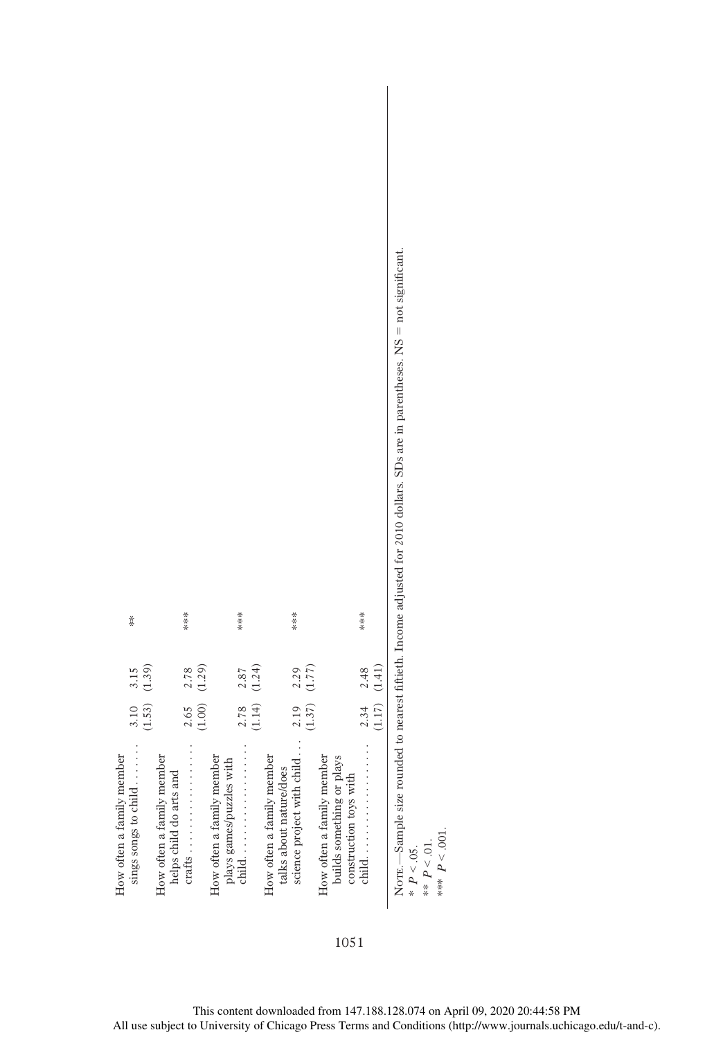| | | | |
|---|---|---|---|
| How often a family member sings songs to child | 3.10 (1.53) | 3.15 (1.39) | ** |
| How often a family member helps child do arts and crafts | 2.65 (1.00) | 2.78 (1.29) | *** |
| How often a family member plays games/puzzles with child | 2.78 (1.14) | 2.87 (1.24) | *** |
| How often a family member talks about nature/does science project with child | 2.19 (1.37) | 2.29 (1.77) | *** |
| How often a family member builds something or plays construction toys with child | 2.34 (1.17) | 2.48 (1.41) | *** |

Note.—Sample size rounded to nearest fiftieth. Income adjusted for 2010 dollars. SDs are in parentheses. NS = not significant.

\* $P < .05$.

\*\* $P < .01$.

\*\*\* $P < .001$.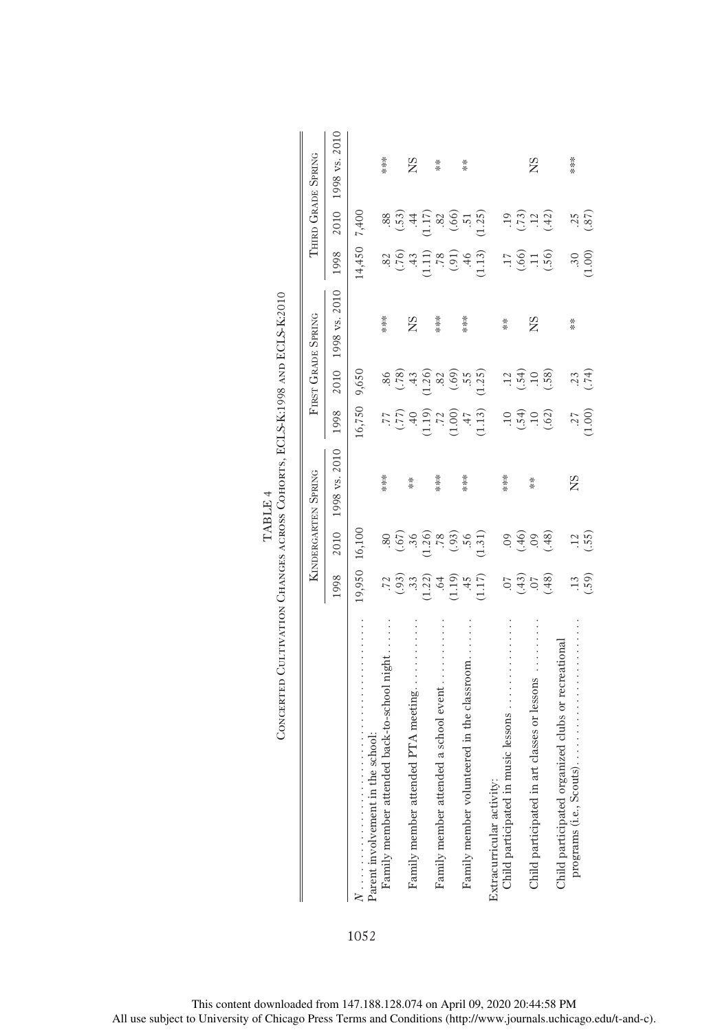TABLE 4

Concerted Cultivation Changes across Cohorts, ECLS-K:1998 and ECLS-K:2010

| | Kindergarten Spring | | | First Grade Spring | | | Third Grade Spring | | |
|---|---|---|---|---|---|---|---|---|---|
| | 1998 | 2010 | 1998 vs. 2010 | 1998 | 2010 | 1998 vs. 2010 | 1998 | 2010 | 1998 vs. 2010 |
| *N* | 19,950 | 16,100 | | 16,750 | 9,650 | | 14,450 | 7,400 | |
| Parent involvement in the school: | | | | | | | | | |
| Family member attended back-to-school night | .72 | .80 | *** | .77 | .86 | *** | .82 | .88 | *** |
| | (.93) | (.67) | | (.77) | (.78) | | (.76) | (.53) | |
| Family member attended PTA meeting | .33 | .36 | ** | .40 | .43 | NS | .43 | .44 | NS |
| | (1.22) | (1.26) | | (1.19) | (1.26) | | (1.11) | (1.17) | |
| Family member attended a school event | .64 | .78 | *** | .72 | .82 | *** | .78 | .82 | ** |
| | (1.19) | (.93) | | (1.00) | (.69) | | (.91) | (.66) | |
| Family member volunteered in the classroom | .45 | .56 | *** | .47 | .55 | *** | .46 | .51 | ** |
| | (1.17) | (1.31) | | (1.13) | (1.25) | | (1.13) | (1.25) | |
| Extracurricular activity: | | | | | | | | | |
| Child participated in music lessons | .07 | .09 | *** | .10 | .12 | ** | .17 | .19 | |
| | (.43) | (.46) | | (.54) | (.54) | | (.66) | (.73) | |
| Child participated in art classes or lessons | .07 | .09 | ** | .10 | .10 | NS | .11 | .12 | NS |
| | (.48) | (.48) | | (.62) | (.58) | | (.56) | (.42) | |
| Child participated organized clubs or recreational programs (i.e., Scouts) | .13 | .12 | NS | .27 | .23 | ** | .30 | .25 | *** |
| | (.59) | (.55) | | (1.00) | (.74) | | (1.00) | (.87) | |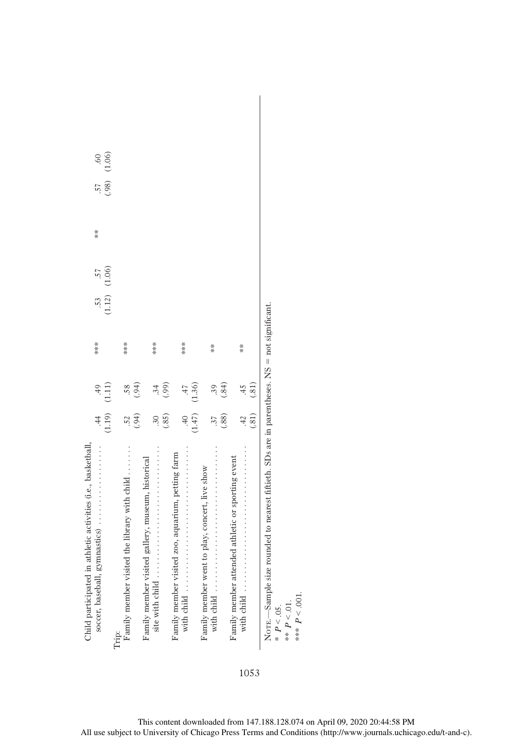| | | | | | | | | |
|---|---|---|---|---|---|---|---|---|
| Child participated in athletic activities (i.e., basketball, soccer, baseball, gymnastics) | .44 (1.19) | .49 (1.11) | *** | .53 (1.12) | .57 (1.06) | ** | .57 (.98) | .60 (1.06) |
| Trip: | | | | | | | | |
| Family member visited the library with child | .52 (.94) | .58 (.94) | *** | | | | | |
| Family member visited gallery, museum, historical site with child | .30 (.85) | .34 (.99) | *** | | | | | |
| Family member visited zoo, aquarium, petting farm with child | .40 (1.47) | .47 (1.36) | *** | | | | | |
| Family member went to play, concert, live show with child | .37 (.88) | .39 (.84) | ** | | | | | |
| Family member attended athletic or sporting event with child | .42 (.81) | .45 (.81) | ** | | | | | |

Note.—Sample size rounded to nearest fiftieth. SDs are in parentheses. NS = not significant.
* $P < .05$.
** $P < .01$.
*** $P < .001$.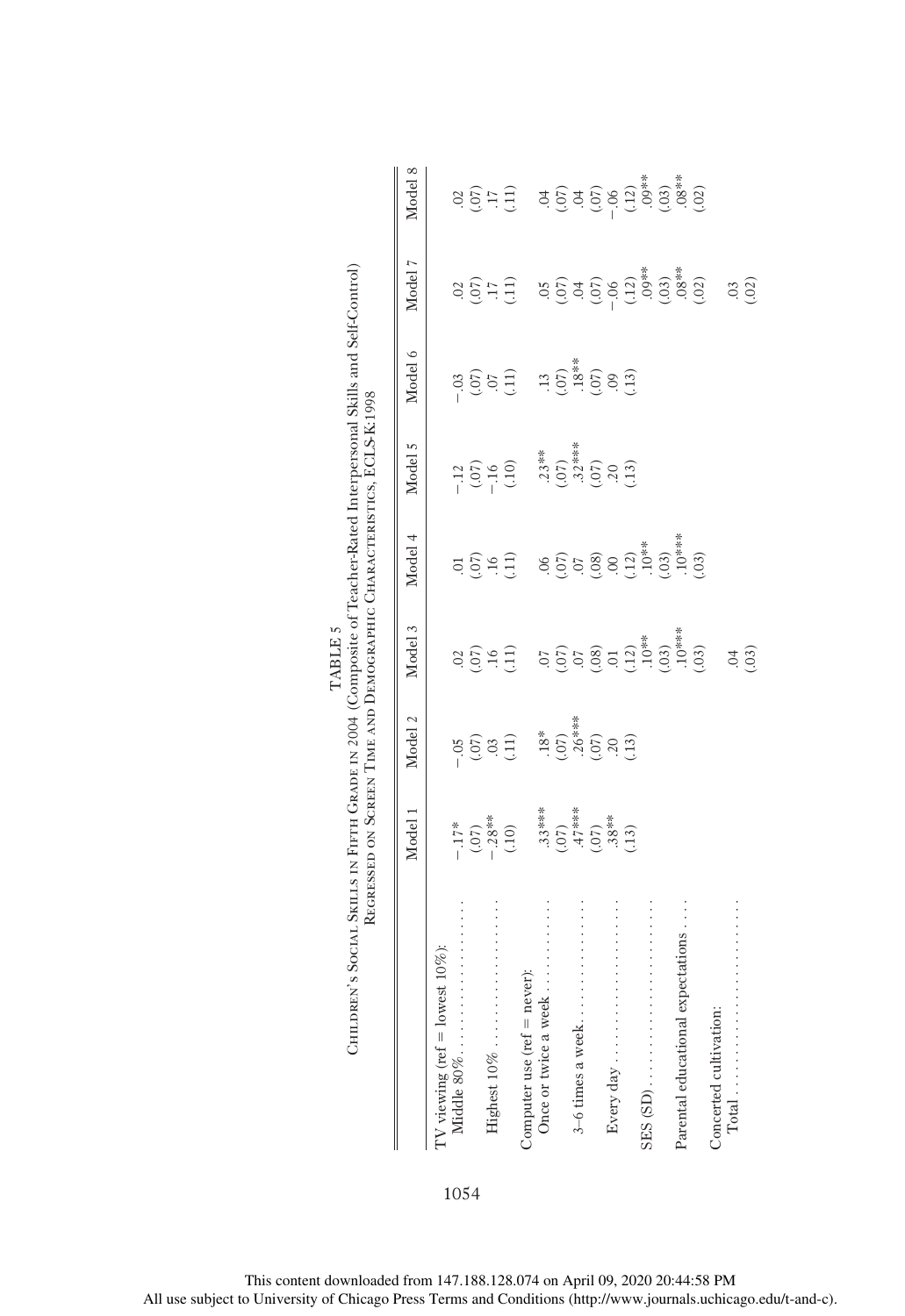TABLE 5

Children's Social Skills in Fifth Grade in 2004 (Composite of Teacher-Rated Interpersonal Skills and Self-Control) Regressed on Screen Time and Demographic Characteristics, ECLS-K:1998

| | Model 1 | Model 2 | Model 3 | Model 4 | Model 5 | Model 6 | Model 7 | Model 8 |
|---|---|---|---|---|---|---|---|---|
| TV viewing (ref = lowest 10%): | | | | | | | | |
| Middle 80% | −.17* | −.05 | .02 | .01 | −.12 | −.03 | .02 | .02 |
| | (.07) | (.07) | (.07) | (.07) | (.07) | (.07) | (.07) | (.07) |
| Highest 10% | −.28** | .03 | .16 | .16 | −.16 | .07 | .17 | .17 |
| | (.10) | (.11) | (.11) | (.11) | (.10) | (.11) | (.11) | (.11) |
| Computer use (ref = never): | | | | | | | | |
| Once or twice a week | .33*** | .18* | .07 | .06 | .23** | .13 | .05 | .04 |
| | (.07) | (.07) | (.07) | (.07) | (.07) | (.07) | (.07) | (.07) |
| 3–6 times a week | .47*** | .26*** | .07 | .07 | .32*** | .18** | .04 | .04 |
| | (.07) | (.07) | (.08) | (.08) | (.07) | (.07) | (.07) | (.07) |
| Every day | .38** | .20 | .01 | .00 | .20 | .09 | −.06 | −.06 |
| | (.13) | (.13) | (.12) | (.12) | (.13) | (.13) | (.12) | (.12) |
| SES (SD) | | | .10** | .10** | | | .09** | .09** |
| | | | (.03) | (.03) | | | (.03) | (.03) |
| Parental educational expectations | | | .10*** | .10*** | | | .08** | .08** |
| | | | (.03) | (.03) | | | (.02) | (.02) |
| Concerted cultivation: | | | | | | | | |
| Total | | | .04 | | | | .03 | |
| | | | (.03) | | | | (.02) | |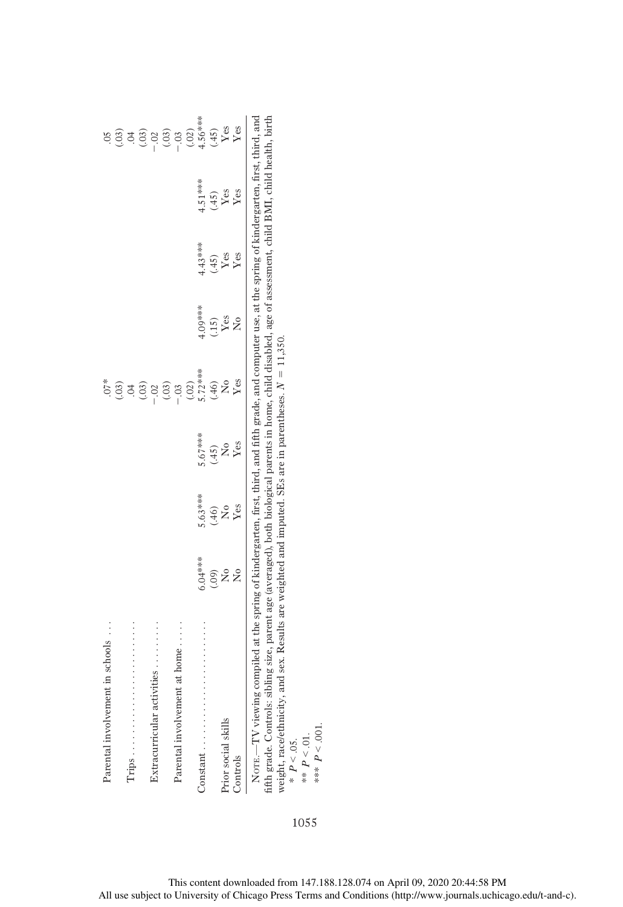| | | | | | | | |
|---|---|---|---|---|---|---|---|
| Parental involvement in schools . . . | | | .07* | | | | .05 |
| | | | (.03) | | | | (.03) |
| Trips . . . . . . . . . . . . . . . . . . . . . . . . | | | .04 | | | | .04 |
| | | | (.03) | | | | (.03) |
| Extracurricular activities . . . . . . . . . | | | −.02 | | | | −.02 |
| | | | (.03) | | | | (.03) |
| Parental involvement at home . . . . . | | | −.03 | | | | −.03 |
| | | | (.02) | | | | (.02) |
| Constant . . . . . . . . . . . . . . . . . . . . . | 6.04*** | 5.63*** | 5.67*** | 5.72*** | 4.09*** | 4.43*** | 4.51*** | 4.56*** |
| | (.09) | (.46) | (.45) | (.46) | (.15) | (.45) | (.45) | (.45) |
| Prior social skills | No | No | No | No | Yes | Yes | Yes | Yes |
| Controls | No | Yes | Yes | Yes | No | Yes | Yes | Yes |

Note.—TV viewing compiled at the spring of kindergarten, first, third, and fifth grade, and computer use, at the spring of kindergarten, first, third, and fifth grade. Controls: sibling size, parent age (averaged), both biological parents in home, child disabled, age of assessment, child BMI, child health, birth weight, race/ethnicity, and sex. Results are weighted and imputed. SEs are in parentheses. $N = 11{,}350$.

* $P < .05$.

** $P < .01$.

*** $P < .001$.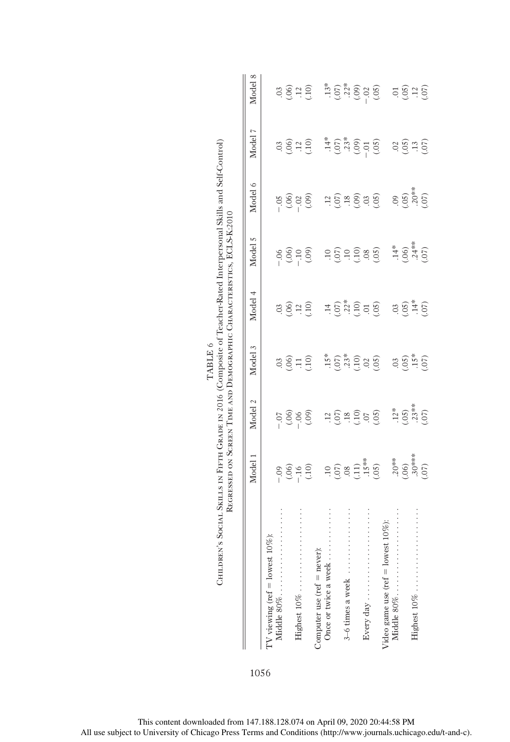TABLE 6

Children's Social Skills in Fifth Grade in 2016 (Composite of Teacher-Rated Interpersonal Skills and Self-Control) Regressed on Screen Time and Demographic Characteristics, ECLS-K:2010

| | Model 1 | Model 2 | Model 3 | Model 4 | Model 5 | Model 6 | Model 7 | Model 8 |
|---|---|---|---|---|---|---|---|---|
| TV viewing (ref = lowest 10%): | | | | | | | | |
| Middle 80% | −.09 | −.07 | .03 | .03 | −.06 | −.05 | .03 | .03 |
| | (.06) | (.06) | (.06) | (.06) | (.06) | (.06) | (.06) | (.06) |
| Highest 10% | −.16 | −.06 | .11 | .12 | −.10 | −.02 | .12 | .12 |
| | (.10) | (.09) | (.10) | (.10) | (.09) | (.09) | (.10) | (.10) |
| Computer use (ref = never): | | | | | | | | |
| Once or twice a week | .10 | .12 | .15* | .14 | .10 | .12 | .14* | .13* |
| | (.07) | (.07) | (.07) | (.07) | (.07) | (.07) | (.07) | (.07) |
| 3–6 times a week | .08 | .18 | .23* | .22* | .10 | .18 | .23* | .22* |
| | (.11) | (.10) | (.10) | (.10) | (.10) | (.09) | (.09) | (.09) |
| Every day | .15** | .07 | .02 | .01 | .08 | .03 | −.01 | −.02 |
| | (.05) | (.05) | (.05) | (.05) | (.05) | (.05) | (.05) | (.05) |
| Video game use (ref = lowest 10%): | | | | | | | | |
| Middle 80% | .20** | .12* | .03 | .03 | .14* | .09 | .02 | .01 |
| | (.06) | (.05) | (.05) | (.05) | (.06) | (.05) | (.05) | (.05) |
| Highest 10% | .30*** | .23** | .15* | .14* | .24** | .20** | .13 | .12 |
| | (.07) | (.07) | (.07) | (.07) | (.07) | (.07) | (.07) | (.07) |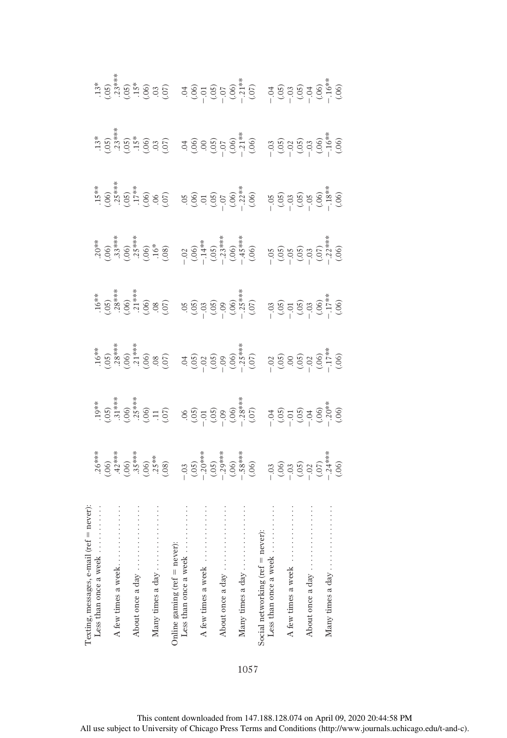| | | | | | | | | |
|---|---|---|---|---|---|---|---|---|
| Texting, messages, e-mail (ref = never): | | | | | | | | |
| Less than once a week | .26*** | .19** | .16** | .16** | .20** | .15** | .13* | .13* |
| | (.06) | (.05) | (.05) | (.05) | (.06) | (.06) | (.05) | (.05) |
| A few times a week | .42*** | .31*** | .28*** | .28*** | .33*** | .25*** | .23*** | .23*** |
| | (.06) | (.06) | (.06) | (.06) | (.06) | (.05) | (.05) | (.05) |
| About once a day | .35*** | .25*** | .21*** | .21*** | .25*** | .17** | .15* | .15* |
| | (.06) | (.06) | (.06) | (.06) | (.06) | (.06) | (.06) | (.06) |
| Many times a day | .25** | .11 | .08 | .08 | .16* | .06 | .03 | .03 |
| | (.08) | (.07) | (.07) | (.07) | (.08) | (.07) | (.07) | (.07) |
| Online gaming (ref = never): | | | | | | | | |
| Less than once a week | −.03 | .06 | .04 | .05 | −.02 | .05 | .04 | .04 |
| | (.05) | (.05) | (.05) | (.05) | (.06) | (.06) | (.06) | (.06) |
| A few times a week | −.20*** | −.01 | −.02 | −.03 | −.14** | .01 | .00 | −.01 |
| | (.05) | (.05) | (.05) | (.05) | (.05) | (.05) | (.05) | (.05) |
| About once a day | −.29*** | −.09 | −.09 | −.09 | −.23*** | −.07 | −.07 | −.07 |
| | (.06) | (.06) | (.06) | (.06) | (.06) | (.06) | (.06) | (.06) |
| Many times a day | −.58*** | −.28*** | −.25*** | −.25*** | −.45*** | −.22** | −.21** | −.21** |
| | (.06) | (.07) | (.07) | (.07) | (.06) | (.06) | (.06) | (.07) |
| Social networking (ref = never): | | | | | | | | |
| Less than once a week | −.03 | −.04 | −.02 | −.03 | −.05 | −.05 | −.03 | −.04 |
| | (.06) | (.05) | (.05) | (.05) | (.05) | (.05) | (.05) | (.05) |
| A few times a week | −.03 | −.01 | .00 | −.01 | −.05 | −.03 | −.02 | −.03 |
| | (.05) | (.05) | (.05) | (.05) | (.05) | (.05) | (.05) | (.05) |
| About once a day | −.02 | −.04 | −.02 | −.03 | −.03 | −.05 | −.03 | −.04 |
| | (.07) | (.06) | (.06) | (.06) | (.07) | (.06) | (.06) | (.06) |
| Many times a day | −.24*** | −.20** | −.17** | −.17** | −.22*** | −.18** | −.16** | −.16** |
| | (.06) | (.06) | (.06) | (.06) | (.06) | (.06) | (.06) | (.06) |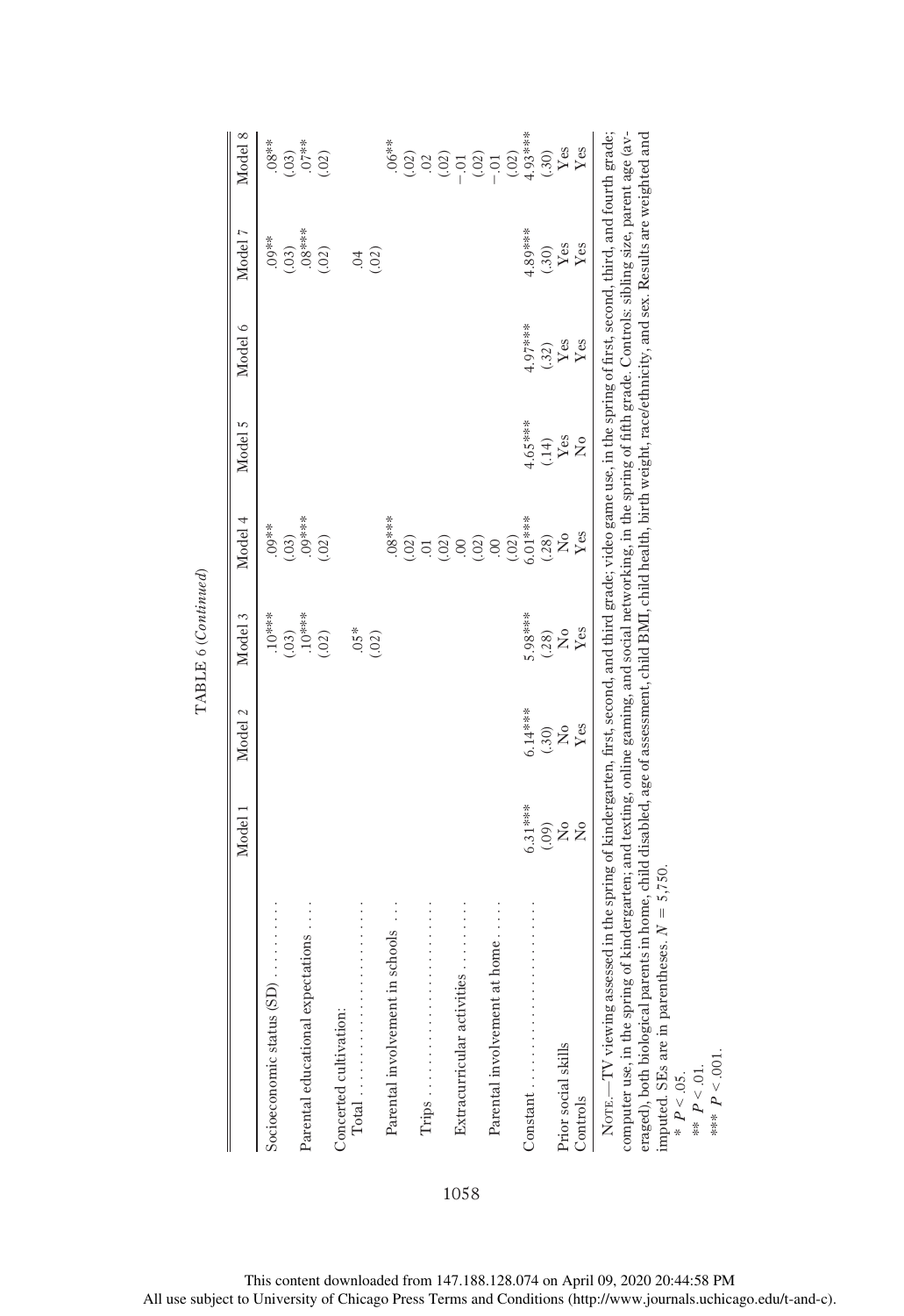TABLE 6 (*Continued*)

| | Model 1 | Model 2 | Model 3 | Model 4 | Model 5 | Model 6 | Model 7 | Model 8 |
|---|---|---|---|---|---|---|---|---|
| Socioeconomic status (SD) . . . . . . . . | | | .10*** | .09** | | | .09** | .08** |
| | | | (.03) | (.03) | | | (.03) | (.03) |
| Parental educational expectations . . . . | | | .10*** | .09*** | | | .08*** | .07** |
| | | | (.02) | (.02) | | | (.02) | (.02) |
| Concerted cultivation: | | | | | | | | |
| Total . . . . . . . . . . . . . . . . . . . . . . . | | | .05* | | | | .04 | |
| | | | (.02) | | | | (.02) | |
| Parental involvement in schools . . . | | | | .08*** | | | | .06** |
| | | | | (.02) | | | | (.02) |
| Trips . . . . . . . . . . . . . . . . . . . . . . . | | | | .01 | | | | .02 |
| | | | | (.02) | | | | (.02) |
| Extracurricular activities . . . . . . . . | | | | .00 | | | | −.01 |
| | | | | (.02) | | | | (.02) |
| Parental involvement at home . . . . | | | | .00 | | | | −.01 |
| | | | | (.02) | | | | (.02) |
| Constant . . . . . . . . . . . . . . . . . . . . . . | 6.31*** | 6.14*** | 5.98*** | 6.01*** | 4.65*** | 4.97*** | 4.89*** | 4.93*** |
| | (.09) | (.30) | (.28) | (.28) | (.14) | (.32) | (.30) | (.30) |
| Prior social skills | No | No | No | No | Yes | Yes | Yes | Yes |
| Controls | No | Yes | Yes | Yes | No | Yes | Yes | Yes |

NOTE.—TV viewing assessed in the spring of kindergarten, first, second, and third grade; video game use, in the spring of first, second, third, and fourth grade; computer use, in the spring of kindergarten; and texting, online gaming, and social networking, in the spring of fifth grade. Controls: sibling size, parent age (averaged), both biological parents in home, child disabled, age of assessment, child BMI, child health, birth weight, race/ethnicity, and sex. Results are weighted and imputed. SEs are in parentheses. $N = 5{,}750$.

\* $P < .05$.

\*\* $P < .01$.

\*\*\* $P < .001$.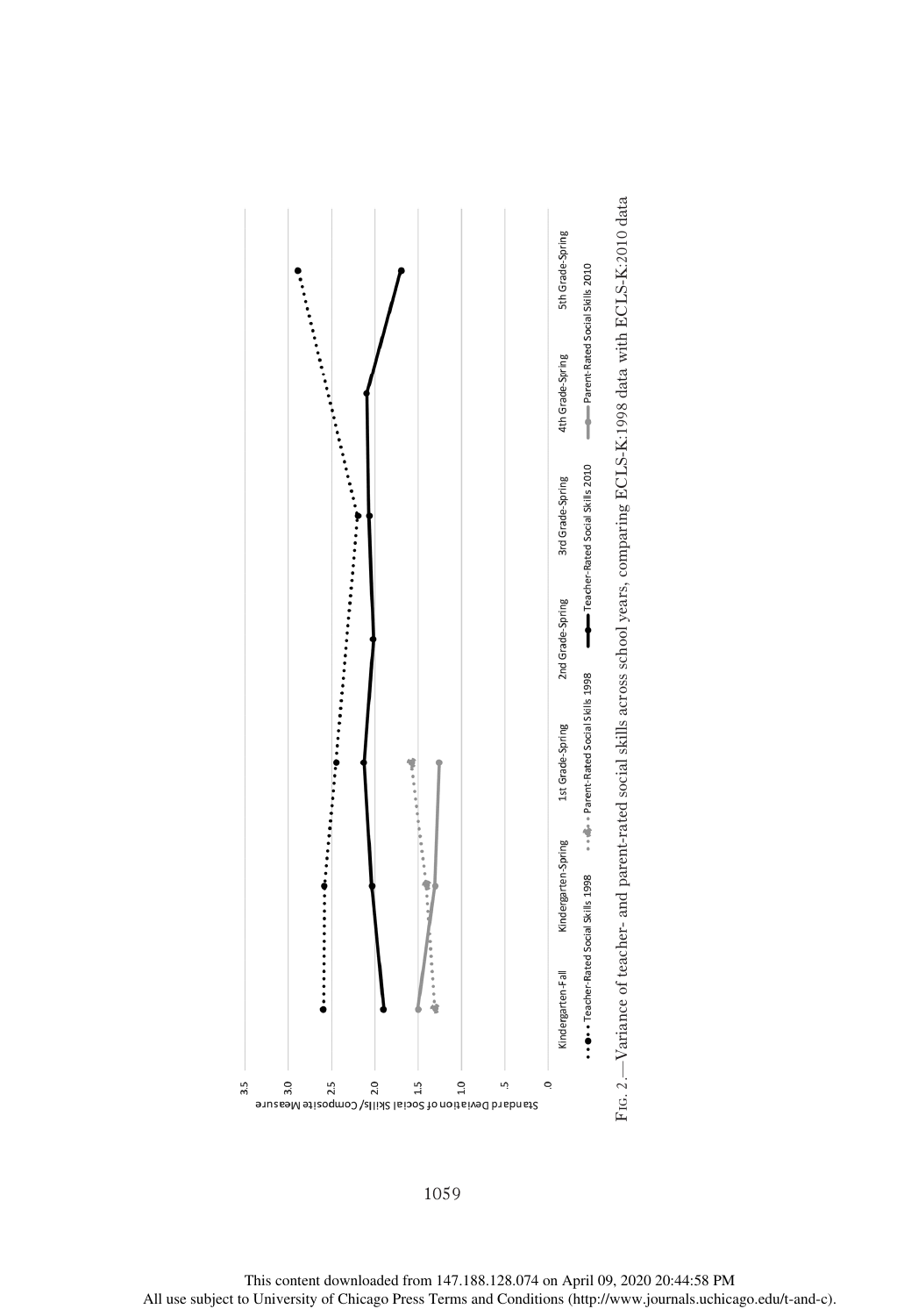Fig. 2.—Variance of teacher- and parent-rated social skills across school years, comparing ECLS-K:1998 data with ECLS-K:2010 data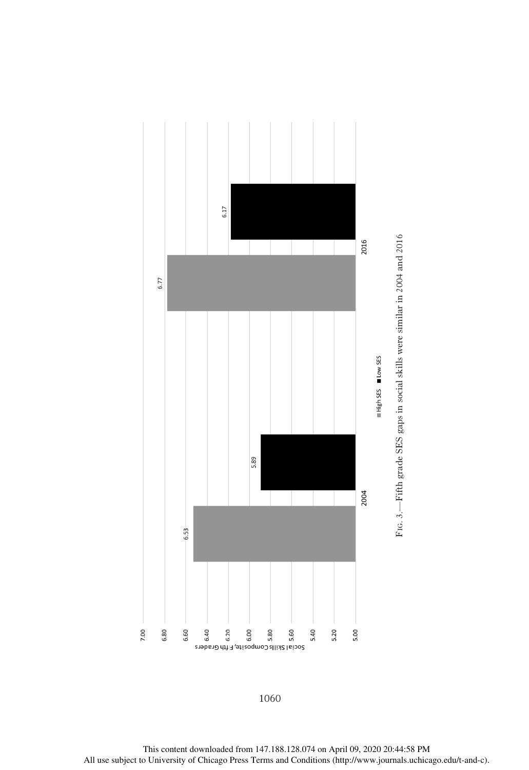Fig. 3.—Fifth grade SES gaps in social skills were similar in 2004 and 2016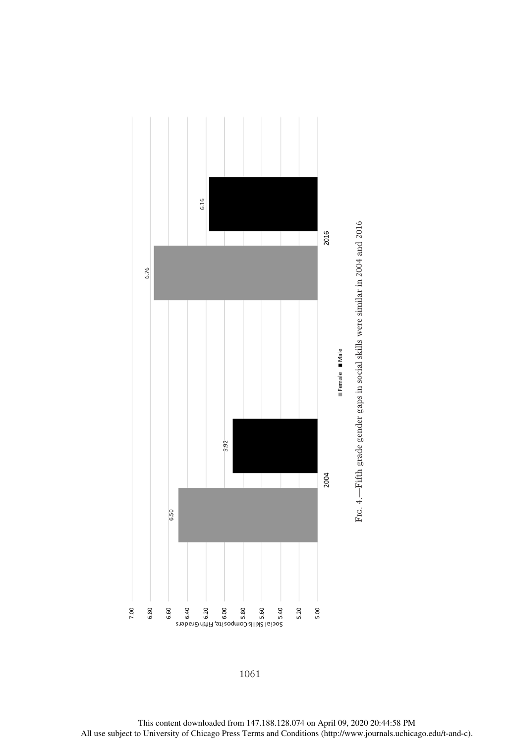Fig. 4.—Fifth grade gender gaps in social skills were similar in 2004 and 2016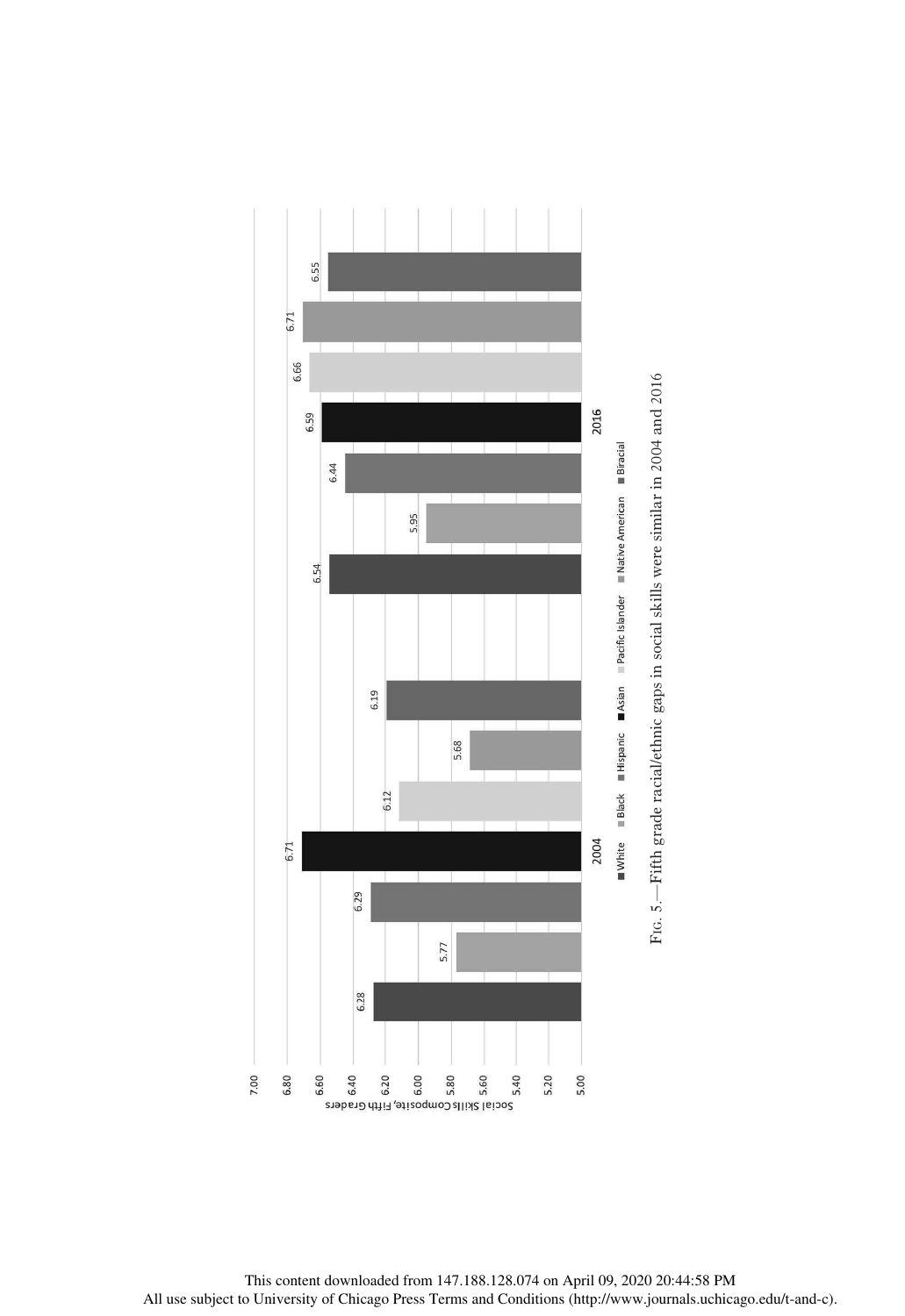| | White | Black | Hispanic | Asian | Pacific Islander | Native American | Biracial |
|---|---|---|---|---|---|---|---|
| 2004 | 6.28 | 5.77 | 6.29 | 6.71 | 6.12 | 5.68 | 6.19 |
| 2016 | 6.54 | 5.95 | 6.44 | 6.59 | 6.66 | 6.71 | 6.55 |

Social Skills Composite, Fifth Graders

Fig. 5.—Fifth grade racial/ethnic gaps in social skills were similar in 2004 and 2016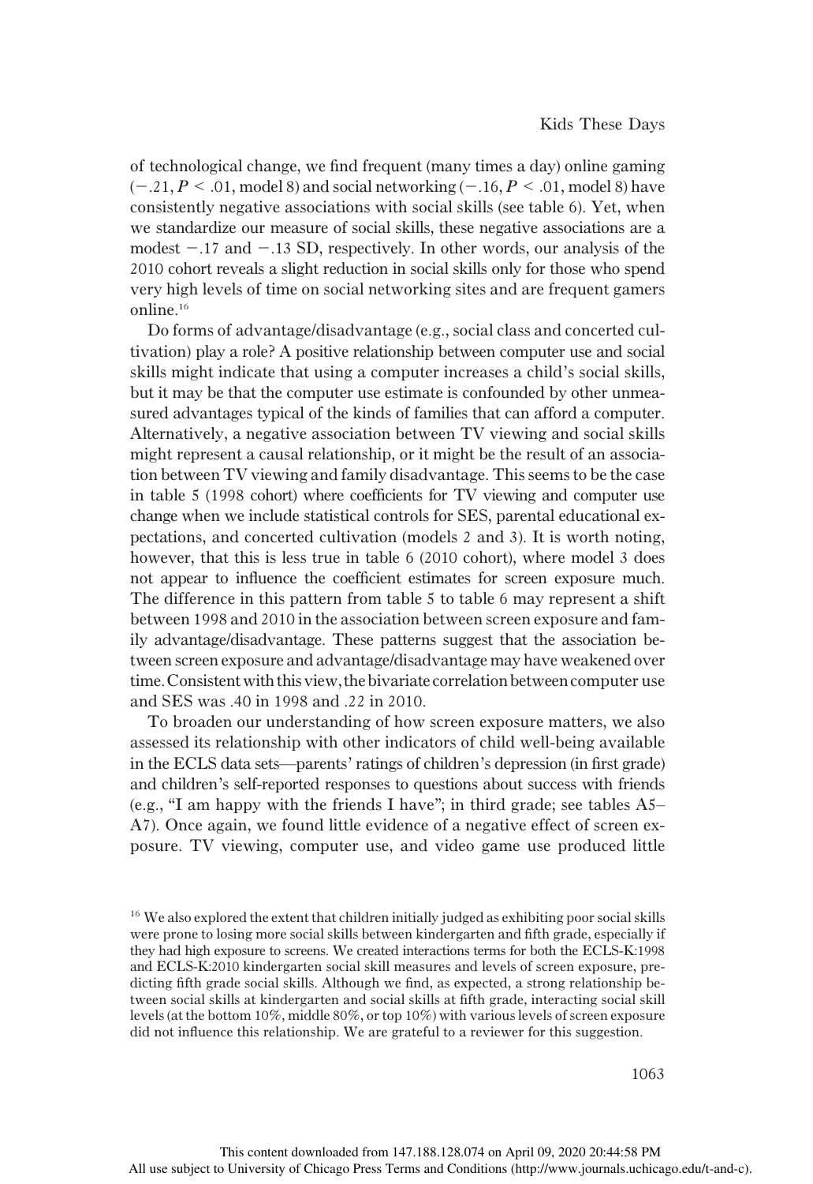of technological change, we find frequent (many times a day) online gaming ($-.21$, $P < .01$, model 8) and social networking ($-.16$, $P < .01$, model 8) have consistently negative associations with social skills (see table 6). Yet, when we standardize our measure of social skills, these negative associations are a modest $-.17$ and $-.13$ SD, respectively. In other words, our analysis of the 2010 cohort reveals a slight reduction in social skills only for those who spend very high levels of time on social networking sites and are frequent gamers online.[16]

Do forms of advantage/disadvantage (e.g., social class and concerted cultivation) play a role? A positive relationship between computer use and social skills might indicate that using a computer increases a child's social skills, but it may be that the computer use estimate is confounded by other unmeasured advantages typical of the kinds of families that can afford a computer. Alternatively, a negative association between TV viewing and social skills might represent a causal relationship, or it might be the result of an association between TV viewing and family disadvantage. This seems to be the case in table 5 (1998 cohort) where coefficients for TV viewing and computer use change when we include statistical controls for SES, parental educational expectations, and concerted cultivation (models 2 and 3). It is worth noting, however, that this is less true in table 6 (2010 cohort), where model 3 does not appear to influence the coefficient estimates for screen exposure much. The difference in this pattern from table 5 to table 6 may represent a shift between 1998 and 2010 in the association between screen exposure and family advantage/disadvantage. These patterns suggest that the association between screen exposure and advantage/disadvantage may have weakened over time. Consistent with this view, the bivariate correlation between computer use and SES was .40 in 1998 and .22 in 2010.

To broaden our understanding of how screen exposure matters, we also assessed its relationship with other indicators of child well-being available in the ECLS data sets—parents' ratings of children's depression (in first grade) and children's self-reported responses to questions about success with friends (e.g., "I am happy with the friends I have"; in third grade; see tables A5–A7). Once again, we found little evidence of a negative effect of screen exposure. TV viewing, computer use, and video game use produced little

[16] We also explored the extent that children initially judged as exhibiting poor social skills were prone to losing more social skills between kindergarten and fifth grade, especially if they had high exposure to screens. We created interactions terms for both the ECLS-K:1998 and ECLS-K:2010 kindergarten social skill measures and levels of screen exposure, predicting fifth grade social skills. Although we find, as expected, a strong relationship between social skills at kindergarten and social skills at fifth grade, interacting social skill levels (at the bottom 10%, middle 80%, or top 10%) with various levels of screen exposure did not influence this relationship. We are grateful to a reviewer for this suggestion.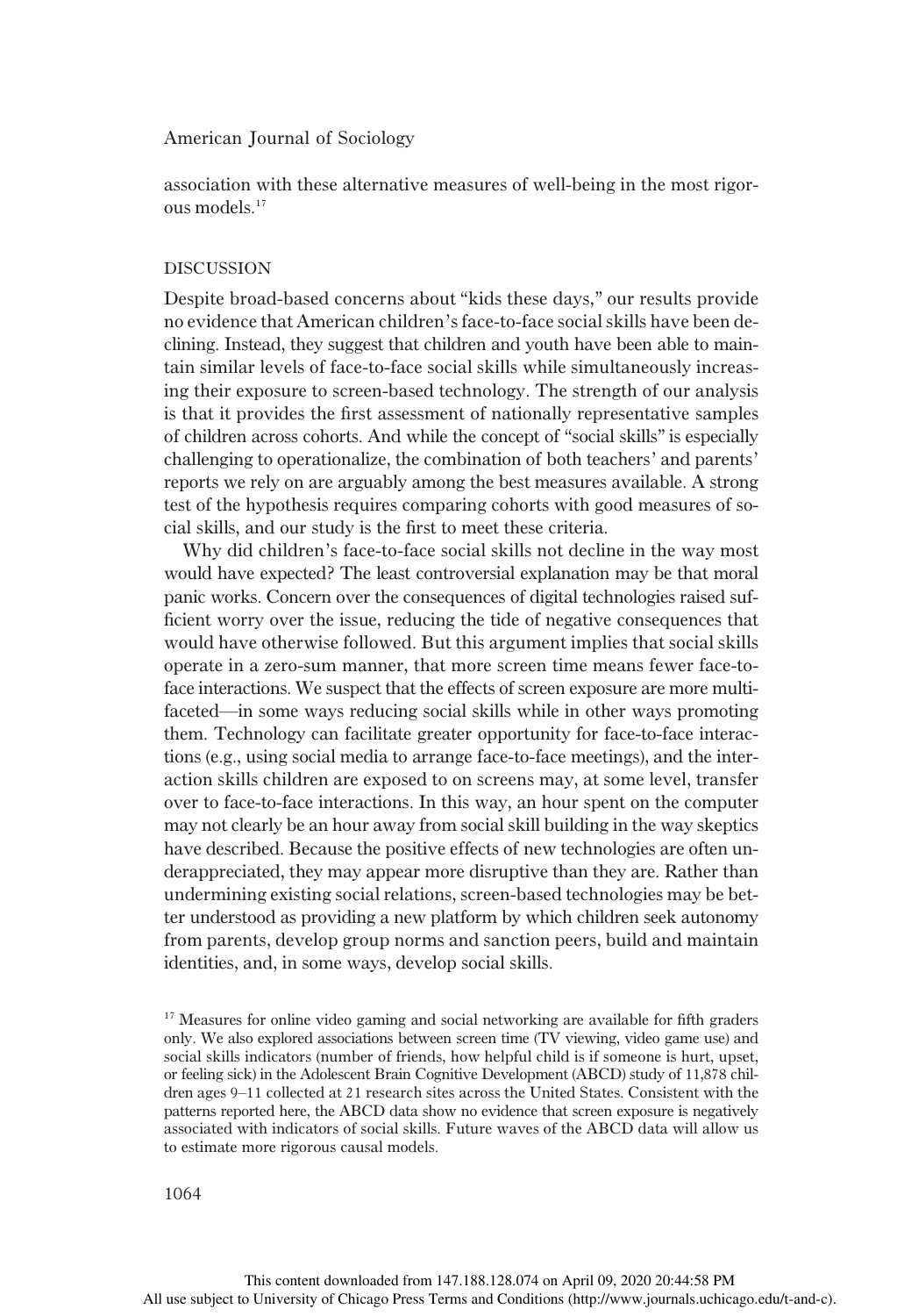association with these alternative measures of well-being in the most rigorous models.[17]

## DISCUSSION

Despite broad-based concerns about "kids these days," our results provide no evidence that American children's face-to-face social skills have been declining. Instead, they suggest that children and youth have been able to maintain similar levels of face-to-face social skills while simultaneously increasing their exposure to screen-based technology. The strength of our analysis is that it provides the first assessment of nationally representative samples of children across cohorts. And while the concept of "social skills" is especially challenging to operationalize, the combination of both teachers' and parents' reports we rely on are arguably among the best measures available. A strong test of the hypothesis requires comparing cohorts with good measures of social skills, and our study is the first to meet these criteria.

Why did children's face-to-face social skills not decline in the way most would have expected? The least controversial explanation may be that moral panic works. Concern over the consequences of digital technologies raised sufficient worry over the issue, reducing the tide of negative consequences that would have otherwise followed. But this argument implies that social skills operate in a zero-sum manner, that more screen time means fewer face-to-face interactions. We suspect that the effects of screen exposure are more multifaceted—in some ways reducing social skills while in other ways promoting them. Technology can facilitate greater opportunity for face-to-face interactions (e.g., using social media to arrange face-to-face meetings), and the interaction skills children are exposed to on screens may, at some level, transfer over to face-to-face interactions. In this way, an hour spent on the computer may not clearly be an hour away from social skill building in the way skeptics have described. Because the positive effects of new technologies are often underappreciated, they may appear more disruptive than they are. Rather than undermining existing social relations, screen-based technologies may be better understood as providing a new platform by which children seek autonomy from parents, develop group norms and sanction peers, build and maintain identities, and, in some ways, develop social skills.

[17] Measures for online video gaming and social networking are available for fifth graders only. We also explored associations between screen time (TV viewing, video game use) and social skills indicators (number of friends, how helpful child is if someone is hurt, upset, or feeling sick) in the Adolescent Brain Cognitive Development (ABCD) study of 11,878 children ages 9–11 collected at 21 research sites across the United States. Consistent with the patterns reported here, the ABCD data show no evidence that screen exposure is negatively associated with indicators of social skills. Future waves of the ABCD data will allow us to estimate more rigorous causal models.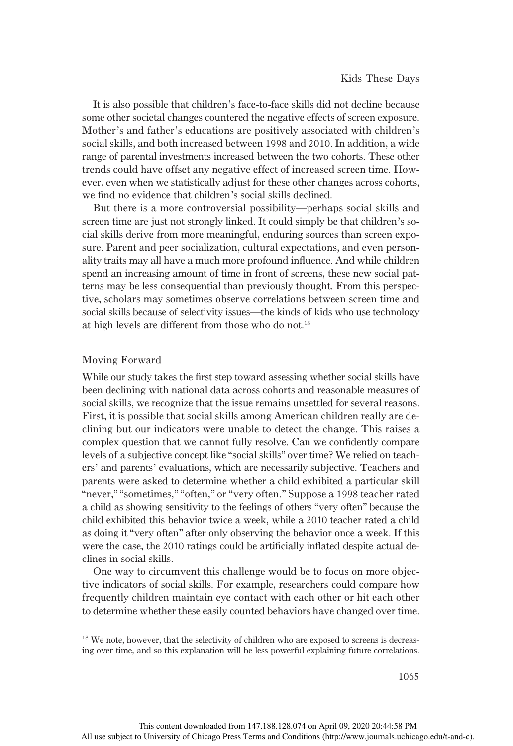It is also possible that children's face-to-face skills did not decline because some other societal changes countered the negative effects of screen exposure. Mother's and father's educations are positively associated with children's social skills, and both increased between 1998 and 2010. In addition, a wide range of parental investments increased between the two cohorts. These other trends could have offset any negative effect of increased screen time. However, even when we statistically adjust for these other changes across cohorts, we find no evidence that children's social skills declined.

But there is a more controversial possibility—perhaps social skills and screen time are just not strongly linked. It could simply be that children's social skills derive from more meaningful, enduring sources than screen exposure. Parent and peer socialization, cultural expectations, and even personality traits may all have a much more profound influence. And while children spend an increasing amount of time in front of screens, these new social patterns may be less consequential than previously thought. From this perspective, scholars may sometimes observe correlations between screen time and social skills because of selectivity issues—the kinds of kids who use technology at high levels are different from those who do not.[18]

## Moving Forward

While our study takes the first step toward assessing whether social skills have been declining with national data across cohorts and reasonable measures of social skills, we recognize that the issue remains unsettled for several reasons. First, it is possible that social skills among American children really are declining but our indicators were unable to detect the change. This raises a complex question that we cannot fully resolve. Can we confidently compare levels of a subjective concept like "social skills" over time? We relied on teachers' and parents' evaluations, which are necessarily subjective. Teachers and parents were asked to determine whether a child exhibited a particular skill "never," "sometimes," "often," or "very often." Suppose a 1998 teacher rated a child as showing sensitivity to the feelings of others "very often" because the child exhibited this behavior twice a week, while a 2010 teacher rated a child as doing it "very often" after only observing the behavior once a week. If this were the case, the 2010 ratings could be artificially inflated despite actual declines in social skills.

One way to circumvent this challenge would be to focus on more objective indicators of social skills. For example, researchers could compare how frequently children maintain eye contact with each other or hit each other to determine whether these easily counted behaviors have changed over time.

[18] We note, however, that the selectivity of children who are exposed to screens is decreasing over time, and so this explanation will be less powerful explaining future correlations.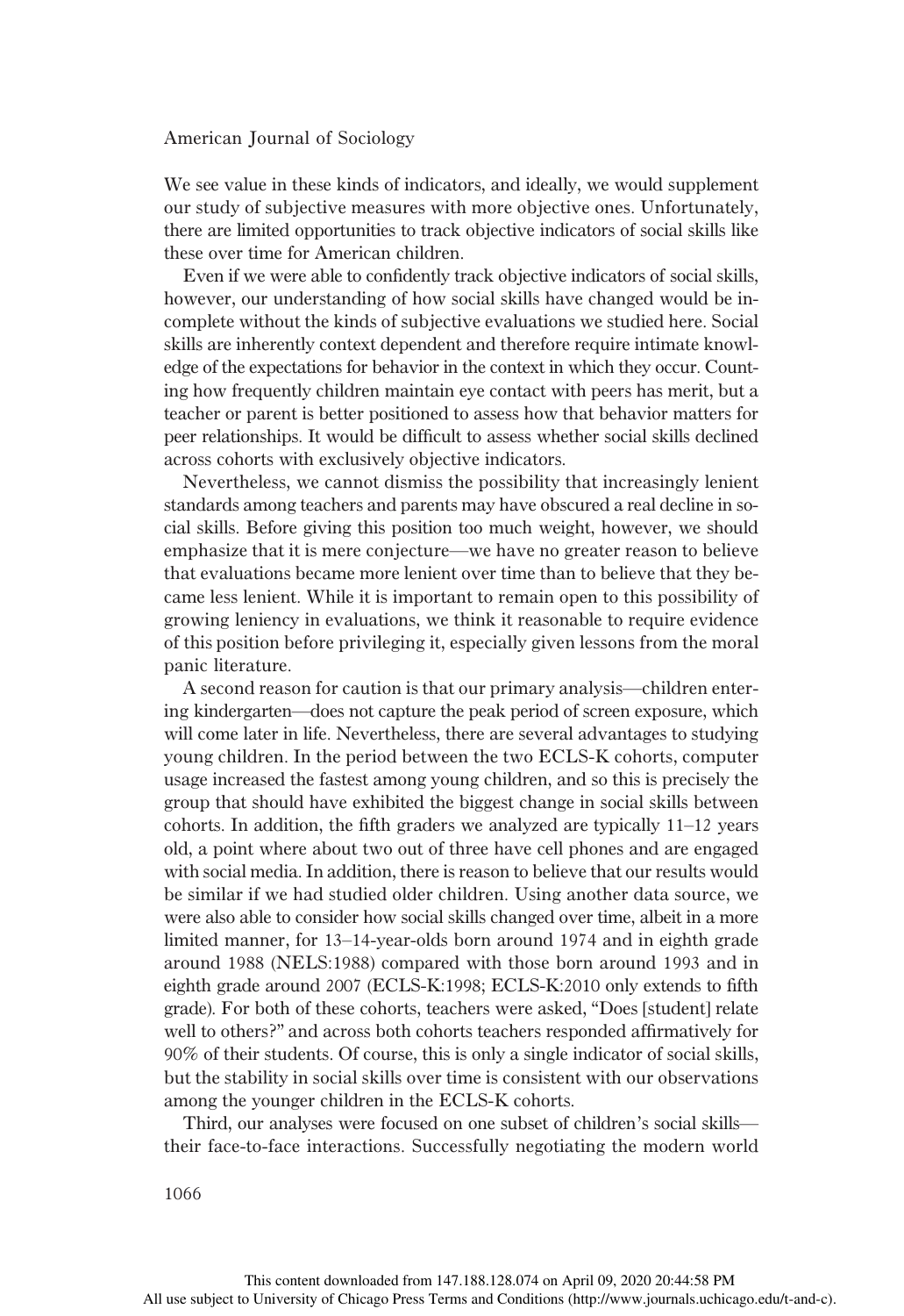We see value in these kinds of indicators, and ideally, we would supplement our study of subjective measures with more objective ones. Unfortunately, there are limited opportunities to track objective indicators of social skills like these over time for American children.

Even if we were able to confidently track objective indicators of social skills, however, our understanding of how social skills have changed would be incomplete without the kinds of subjective evaluations we studied here. Social skills are inherently context dependent and therefore require intimate knowledge of the expectations for behavior in the context in which they occur. Counting how frequently children maintain eye contact with peers has merit, but a teacher or parent is better positioned to assess how that behavior matters for peer relationships. It would be difficult to assess whether social skills declined across cohorts with exclusively objective indicators.

Nevertheless, we cannot dismiss the possibility that increasingly lenient standards among teachers and parents may have obscured a real decline in social skills. Before giving this position too much weight, however, we should emphasize that it is mere conjecture—we have no greater reason to believe that evaluations became more lenient over time than to believe that they became less lenient. While it is important to remain open to this possibility of growing leniency in evaluations, we think it reasonable to require evidence of this position before privileging it, especially given lessons from the moral panic literature.

A second reason for caution is that our primary analysis—children entering kindergarten—does not capture the peak period of screen exposure, which will come later in life. Nevertheless, there are several advantages to studying young children. In the period between the two ECLS-K cohorts, computer usage increased the fastest among young children, and so this is precisely the group that should have exhibited the biggest change in social skills between cohorts. In addition, the fifth graders we analyzed are typically 11–12 years old, a point where about two out of three have cell phones and are engaged with social media. In addition, there is reason to believe that our results would be similar if we had studied older children. Using another data source, we were also able to consider how social skills changed over time, albeit in a more limited manner, for 13–14-year-olds born around 1974 and in eighth grade around 1988 (NELS:1988) compared with those born around 1993 and in eighth grade around 2007 (ECLS-K:1998; ECLS-K:2010 only extends to fifth grade). For both of these cohorts, teachers were asked, "Does [student] relate well to others?" and across both cohorts teachers responded affirmatively for 90% of their students. Of course, this is only a single indicator of social skills, but the stability in social skills over time is consistent with our observations among the younger children in the ECLS-K cohorts.

Third, our analyses were focused on one subset of children's social skills—their face-to-face interactions. Successfully negotiating the modern world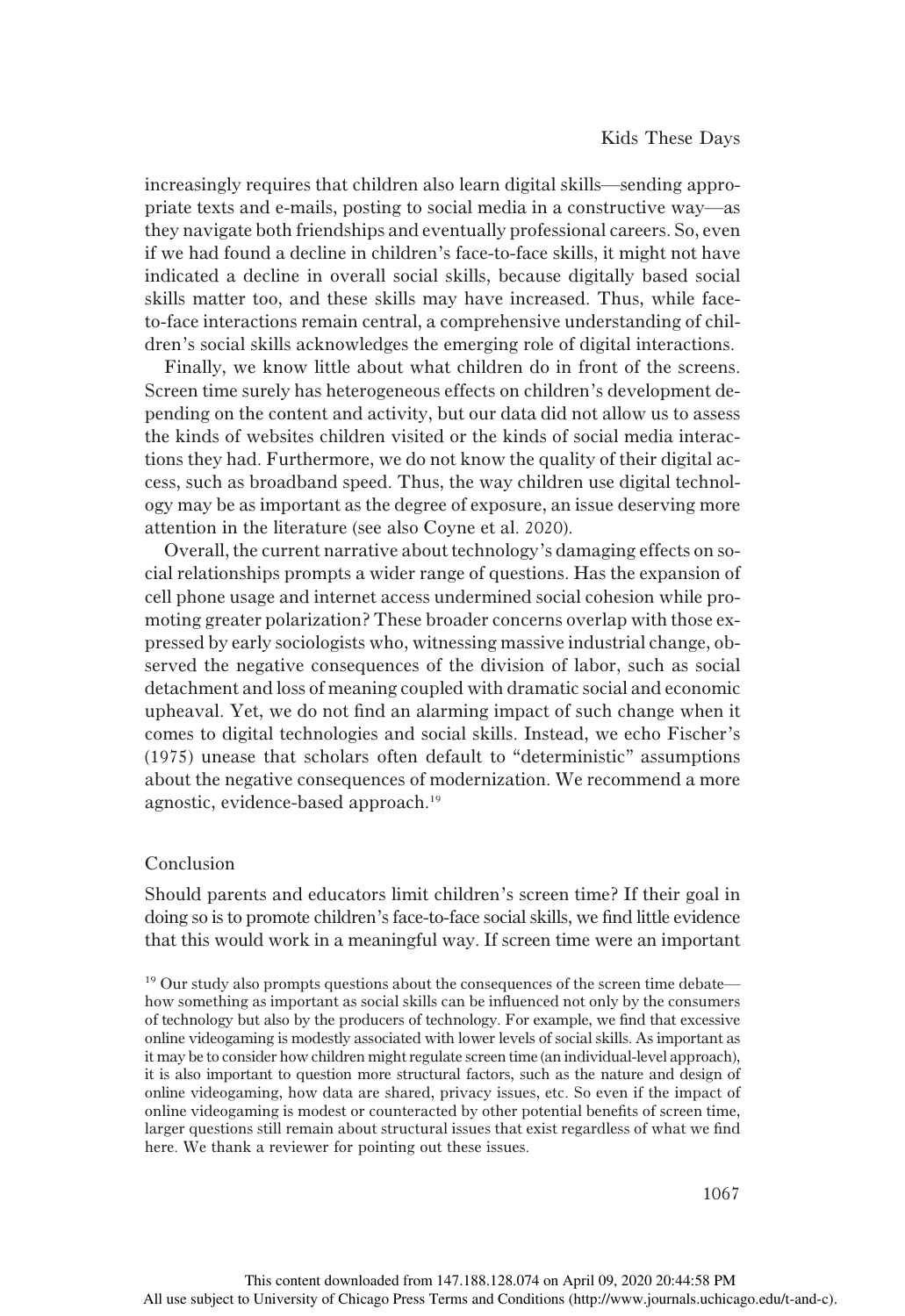increasingly requires that children also learn digital skills—sending appropriate texts and e-mails, posting to social media in a constructive way—as they navigate both friendships and eventually professional careers. So, even if we had found a decline in children's face-to-face skills, it might not have indicated a decline in overall social skills, because digitally based social skills matter too, and these skills may have increased. Thus, while face-to-face interactions remain central, a comprehensive understanding of children's social skills acknowledges the emerging role of digital interactions.

Finally, we know little about what children do in front of the screens. Screen time surely has heterogeneous effects on children's development depending on the content and activity, but our data did not allow us to assess the kinds of websites children visited or the kinds of social media interactions they had. Furthermore, we do not know the quality of their digital access, such as broadband speed. Thus, the way children use digital technology may be as important as the degree of exposure, an issue deserving more attention in the literature (see also Coyne et al. 2020).

Overall, the current narrative about technology's damaging effects on social relationships prompts a wider range of questions. Has the expansion of cell phone usage and internet access undermined social cohesion while promoting greater polarization? These broader concerns overlap with those expressed by early sociologists who, witnessing massive industrial change, observed the negative consequences of the division of labor, such as social detachment and loss of meaning coupled with dramatic social and economic upheaval. Yet, we do not find an alarming impact of such change when it comes to digital technologies and social skills. Instead, we echo Fischer's (1975) unease that scholars often default to "deterministic" assumptions about the negative consequences of modernization. We recommend a more agnostic, evidence-based approach.[19]

## Conclusion

Should parents and educators limit children's screen time? If their goal in doing so is to promote children's face-to-face social skills, we find little evidence that this would work in a meaningful way. If screen time were an important

[19] Our study also prompts questions about the consequences of the screen time debate—how something as important as social skills can be influenced not only by the consumers of technology but also by the producers of technology. For example, we find that excessive online videogaming is modestly associated with lower levels of social skills. As important as it may be to consider how children might regulate screen time (an individual-level approach), it is also important to question more structural factors, such as the nature and design of online videogaming, how data are shared, privacy issues, etc. So even if the impact of online videogaming is modest or counteracted by other potential benefits of screen time, larger questions still remain about structural issues that exist regardless of what we find here. We thank a reviewer for pointing out these issues.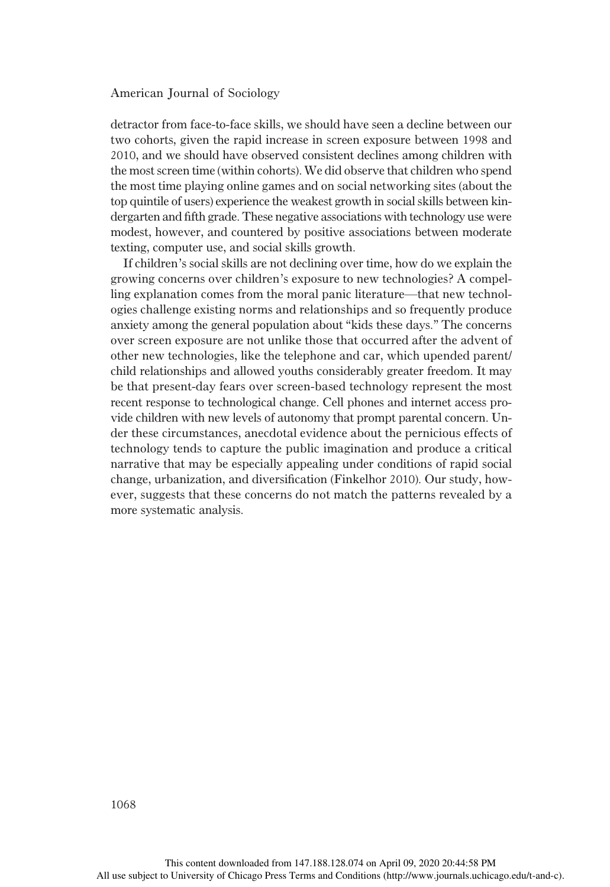detractor from face-to-face skills, we should have seen a decline between our two cohorts, given the rapid increase in screen exposure between 1998 and 2010, and we should have observed consistent declines among children with the most screen time (within cohorts). We did observe that children who spend the most time playing online games and on social networking sites (about the top quintile of users) experience the weakest growth in social skills between kindergarten and fifth grade. These negative associations with technology use were modest, however, and countered by positive associations between moderate texting, computer use, and social skills growth.

If children's social skills are not declining over time, how do we explain the growing concerns over children's exposure to new technologies? A compelling explanation comes from the moral panic literature—that new technologies challenge existing norms and relationships and so frequently produce anxiety among the general population about "kids these days." The concerns over screen exposure are not unlike those that occurred after the advent of other new technologies, like the telephone and car, which upended parent/child relationships and allowed youths considerably greater freedom. It may be that present-day fears over screen-based technology represent the most recent response to technological change. Cell phones and internet access provide children with new levels of autonomy that prompt parental concern. Under these circumstances, anecdotal evidence about the pernicious effects of technology tends to capture the public imagination and produce a critical narrative that may be especially appealing under conditions of rapid social change, urbanization, and diversification (Finkelhor 2010). Our study, however, suggests that these concerns do not match the patterns revealed by a more systematic analysis.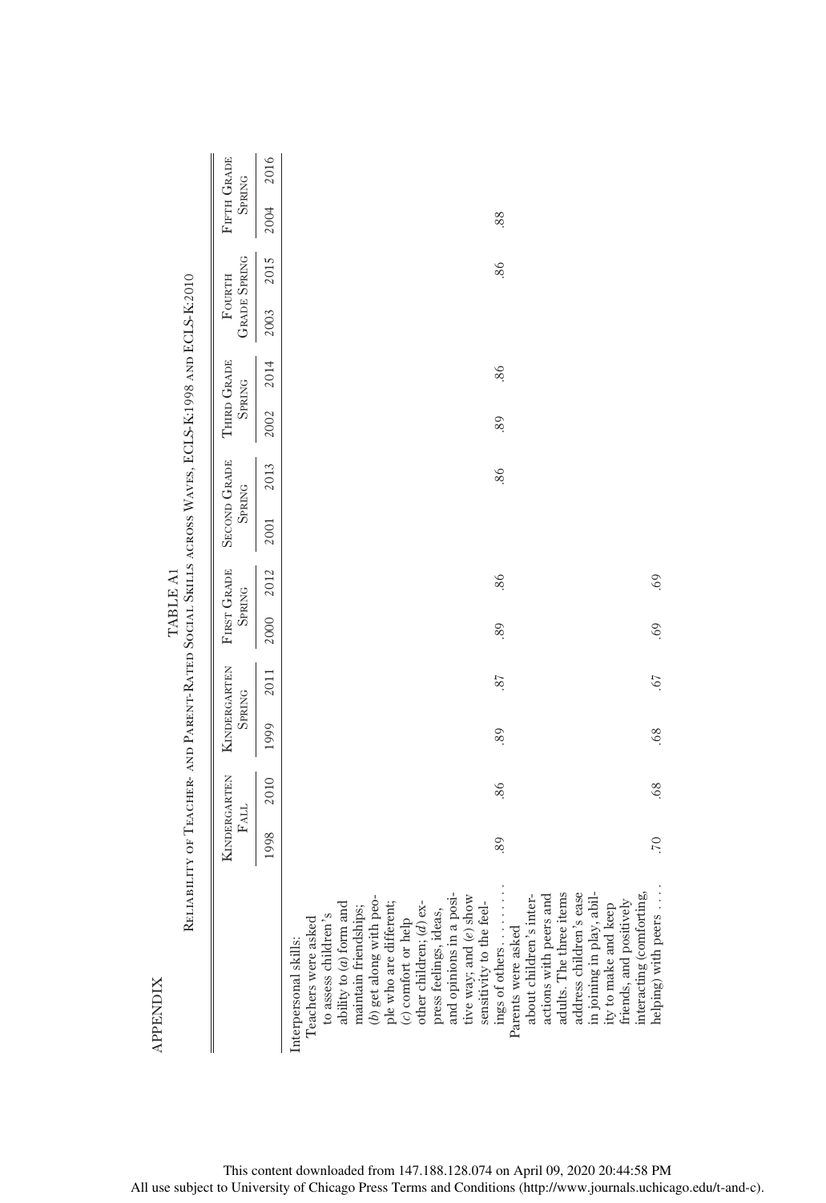## APPENDIX

TABLE A1

Reliability of Teacher- and Parent-Rated Social Skills across Waves, ECLS-K:1998 and ECLS-K:2010

| | Kindergarten Fall | | Kindergarten Spring | | First Grade Spring | | Second Grade Spring | | Third Grade Spring | | Fourth Grade Spring | | Fifth Grade Spring | |
|---|---|---|---|---|---|---|---|---|---|---|---|---|---|---|
| | 1998 | 2010 | 1999 | 2011 | 2000 | 2012 | 2001 | 2013 | 2002 | 2014 | 2003 | 2015 | 2004 | 2016 |
| Interpersonal skills: | | | | | | | | | | | | | | |
| Teachers were asked to assess children's ability to (*a*) form and maintain friendships; (*b*) get along with people who are different; (*c*) comfort or help other children; (*d*) express feelings, ideas, and opinions in a positive way; and (*e*) show sensitivity to the feelings of others . . . . . . . . | .89 | .86 | .89 | .87 | .89 | .86 | | .86 | .89 | .86 | | .86 | .88 | |
| Parents were asked about children's interactions with peers and adults. The three items address children's ease in joining in play, ability to make and keep friends, and positively interacting (comforting, helping) with peers . . . . | .70 | .68 | .68 | .67 | .69 | .69 | | | | | | | | |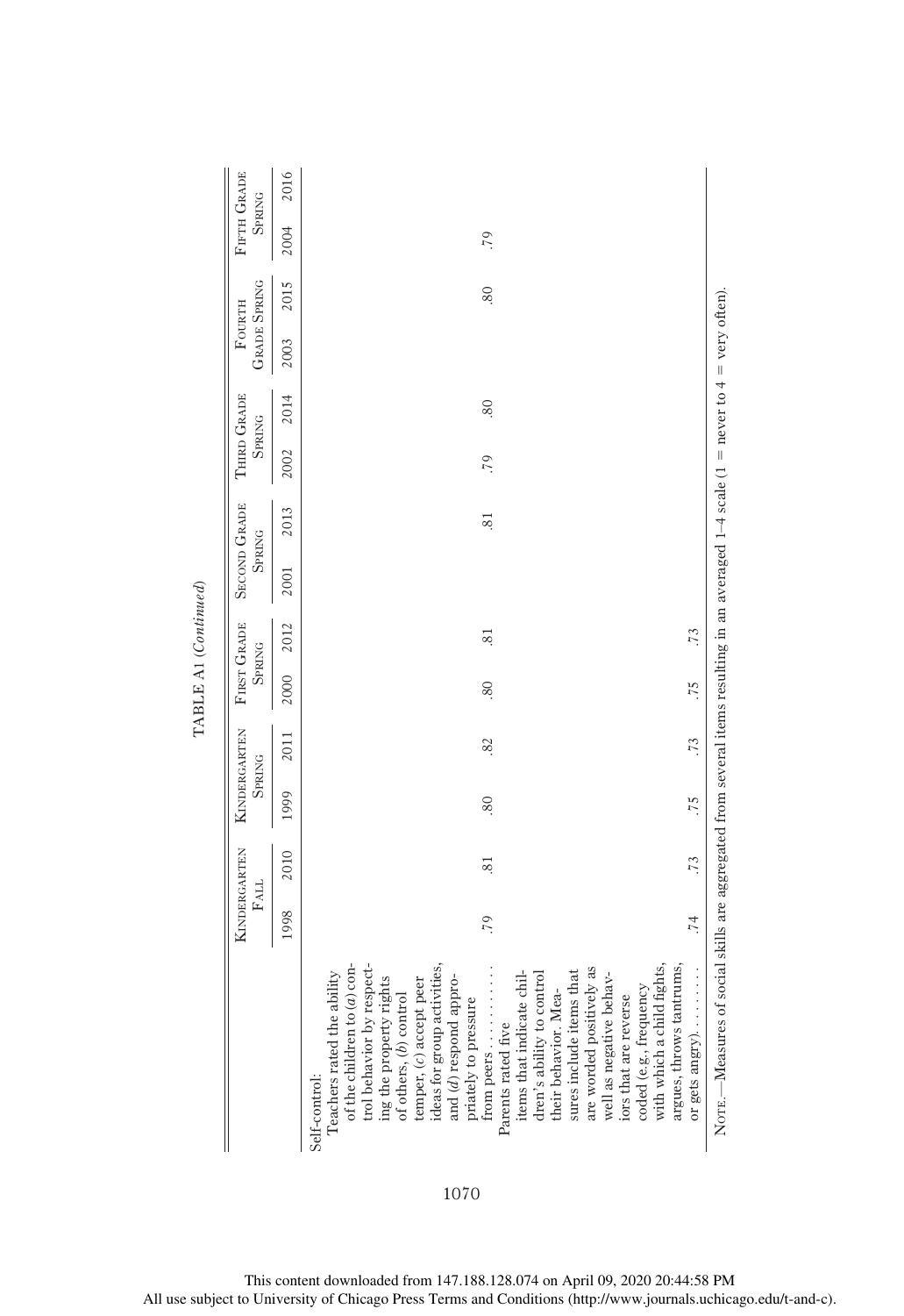TABLE A1 (*Continued*)

| | Kindergarten Fall | | Kindergarten Spring | | First Grade Spring | | Second Grade Spring | | Third Grade Spring | | Fourth Grade Spring | | Fifth Grade Spring | |
|---|---|---|---|---|---|---|---|---|---|---|---|---|---|---|
| | 1998 | 2010 | 1999 | 2011 | 2000 | 2012 | 2001 | 2013 | 2002 | 2014 | 2003 | 2015 | 2004 | 2016 |
| Self-control: | | | | | | | | | | | | | | |
| Teachers rated the ability of the children to (*a*) control behavior by respecting the property rights of others, (*b*) control temper, (*c*) accept peer ideas for group activities, and (*d*) respond appropriately to pressure from peers . . . . . . . . . | .79 | .81 | .80 | .82 | .80 | .81 | | .81 | .79 | .80 | | .80 | .79 | |
| Parents rated five items that indicate children's ability to control their behavior. Measures include items that are worded positively as well as negative behaviors that are reverse coded (e.g., frequency with which a child fights, argues, throws tantrums, or gets angry). . . . . . . . | .74 | .73 | .75 | .73 | .75 | .73 | | | | | | | | |

Note.—Measures of social skills are aggregated from several items resulting in an averaged 1–4 scale (1 = never to 4 = very often).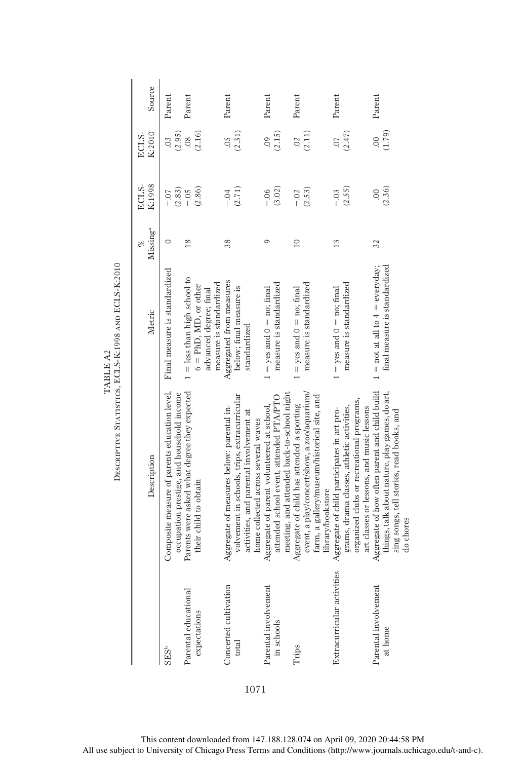TABLE A2

Descriptive Statistics, ECLS-K:1998 and ECLS-K:2010

| | Description | Metric | % Missing[a] | ECLS-K:1998 | ECLS-K:2010 | Source |
|---|---|---|---|---|---|---|
| SES[b] | Composite measure of parents education level, occupation prestige, and household income | Final measure is standardized | 0 | −.07 (2.83) | .03 (2.95) | Parent |
| Parental educational expectations | Parents were asked what degree they expected their child to obtain | 1 = less than high school to 6 = PhD, MD, or other advanced degree; final measure is standardized | 18 | −.05 (2.86) | .08 (2.16) | Parent |
| Concerted cultivation total | Aggregate of measures below: parental involvement in schools, trips, extracurricular activities, and parental involvement at home collected across several waves | Aggregated from measures below; final measure is standardized | 38 | −.04 (2.71) | .05 (2.31) | Parent |
| Parental involvement in schools | Aggregate of parent volunteered at school, attended school event, attended PTA/PTO meeting, and attended back-to-school night | 1 = yes and 0 = no; final measure is standardized | 9 | −.06 (3.02) | .09 (2.15) | Parent |
| Trips | Aggregate of child has attended a sporting event, a play/concert/show, a zoo/aquarium/farm, a gallery/museum/historical site, and library/bookstore | 1 = yes and 0 = no; final measure is standardized | 10 | −.02 (2.53) | .02 (2.11) | Parent |
| Extracurricular activities | Aggregate of child participates in art programs, drama classes, athletic activities, organized clubs or recreational programs, art classes or lessons, and music lessons | 1 = yes and 0 = no; final measure is standardized | 13 | −.03 (2.55) | .07 (2.47) | Parent |
| Parental involvement at home | Aggregate of how often parent and child build things, talk about nature, play games, do art, sing songs, tell stories, read books, and do chores | 1 = not at all to 4 = everyday; final measure is standardized | 32 | .00 (2.36) | .00 (1.79) | Parent |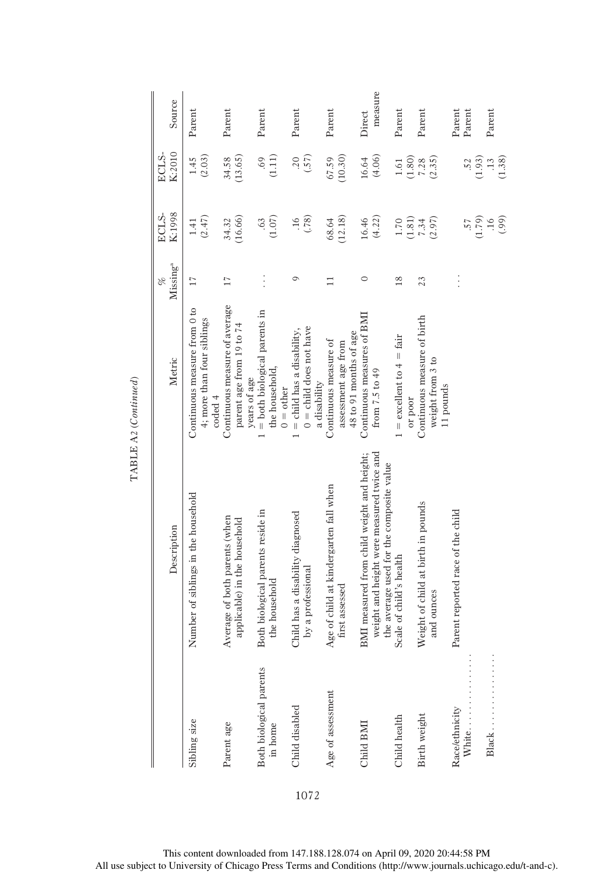TABLE A2 (*Continued*)

| | Description | Metric | % Missing[a] | ECLS-K:1998 | ECLS-K:2010 | Source |
|---|---|---|---|---|---|---|
| Sibling size | Number of siblings in the household | Continuous measure from 0 to 4; more than four siblings coded 4 | 17 | 1.41 (2.47) | 1.45 (2.03) | Parent |
| Parent age | Average of both parents (when applicable) in the household | Continuous measure of average parent age from 19 to 74 years of age | 17 | 34.32 (16.66) | 34.58 (13.65) | Parent |
| Both biological parents in home | Both biological parents reside in the household | 1 = both biological parents in the household, 0 = other | . . . | .63 (1.07) | .69 (1.11) | Parent |
| Child disabled | Child has a disability diagnosed by a professional | 1 = child has a disability, 0 = child does not have a disability | 9 | .16 (.78) | .20 (.57) | Parent |
| Age of assessment | Age of child at kindergarten fall when first assessed | Continuous measure of assessment age from 48 to 91 months of age | 11 | 68.64 (12.18) | 67.59 (10.30) | Parent |
| Child BMI | BMI measured from child weight and height; weight and height were measured twice and the average used for the composite value | Continuous measures of BMI from 7.5 to 49 | 0 | 16.46 (4.22) | 16.64 (4.06) | Direct measure |
| Child health | Scale of child's health | 1 = excellent to 4 = fair or poor | 18 | 1.70 (1.81) | 1.61 (1.80) | Parent |
| Birth weight | Weight of child at birth in pounds and ounces | Continuous measure of birth weight from 3 to 11 pounds | 23 | 7.34 (2.97) | 7.28 (2.35) | Parent |
| Race/ethnicity | Parent reported race of the child | | . . . | | | Parent |
| White. . . . . . . . . . . . . . . | | | | .57 (1.79) | .52 (1.93) | Parent |
| Black. . . . . . . . . . . . . . . | | | | .16 (.99) | .13 (1.38) | Parent |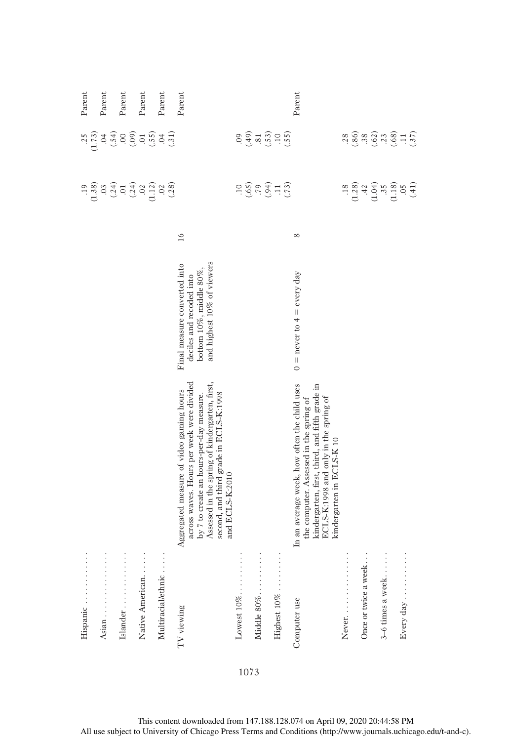| | | | | | | |
|---|---|---|---|---|---|---|
| Hispanic . . . . . . . . . . . | | | | .19 (1.38) | .25 (1.73) | Parent |
| Asian . . . . . . . . . . . . . . | | | | .03 (.24) | .04 (.54) | Parent |
| Islander . . . . . . . . . . . . | | | | .01 (.24) | .00 (.09) | Parent |
| Native American. . . . . . | | | | .02 (1.12) | .01 (.55) | Parent |
| Multiracial/ethnic . . . . | | | | .02 (.28) | .04 (.31) | Parent |
| TV viewing | Aggregated measure of video gaming hours across waves. Hours per week were divided by 7 to create an hours-per-day measure. Assessed in the spring of kindergarten, first, second, and third grade in ECLS-K:1998 and ECLS-K:2010 | Final measure converted into deciles and recoded into bottom 10%, middle 80%, and highest 10% of viewers | 16 | | | Parent |
| Lowest 10% . . . . . . . . . | | | | .10 (.65) | .09 (.49) | |
| Middle 80% . . . . . . . . . | | | | .79 (.94) | .81 (.53) | |
| Highest 10% . . . . . . . . | | | | .11 (.73) | .10 (.55) | |
| Computer use | In an average week, how often the child uses the computer. Assessed in the spring of kindergarten, first, third, and fifth grade in ECLS-K:1998 and only in the spring of kindergarten in ECLS-K 10 | 0 = never to 4 = every day | 8 | | | Parent |
| Never. . . . . . . . . . . . . . | | | | .18 (1.28) | .28 (.86) | |
| Once or twice a week. . . | | | | .42 (1.04) | .38 (.62) | |
| 3–6 times a week. . . . . . | | | | .35 (1.18) | .23 (.68) | |
| Every day . . . . . . . . . . | | | | .05 (.41) | .11 (.37) | |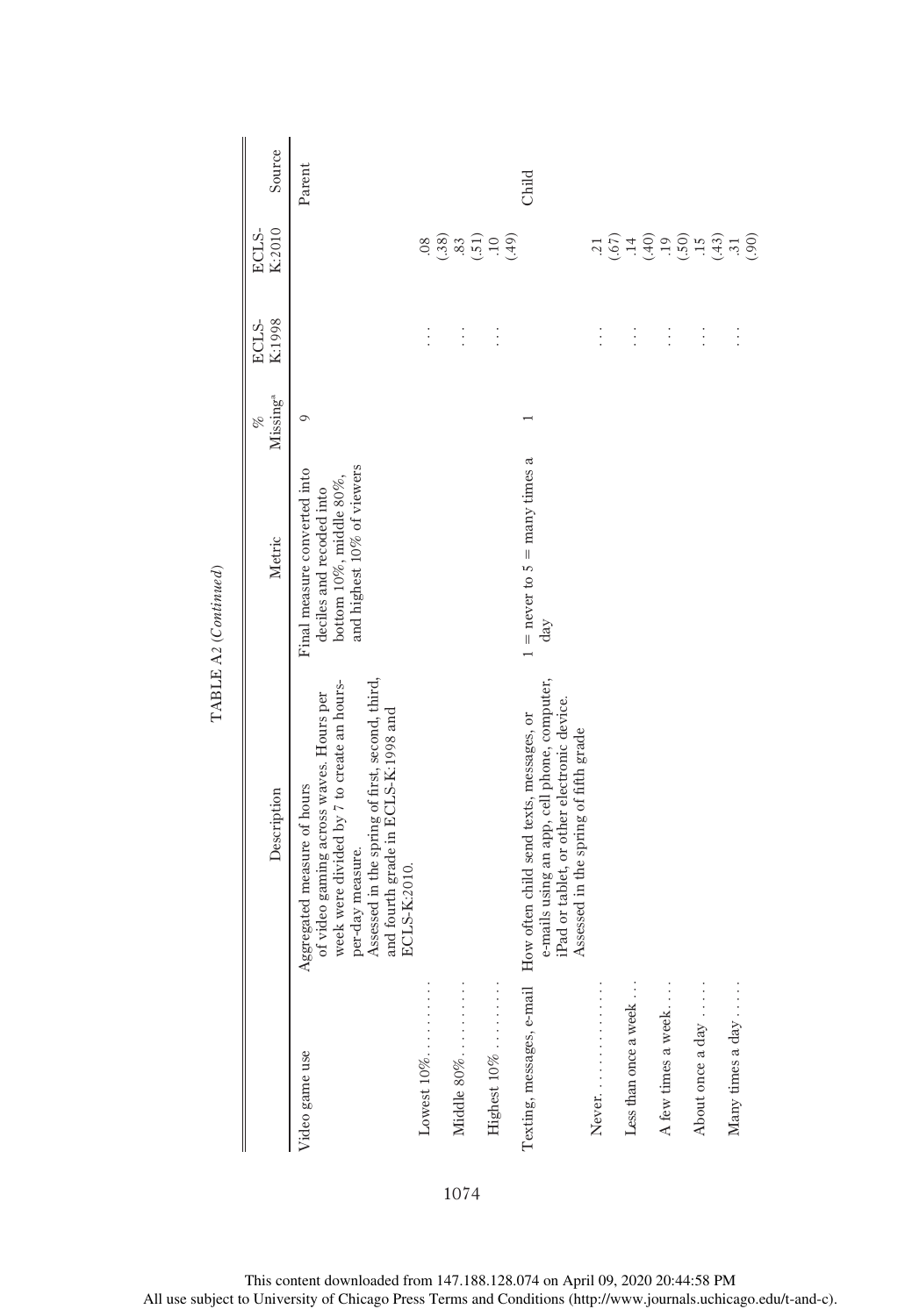TABLE A2 (*Continued*)

| | Description | Metric | % Missing[a] | ECLS-K:1998 | ECLS-K:2010 | Source |
|---|---|---|---|---|---|---|
| Video game use | Aggregated measure of hours of video gaming across waves. Hours per week were divided by 7 to create an hours-per-day measure. Assessed in the spring of first, second, third, and fourth grade in ECLS-K:1998 and ECLS-K:2010. | Final measure converted into deciles and recoded into bottom 10%, middle 80%, and highest 10% of viewers | 9 | | | Parent |
| Lowest 10% . . . . . . . . . | | | | . . . | .08 (.38) | |
| Middle 80% . . . . . . . . . | | | | . . . | .83 (.51) | |
| Highest 10% . . . . . . . . . | | | | . . . | .10 (.49) | |
| Texting, messages, e-mail | How often child send texts, messages, or e-mails using an app, cell phone, computer, iPad or tablet, or other electronic device. Assessed in the spring of fifth grade | 1 = never to 5 = many times a day | 1 | | | Child |
| Never. . . . . . . . . . . . . . . | | | | . . . | .21 (.67) | |
| Less than once a week . . . | | | | . . . | .14 (.40) | |
| A few times a week. . . . | | | | . . . | .19 (.50) | |
| About once a day . . . . . | | | | . . . | .15 (.43) | |
| Many times a day . . . . . | | | | . . . | .31 (.90) | |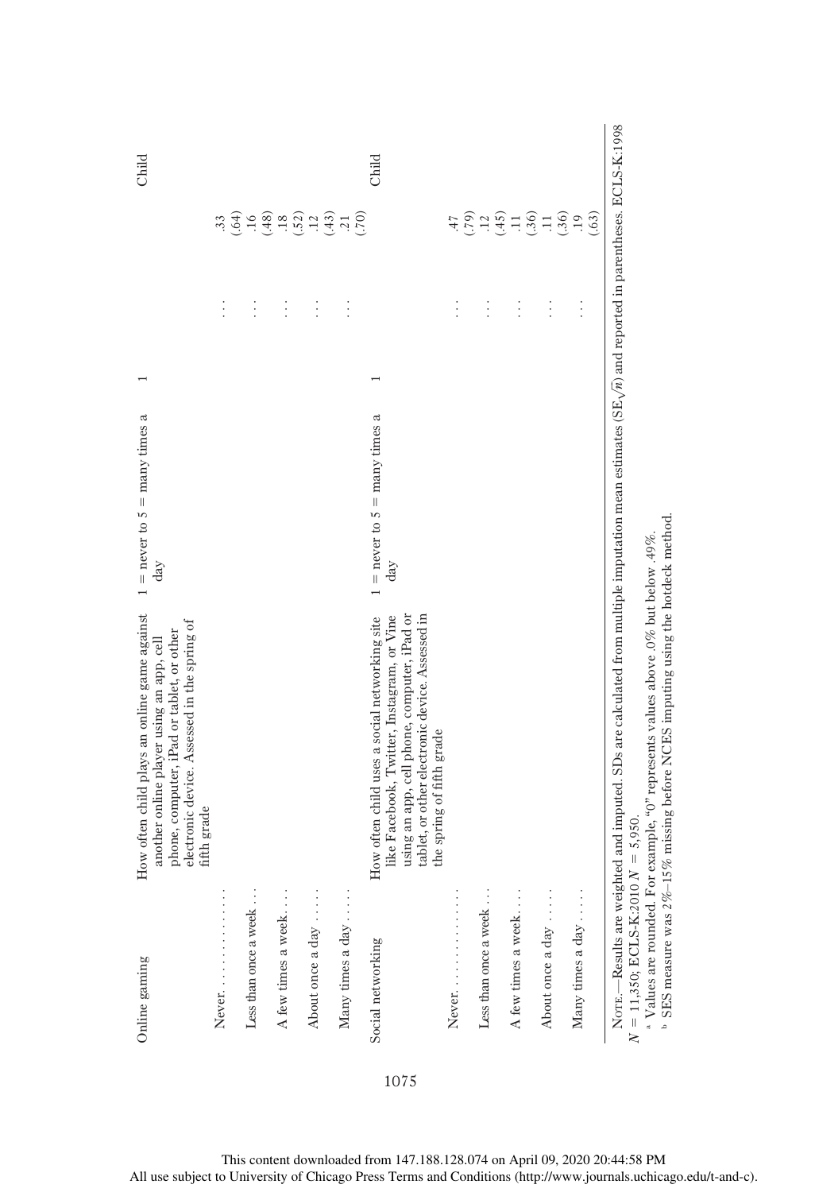| Online gaming | How often child plays an online game against another online player using an app, cell phone, computer, iPad or tablet, or other electronic device. Assessed in the spring of fifth grade | 1 = never to 5 = many times a day | 1 | | | Child |
|---|---|---|---|---|---|---|
| Never. . . . . . . . . . . . . . | | | | . . . | .33 (.64) | |
| Less than once a week . . . | | | | . . . | .16 (.48) | |
| A few times a week . . . . | | | | . . . | .18 (.52) | |
| About once a day . . . . . | | | | . . . | .12 (.43) | |
| Many times a day . . . . . | | | | . . . | .21 (.70) | |
| Social networking | How often child uses a social networking site like Facebook, Twitter, Instagram, or Vine using an app, cell phone, computer, iPad or tablet, or other electronic device. Assessed in the spring of fifth grade | 1 = never to 5 = many times a day | 1 | | | Child |
| Never. . . . . . . . . . . . . . | | | | . . . | .47 (.79) | |
| Less than once a week . . . | | | | . . . | .12 (.45) | |
| A few times a week . . . . | | | | . . . | .11 (.36) | |
| About once a day . . . . . | | | | . . . | .11 (.36) | |
| Many times a day . . . . . | | | | . . . | .19 (.63) | |

Note.—Results are weighted and imputed. SDs are calculated from multiple imputation mean estimates ($SE\sqrt{n}$) and reported in parentheses. ECLS-K:1998 $N = 11,350$; ECLS-K:2010 $N = 5,950$.

[a] Values are rounded. For example, "0" represents values above .0% but below .49%.

[b] SES measure was 2%–15% missing before NCES imputing using the hotdeck method.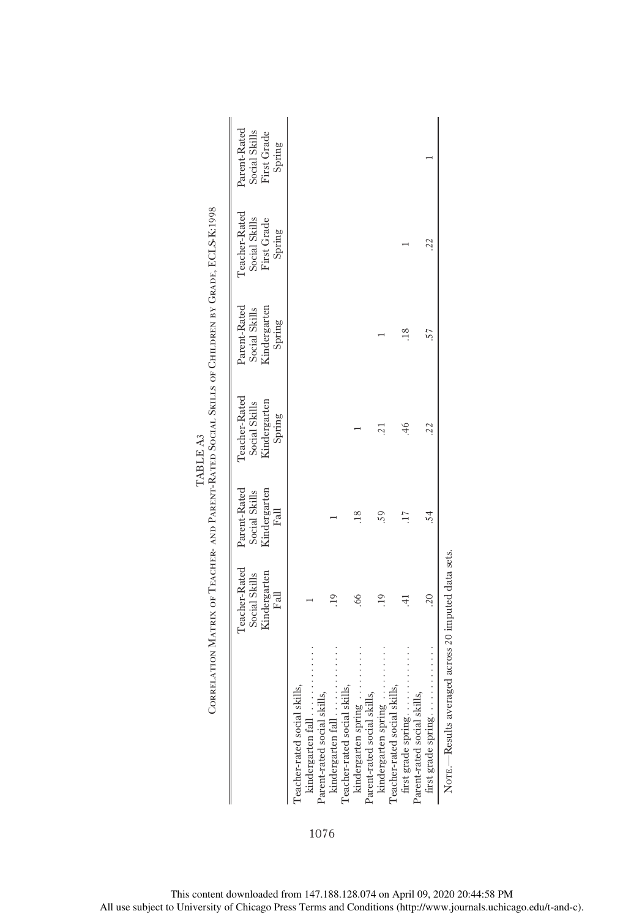TABLE A3

Correlation Matrix of Teacher- and Parent-Rated Social Skills of Children by Grade, ECLS-K:1998

| | Teacher-Rated Social Skills Kindergarten Fall | Parent-Rated Social Skills Kindergarten Fall | Teacher-Rated Social Skills Kindergarten Spring | Parent-Rated Social Skills Kindergarten Spring | Teacher-Rated Social Skills First Grade Spring | Parent-Rated Social Skills First Grade Spring |
|---|---|---|---|---|---|---|
| Teacher-rated social skills, kindergarten fall | 1 | | | | | |
| Parent-rated social skills, kindergarten fall | .19 | 1 | | | | |
| Teacher-rated social skills, kindergarten spring | .66 | .18 | 1 | | | |
| Parent-rated social skills, kindergarten spring | .19 | .59 | .21 | 1 | | |
| Teacher-rated social skills, first grade spring | .41 | .17 | .46 | .18 | 1 | |
| Parent-rated social skills, first grade spring | .20 | .54 | .22 | .57 | .22 | 1 |

Note.—Results averaged across 20 imputed data sets.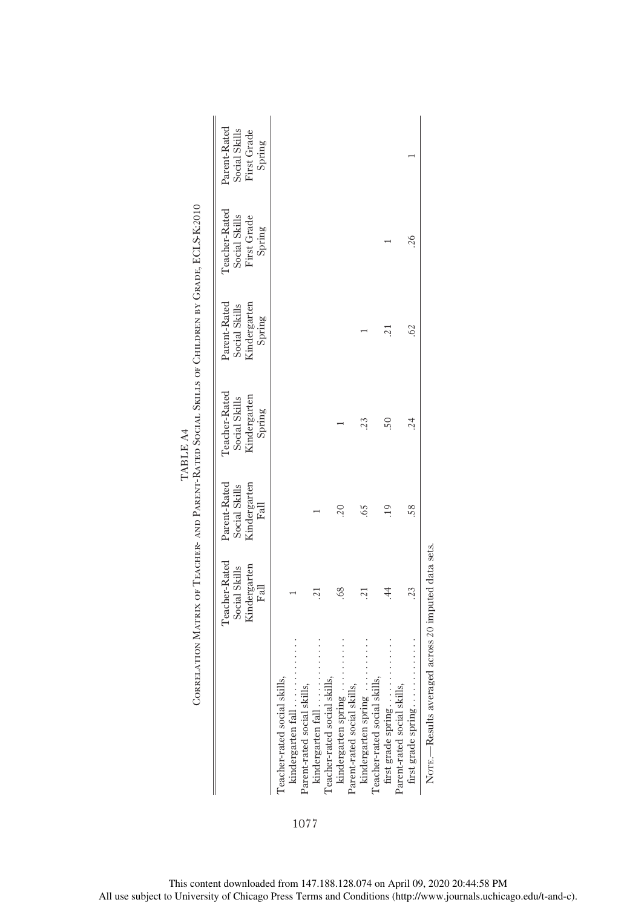TABLE A4

Correlation Matrix of Teacher- and Parent-Rated Social Skills of Children by Grade, ECLS-K:2010

| | Teacher-Rated Social Skills Kindergarten Fall | Parent-Rated Social Skills Kindergarten Fall | Teacher-Rated Social Skills Kindergarten Spring | Parent-Rated Social Skills Kindergarten Spring | Teacher-Rated Social Skills First Grade Spring | Parent-Rated Social Skills First Grade Spring |
|---|---|---|---|---|---|---|
| Teacher-rated social skills, kindergarten fall | 1 | | | | | |
| Parent-rated social skills, kindergarten fall | .21 | 1 | | | | |
| Teacher-rated social skills, kindergarten spring | .68 | .20 | 1 | | | |
| Parent-rated social skills, kindergarten spring | .21 | .65 | .23 | 1 | | |
| Teacher-rated social skills, first grade spring | .44 | .19 | .50 | .21 | 1 | |
| Parent-rated social skills, first grade spring | .23 | .58 | .24 | .62 | .26 | 1 |

Note.—Results averaged across 20 imputed data sets.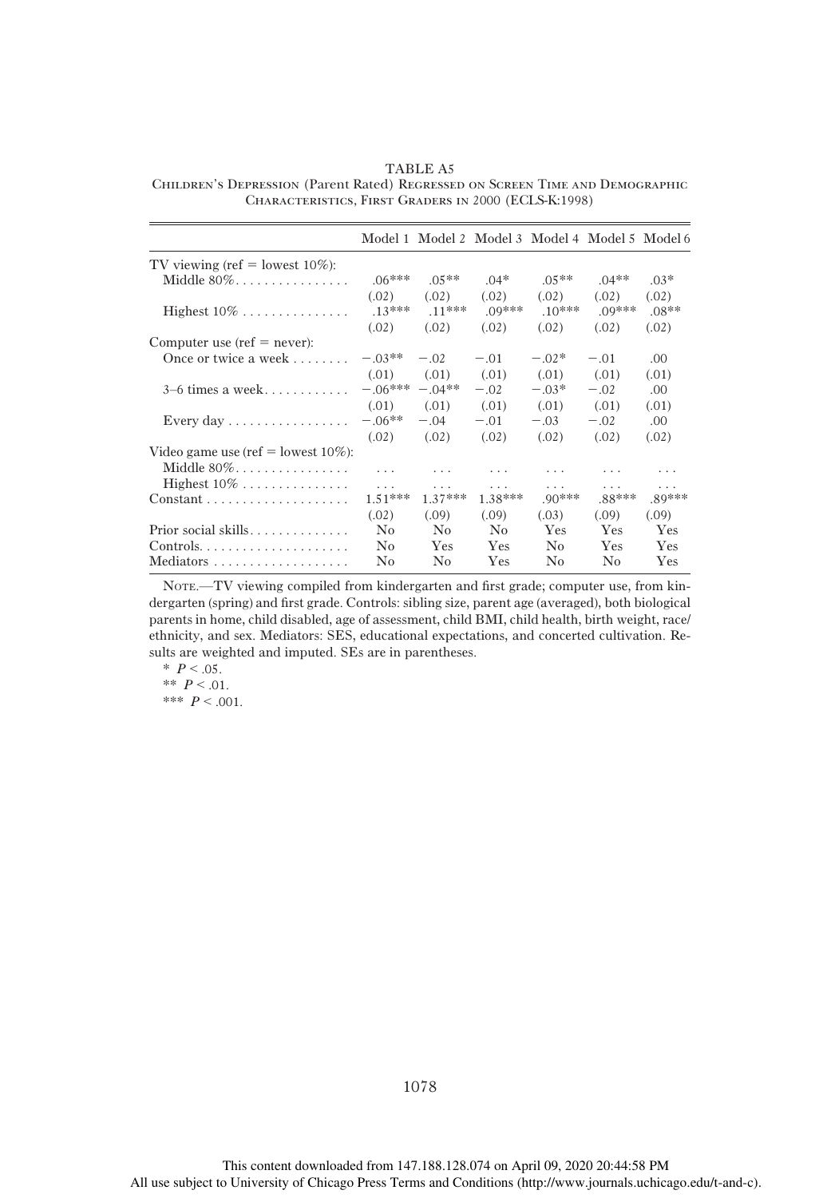TABLE A5

Children's Depression (Parent Rated) Regressed on Screen Time and Demographic Characteristics, First Graders in 2000 (ECLS-K:1998)

| | Model 1 | Model 2 | Model 3 | Model 4 | Model 5 | Model 6 |
|---|---|---|---|---|---|---|
| TV viewing (ref = lowest 10%): | | | | | | |
| Middle 80% | .06*** | .05** | .04* | .05** | .04** | .03* |
| | (.02) | (.02) | (.02) | (.02) | (.02) | (.02) |
| Highest 10% | .13*** | .11*** | .09*** | .10*** | .09*** | .08** |
| | (.02) | (.02) | (.02) | (.02) | (.02) | (.02) |
| Computer use (ref = never): | | | | | | |
| Once or twice a week | −.03** | −.02 | −.01 | −.02* | −.01 | .00 |
| | (.01) | (.01) | (.01) | (.01) | (.01) | (.01) |
| 3–6 times a week | −.06*** | −.04** | −.02 | −.03* | −.02 | .00 |
| | (.01) | (.01) | (.01) | (.01) | (.01) | (.01) |
| Every day | −.06** | −.04 | −.01 | −.03 | −.02 | .00 |
| | (.02) | (.02) | (.02) | (.02) | (.02) | (.02) |
| Video game use (ref = lowest 10%): | | | | | | |
| Middle 80% | . . . | . . . | . . . | . . . | . . . | . . . |
| Highest 10% | . . . | . . . | . . . | . . . | . . . | . . . |
| Constant | 1.51*** | 1.37*** | 1.38*** | .90*** | .88*** | .89*** |
| | (.02) | (.09) | (.09) | (.03) | (.09) | (.09) |
| Prior social skills | No | No | No | Yes | Yes | Yes |
| Controls | No | Yes | Yes | No | Yes | Yes |
| Mediators | No | No | Yes | No | No | Yes |

Note.—TV viewing compiled from kindergarten and first grade; computer use, from kindergarten (spring) and first grade. Controls: sibling size, parent age (averaged), both biological parents in home, child disabled, age of assessment, child BMI, child health, birth weight, race/ethnicity, and sex. Mediators: SES, educational expectations, and concerted cultivation. Results are weighted and imputed. SEs are in parentheses.

\* $P < .05$.

\*\* $P < .01$.

\*\*\* $P < .001$.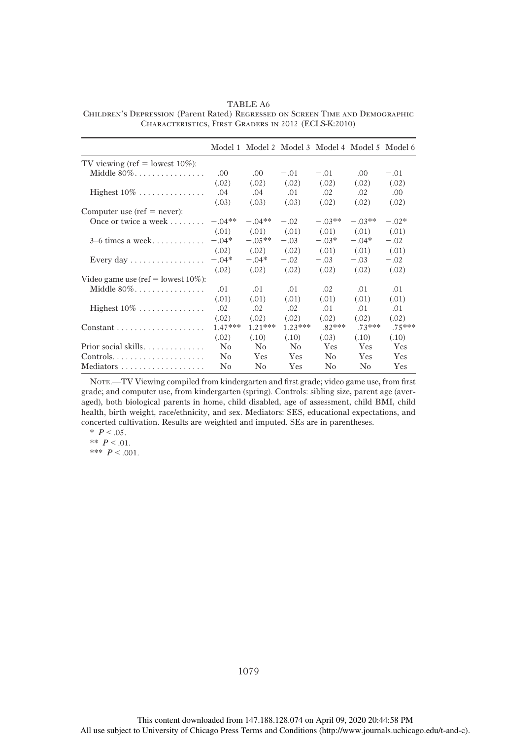TABLE A6

Children's Depression (Parent Rated) Regressed on Screen Time and Demographic Characteristics, First Graders in 2012 (ECLS-K:2010)

| | Model 1 | Model 2 | Model 3 | Model 4 | Model 5 | Model 6 |
|---|---|---|---|---|---|---|
| TV viewing (ref = lowest 10%): | | | | | | |
| Middle 80% | .00 | .00 | −.01 | −.01 | .00 | −.01 |
| | (.02) | (.02) | (.02) | (.02) | (.02) | (.02) |
| Highest 10% | .04 | .04 | .01 | .02 | .02 | .00 |
| | (.03) | (.03) | (.03) | (.02) | (.02) | (.02) |
| Computer use (ref = never): | | | | | | |
| Once or twice a week | −.04** | −.04** | −.02 | −.03** | −.03** | −.02* |
| | (.01) | (.01) | (.01) | (.01) | (.01) | (.01) |
| 3–6 times a week | −.04* | −.05** | −.03 | −.03* | −.04* | −.02 |
| | (.02) | (.02) | (.02) | (.01) | (.01) | (.01) |
| Every day | −.04* | −.04* | −.02 | −.03 | −.03 | −.02 |
| | (.02) | (.02) | (.02) | (.02) | (.02) | (.02) |
| Video game use (ref = lowest 10%): | | | | | | |
| Middle 80% | .01 | .01 | .01 | .02 | .01 | .01 |
| | (.01) | (.01) | (.01) | (.01) | (.01) | (.01) |
| Highest 10% | .02 | .02 | .02 | .01 | .01 | .01 |
| | (.02) | (.02) | (.02) | (.02) | (.02) | (.02) |
| Constant | 1.47*** | 1.21*** | 1.23*** | .82*** | .73*** | .75*** |
| | (.02) | (.10) | (.10) | (.03) | (.10) | (.10) |
| Prior social skills | No | No | No | Yes | Yes | Yes |
| Controls | No | Yes | Yes | No | Yes | Yes |
| Mediators | No | No | Yes | No | No | Yes |

Note.—TV Viewing compiled from kindergarten and first grade; video game use, from first grade; and computer use, from kindergarten (spring). Controls: sibling size, parent age (averaged), both biological parents in home, child disabled, age of assessment, child BMI, child health, birth weight, race/ethnicity, and sex. Mediators: SES, educational expectations, and concerted cultivation. Results are weighted and imputed. SEs are in parentheses.

\* $P < .05$.

\*\* $P < .01$.

\*\*\* $P < .001$.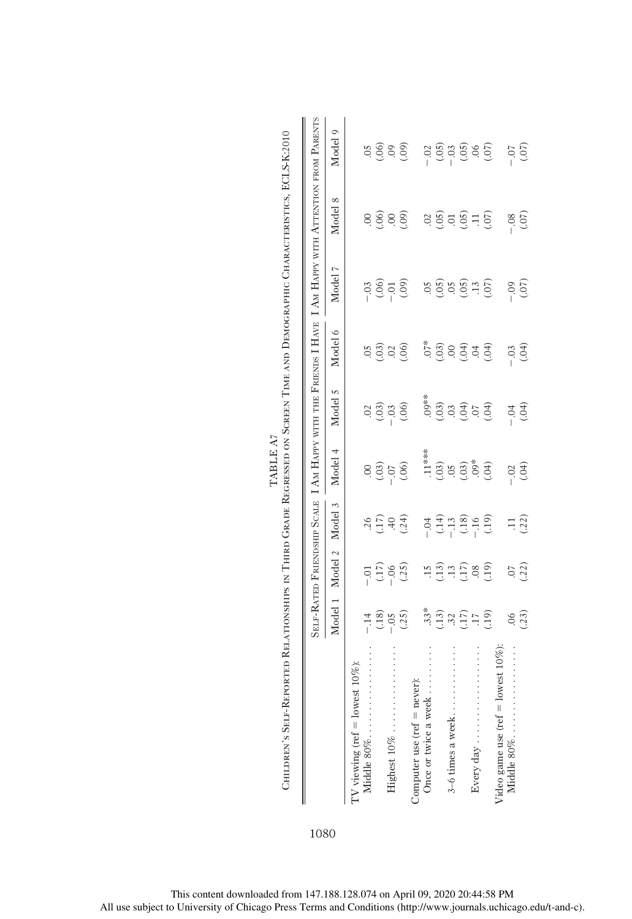TABLE A7

Children's Self-Reported Relationships in Third Grade Regressed on Screen Time and Demographic Characteristics, ECLS-K:2010

| | Self-Rated Friendship Scale | | | I Am Happy with the Friends I Have | | | I Am Happy with Attention from Parents | | |
|---|---|---|---|---|---|---|---|---|---|
| | Model 1 | Model 2 | Model 3 | Model 4 | Model 5 | Model 6 | Model 7 | Model 8 | Model 9 |
| TV viewing (ref = lowest 10%): | | | | | | | | | |
| Middle 80% | −.14 | −.01 | .26 | .00 | .02 | .05 | −.03 | .00 | .05 |
| | (.18) | (.17) | (.17) | (.03) | (.03) | (.03) | (.06) | (.06) | (.06) |
| Highest 10% | −.05 | −.06 | .40 | −.07 | −.03 | .02 | −.01 | .00 | .09 |
| | (.25) | (.25) | (.24) | (.06) | (.06) | (.06) | (.09) | (.09) | (.09) |
| Computer use (ref = never): | | | | | | | | | |
| Once or twice a week | .33* | .15 | −.04 | .11*** | .09** | .07* | .05 | .02 | −.02 |
| | (.13) | (.13) | (.14) | (.03) | (.03) | (.03) | (.05) | (.05) | (.05) |
| 3–6 times a week | .32 | .13 | −.13 | .05 | .03 | .00 | .05 | .01 | −.03 |
| | (.17) | (.17) | (.18) | (.03) | (.04) | (.04) | (.05) | (.05) | (.05) |
| Every day | .17 | .08 | −.16 | .09* | .07 | .04 | .13 | .11 | .06 |
| | (.19) | (.19) | (.19) | (.04) | (.04) | (.04) | (.07) | (.07) | (.07) |
| Video game use (ref = lowest 10%): | | | | | | | | | |
| Middle 80% | .06 | .07 | .11 | −.02 | −.04 | −.03 | −.09 | −.08 | −.07 |
| | (.23) | (.22) | (.22) | (.04) | (.04) | (.04) | (.07) | (.07) | (.07) |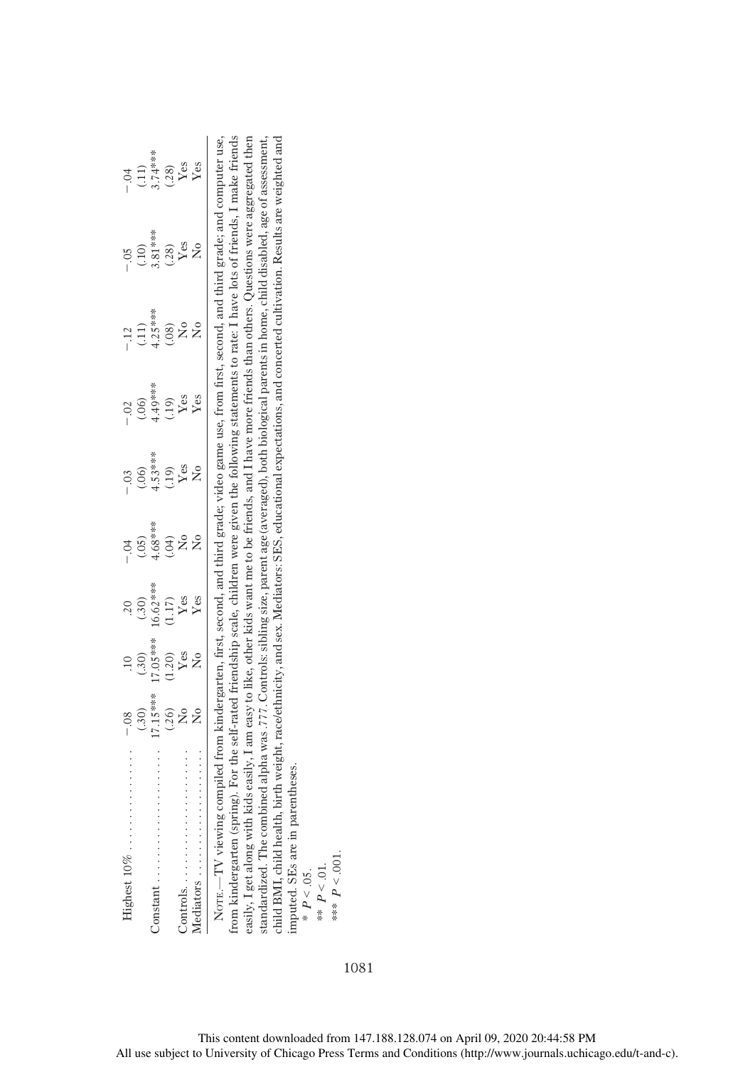| | | | | | | | | |
|---|---|---|---|---|---|---|---|---|
| Highest 10% | −.08 | .10 | .20 | −.04 | −.03 | −.02 | −.12 | −.05 | −.04 |
| | (.30) | (.30) | (.30) | (.05) | (.06) | (.06) | (.11) | (.10) | (.11) |
| Constant | 17.15*** | 17.05*** | 16.62*** | 4.68*** | 4.53*** | 4.49*** | 4.25*** | 3.81*** | 3.74*** |
| | (.26) | (1.20) | (1.17) | (.04) | (.19) | (.19) | (.08) | (.28) | (.28) |
| Controls | No | Yes | Yes | No | Yes | Yes | No | Yes | Yes |
| Mediators | No | No | Yes | No | No | Yes | No | No | Yes |

NOTE.—TV viewing compiled from kindergarten, first, second, and third grade; video game use, from first, second, and third grade; and computer use, from kindergarten (spring). For the self-rated friendship scale, children were given the following statements to rate: I have lots of friends, I make friends easily, I get along with kids easily, I am easy to like, other kids want me to be friends, and I have more friends than others. Questions were aggregated then standardized. The combined alpha was .777. Controls: sibling size, parent age (averaged), both biological parents in home, child disabled, age of assessment, child BMI, child health, birth weight, race/ethnicity, and sex. Mediators: SES, educational expectations, and concerted cultivation. Results are weighted and imputed. SEs are in parentheses.

\* $P < .05$.

\*\* $P < .01$.

\*\*\* $P < .001$.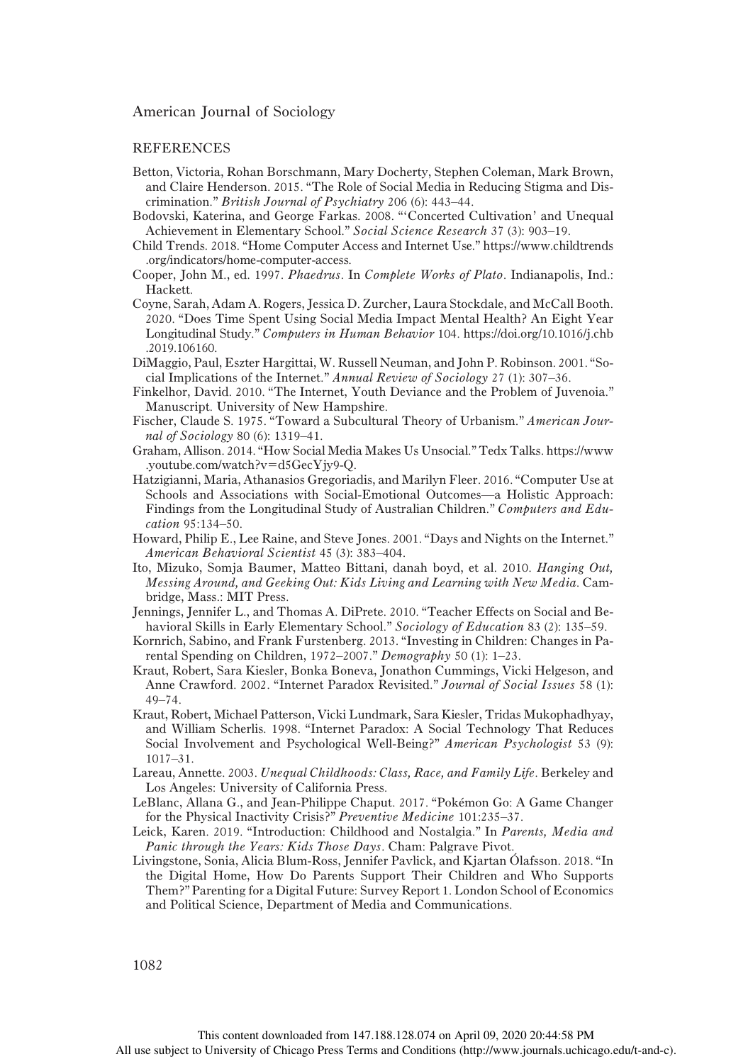## REFERENCES

Betton, Victoria, Rohan Borschmann, Mary Docherty, Stephen Coleman, Mark Brown, and Claire Henderson. 2015. "The Role of Social Media in Reducing Stigma and Discrimination." *British Journal of Psychiatry* 206 (6): 443–44.

Bodovski, Katerina, and George Farkas. 2008. "'Concerted Cultivation' and Unequal Achievement in Elementary School." *Social Science Research* 37 (3): 903–19.

Child Trends. 2018. "Home Computer Access and Internet Use." https://www.childtrends.org/indicators/home-computer-access.

Cooper, John M., ed. 1997. *Phaedrus*. In *Complete Works of Plato*. Indianapolis, Ind.: Hackett.

Coyne, Sarah, Adam A. Rogers, Jessica D. Zurcher, Laura Stockdale, and McCall Booth. 2020. "Does Time Spent Using Social Media Impact Mental Health? An Eight Year Longitudinal Study." *Computers in Human Behavior* 104. https://doi.org/10.1016/j.chb.2019.106160.

DiMaggio, Paul, Eszter Hargittai, W. Russell Neuman, and John P. Robinson. 2001. "Social Implications of the Internet." *Annual Review of Sociology* 27 (1): 307–36.

Finkelhor, David. 2010. "The Internet, Youth Deviance and the Problem of Juvenoia." Manuscript. University of New Hampshire.

Fischer, Claude S. 1975. "Toward a Subcultural Theory of Urbanism." *American Journal of Sociology* 80 (6): 1319–41.

Graham, Allison. 2014. "How Social Media Makes Us Unsocial." Tedx Talks. https://www.youtube.com/watch?v=d5GecYjy9-Q.

Hatzigianni, Maria, Athanasios Gregoriadis, and Marilyn Fleer. 2016. "Computer Use at Schools and Associations with Social-Emotional Outcomes—a Holistic Approach: Findings from the Longitudinal Study of Australian Children." *Computers and Education* 95:134–50.

Howard, Philip E., Lee Raine, and Steve Jones. 2001. "Days and Nights on the Internet." *American Behavioral Scientist* 45 (3): 383–404.

Ito, Mizuko, Somja Baumer, Matteo Bittani, danah boyd, et al. 2010. *Hanging Out, Messing Around, and Geeking Out: Kids Living and Learning with New Media*. Cambridge, Mass.: MIT Press.

Jennings, Jennifer L., and Thomas A. DiPrete. 2010. "Teacher Effects on Social and Behavioral Skills in Early Elementary School." *Sociology of Education* 83 (2): 135–59.

Kornrich, Sabino, and Frank Furstenberg. 2013. "Investing in Children: Changes in Parental Spending on Children, 1972–2007." *Demography* 50 (1): 1–23.

Kraut, Robert, Sara Kiesler, Bonka Boneva, Jonathon Cummings, Vicki Helgeson, and Anne Crawford. 2002. "Internet Paradox Revisited." *Journal of Social Issues* 58 (1): 49–74.

Kraut, Robert, Michael Patterson, Vicki Lundmark, Sara Kiesler, Tridas Mukophadhyay, and William Scherlis. 1998. "Internet Paradox: A Social Technology That Reduces Social Involvement and Psychological Well-Being?" *American Psychologist* 53 (9): 1017–31.

Lareau, Annette. 2003. *Unequal Childhoods: Class, Race, and Family Life*. Berkeley and Los Angeles: University of California Press.

LeBlanc, Allana G., and Jean-Philippe Chaput. 2017. "Pokémon Go: A Game Changer for the Physical Inactivity Crisis?" *Preventive Medicine* 101:235–37.

Leick, Karen. 2019. "Introduction: Childhood and Nostalgia." In *Parents, Media and Panic through the Years: Kids Those Days*. Cham: Palgrave Pivot.

Livingstone, Sonia, Alicia Blum-Ross, Jennifer Pavlick, and Kjartan Ólafsson. 2018. "In the Digital Home, How Do Parents Support Their Children and Who Supports Them?" Parenting for a Digital Future: Survey Report 1. London School of Economics and Political Science, Department of Media and Communications.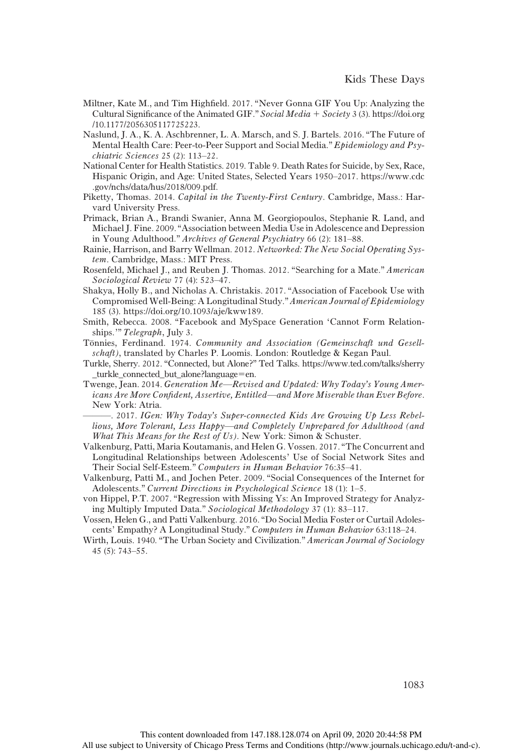Miltner, Kate M., and Tim Highfield. 2017. "Never Gonna GIF You Up: Analyzing the Cultural Significance of the Animated GIF." *Social Media + Society* 3 (3). https://doi.org/10.1177/2056305117725223.

Naslund, J. A., K. A. Aschbrenner, L. A. Marsch, and S. J. Bartels. 2016. "The Future of Mental Health Care: Peer-to-Peer Support and Social Media." *Epidemiology and Psychiatric Sciences* 25 (2): 113–22.

National Center for Health Statistics. 2019. Table 9. Death Rates for Suicide, by Sex, Race, Hispanic Origin, and Age: United States, Selected Years 1950–2017. https://www.cdc.gov/nchs/data/hus/2018/009.pdf.

Piketty, Thomas. 2014. *Capital in the Twenty-First Century*. Cambridge, Mass.: Harvard University Press.

Primack, Brian A., Brandi Swanier, Anna M. Georgiopoulos, Stephanie R. Land, and Michael J. Fine. 2009. "Association between Media Use in Adolescence and Depression in Young Adulthood." *Archives of General Psychiatry* 66 (2): 181–88.

Rainie, Harrison, and Barry Wellman. 2012. *Networked: The New Social Operating System*. Cambridge, Mass.: MIT Press.

Rosenfeld, Michael J., and Reuben J. Thomas. 2012. "Searching for a Mate." *American Sociological Review* 77 (4): 523–47.

Shakya, Holly B., and Nicholas A. Christakis. 2017. "Association of Facebook Use with Compromised Well-Being: A Longitudinal Study." *American Journal of Epidemiology* 185 (3). https://doi.org/10.1093/aje/kww189.

Smith, Rebecca. 2008. "Facebook and MySpace Generation 'Cannot Form Relationships.'" *Telegraph*, July 3.

Tönnies, Ferdinand. 1974. *Community and Association (Gemeinschaft und Gesellschaft)*, translated by Charles P. Loomis. London: Routledge & Kegan Paul.

Turkle, Sherry. 2012. "Connected, but Alone?" Ted Talks. https://www.ted.com/talks/sherry_turkle_connected_but_alone?language=en.

Twenge, Jean. 2014. *Generation Me—Revised and Updated: Why Today's Young Americans Are More Confident, Assertive, Entitled—and More Miserable than Ever Before*. New York: Atria.

———. 2017. *IGen: Why Today's Super-connected Kids Are Growing Up Less Rebellious, More Tolerant, Less Happy—and Completely Unprepared for Adulthood (and What This Means for the Rest of Us)*. New York: Simon & Schuster.

Valkenburg, Patti, Maria Koutamanis, and Helen G. Vossen. 2017. "The Concurrent and Longitudinal Relationships between Adolescents' Use of Social Network Sites and Their Social Self-Esteem." *Computers in Human Behavior* 76:35–41.

Valkenburg, Patti M., and Jochen Peter. 2009. "Social Consequences of the Internet for Adolescents." *Current Directions in Psychological Science* 18 (1): 1–5.

von Hippel, P.T. 2007. "Regression with Missing Ys: An Improved Strategy for Analyzing Multiply Imputed Data." *Sociological Methodology* 37 (1): 83–117.

Vossen, Helen G., and Patti Valkenburg. 2016. "Do Social Media Foster or Curtail Adolescents' Empathy? A Longitudinal Study." *Computers in Human Behavior* 63:118–24.

Wirth, Louis. 1940. "The Urban Society and Civilization." *American Journal of Sociology* 45 (5): 743–55.